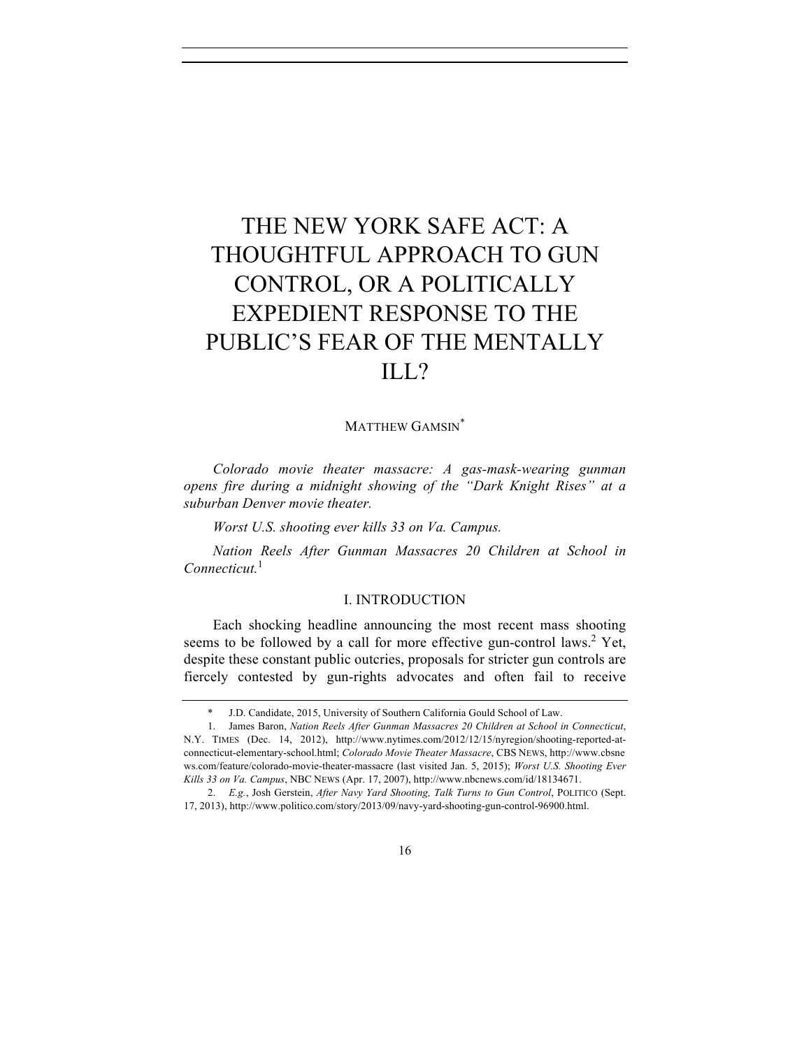# THE NEW YORK SAFE ACT: A THOUGHTFUL APPROACH TO GUN CONTROL, OR A POLITICALLY EXPEDIENT RESPONSE TO THE PUBLIC'S FEAR OF THE MENTALLY ILL?

MATTHEW GAMSIN*

*Colorado movie theater massacre: A gas-mask-wearing gunman opens fire during a midnight showing of the "Dark Knight Rises" at a suburban Denver movie theater.*

*Worst U.S. shooting ever kills 33 on Va. Campus.*

*Nation Reels After Gunman Massacres 20 Children at School in Connecticut.*[1]

## I. INTRODUCTION

Each shocking headline announcing the most recent mass shooting seems to be followed by a call for more effective gun-control laws.[2] Yet, despite these constant public outcries, proposals for stricter gun controls are fiercely contested by gun-rights advocates and often fail to receive

---

\* J.D. Candidate, 2015, University of Southern California Gould School of Law.

1. James Baron, *Nation Reels After Gunman Massacres 20 Children at School in Connecticut*, N.Y. TIMES (Dec. 14, 2012), http://www.nytimes.com/2012/12/15/nyregion/shooting-reported-at-connecticut-elementary-school.html; *Colorado Movie Theater Massacre*, CBS NEWS, http://www.cbsnews.com/feature/colorado-movie-theater-massacre (last visited Jan. 5, 2015); *Worst U.S. Shooting Ever Kills 33 on Va. Campus*, NBC NEWS (Apr. 17, 2007), http://www.nbcnews.com/id/18134671.

2. *E.g.*, Josh Gerstein, *After Navy Yard Shooting, Talk Turns to Gun Control*, POLITICO (Sept. 17, 2013), http://www.politico.com/story/2013/09/navy-yard-shooting-gun-control-96900.html.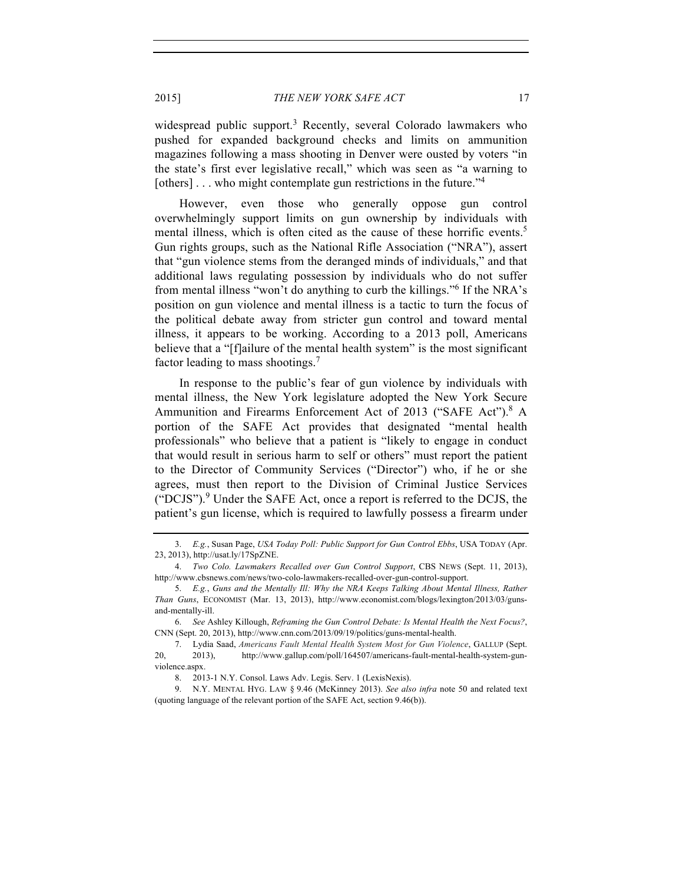widespread public support.[3] Recently, several Colorado lawmakers who pushed for expanded background checks and limits on ammunition magazines following a mass shooting in Denver were ousted by voters "in the state's first ever legislative recall," which was seen as "a warning to [others] . . . who might contemplate gun restrictions in the future."[4]

However, even those who generally oppose gun control overwhelmingly support limits on gun ownership by individuals with mental illness, which is often cited as the cause of these horrific events.[5] Gun rights groups, such as the National Rifle Association ("NRA"), assert that "gun violence stems from the deranged minds of individuals," and that additional laws regulating possession by individuals who do not suffer from mental illness "won't do anything to curb the killings."[6] If the NRA's position on gun violence and mental illness is a tactic to turn the focus of the political debate away from stricter gun control and toward mental illness, it appears to be working. According to a 2013 poll, Americans believe that a "[f]ailure of the mental health system" is the most significant factor leading to mass shootings.[7]

In response to the public's fear of gun violence by individuals with mental illness, the New York legislature adopted the New York Secure Ammunition and Firearms Enforcement Act of 2013 ("SAFE Act").[8] A portion of the SAFE Act provides that designated "mental health professionals" who believe that a patient is "likely to engage in conduct that would result in serious harm to self or others" must report the patient to the Director of Community Services ("Director") who, if he or she agrees, must then report to the Division of Criminal Justice Services ("DCJS").[9] Under the SAFE Act, once a report is referred to the DCJS, the patient's gun license, which is required to lawfully possess a firearm under

---

3. *E.g.*, Susan Page, *USA Today Poll: Public Support for Gun Control Ebbs*, USA TODAY (Apr. 23, 2013), http://usat.ly/17SpZNE.

4. *Two Colo. Lawmakers Recalled over Gun Control Support*, CBS NEWS (Sept. 11, 2013), http://www.cbsnews.com/news/two-colo-lawmakers-recalled-over-gun-control-support.

5. *E.g.*, *Guns and the Mentally Ill: Why the NRA Keeps Talking About Mental Illness, Rather Than Guns*, ECONOMIST (Mar. 13, 2013), http://www.economist.com/blogs/lexington/2013/03/guns-and-mentally-ill.

6. *See* Ashley Killough, *Reframing the Gun Control Debate: Is Mental Health the Next Focus?*, CNN (Sept. 20, 2013), http://www.cnn.com/2013/09/19/politics/guns-mental-health.

7. Lydia Saad, *Americans Fault Mental Health System Most for Gun Violence*, GALLUP (Sept. 20, 2013), http://www.gallup.com/poll/164507/americans-fault-mental-health-system-gun-violence.aspx.

8. 2013-1 N.Y. Consol. Laws Adv. Legis. Serv. 1 (LexisNexis).

9. N.Y. MENTAL HYG. LAW § 9.46 (McKinney 2013). *See also infra* note 50 and related text (quoting language of the relevant portion of the SAFE Act, section 9.46(b)).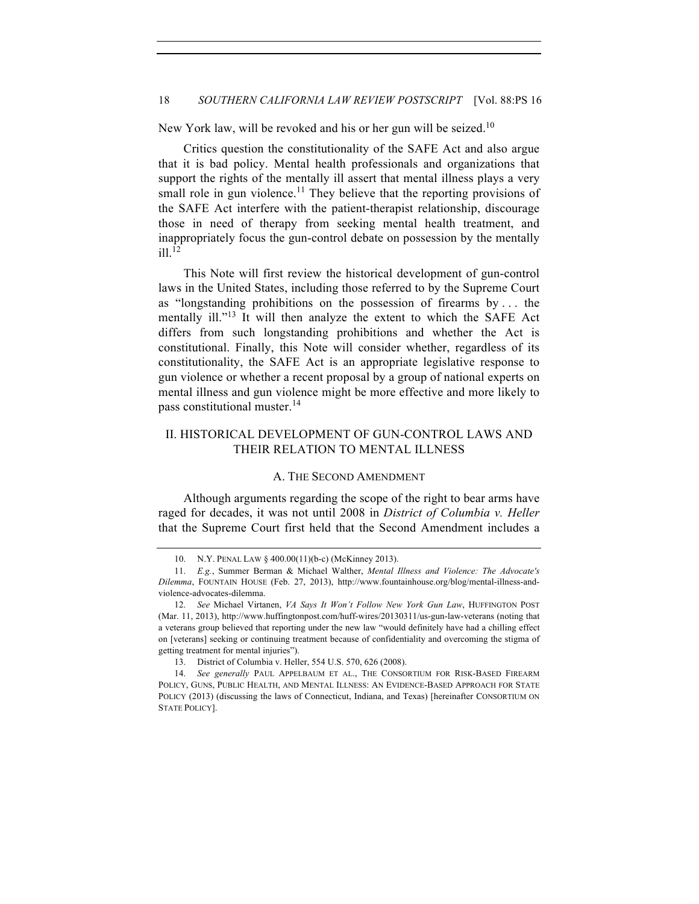New York law, will be revoked and his or her gun will be seized.[10]

Critics question the constitutionality of the SAFE Act and also argue that it is bad policy. Mental health professionals and organizations that support the rights of the mentally ill assert that mental illness plays a very small role in gun violence.[11] They believe that the reporting provisions of the SAFE Act interfere with the patient-therapist relationship, discourage those in need of therapy from seeking mental health treatment, and inappropriately focus the gun-control debate on possession by the mentally ill.[12]

This Note will first review the historical development of gun-control laws in the United States, including those referred to by the Supreme Court as "longstanding prohibitions on the possession of firearms by . . . the mentally ill."[13] It will then analyze the extent to which the SAFE Act differs from such longstanding prohibitions and whether the Act is constitutional. Finally, this Note will consider whether, regardless of its constitutionality, the SAFE Act is an appropriate legislative response to gun violence or whether a recent proposal by a group of national experts on mental illness and gun violence might be more effective and more likely to pass constitutional muster.[14]

## II. HISTORICAL DEVELOPMENT OF GUN-CONTROL LAWS AND THEIR RELATION TO MENTAL ILLNESS

### A. THE SECOND AMENDMENT

Although arguments regarding the scope of the right to bear arms have raged for decades, it was not until 2008 in *District of Columbia v. Heller* that the Supreme Court first held that the Second Amendment includes a

---

10. N.Y. PENAL LAW § 400.00(11)(b-c) (McKinney 2013).

11. *E.g.*, Summer Berman & Michael Walther, *Mental Illness and Violence: The Advocate's Dilemma*, FOUNTAIN HOUSE (Feb. 27, 2013), http://www.fountainhouse.org/blog/mental-illness-and-violence-advocates-dilemma.

12. *See* Michael Virtanen, *VA Says It Won't Follow New York Gun Law*, HUFFINGTON POST (Mar. 11, 2013), http://www.huffingtonpost.com/huff-wires/20130311/us-gun-law-veterans (noting that a veterans group believed that reporting under the new law "would definitely have had a chilling effect on [veterans] seeking or continuing treatment because of confidentiality and overcoming the stigma of getting treatment for mental injuries").

13. District of Columbia v. Heller, 554 U.S. 570, 626 (2008).

14. *See generally* PAUL APPELBAUM ET AL., THE CONSORTIUM FOR RISK-BASED FIREARM POLICY, GUNS, PUBLIC HEALTH, AND MENTAL ILLNESS: AN EVIDENCE-BASED APPROACH FOR STATE POLICY (2013) (discussing the laws of Connecticut, Indiana, and Texas) [hereinafter CONSORTIUM ON STATE POLICY].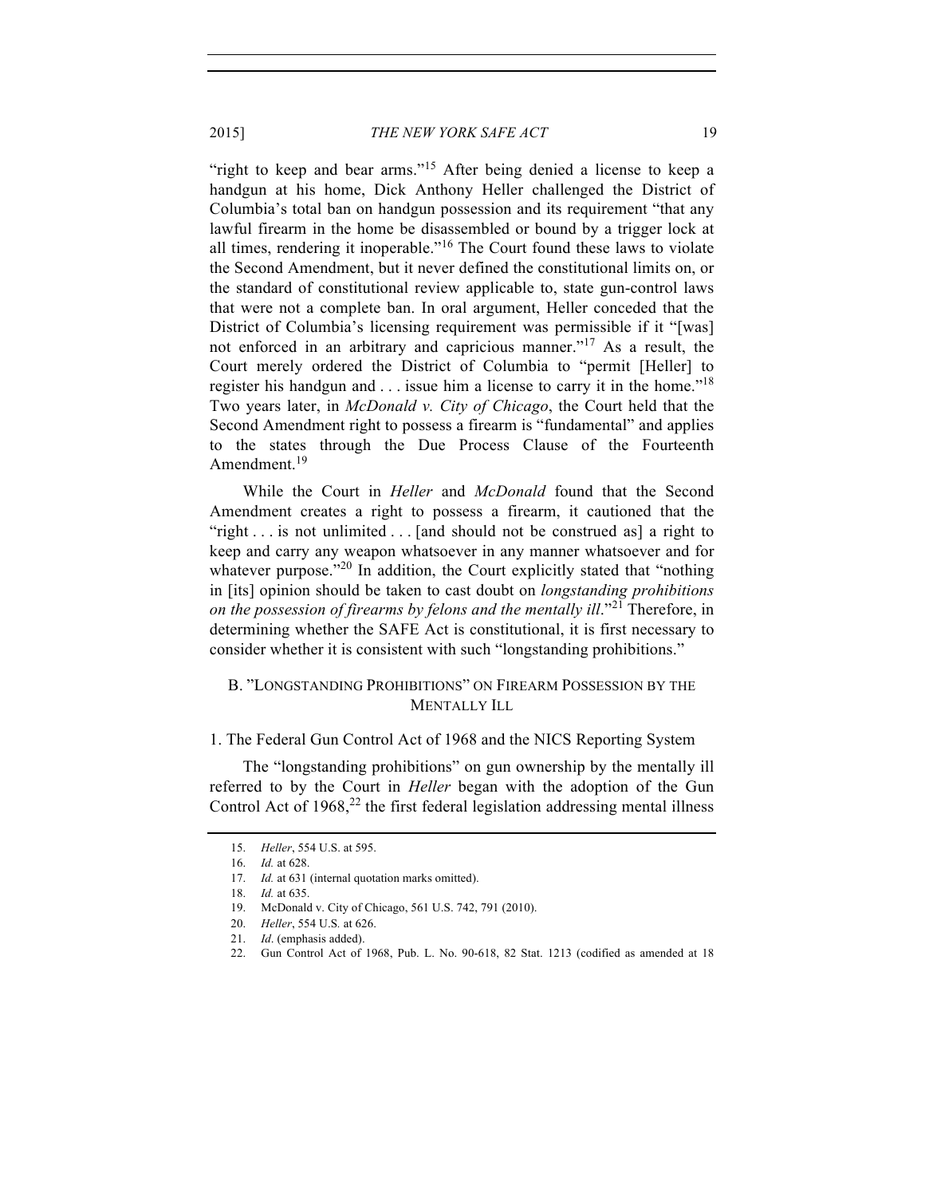"right to keep and bear arms."[15] After being denied a license to keep a handgun at his home, Dick Anthony Heller challenged the District of Columbia's total ban on handgun possession and its requirement "that any lawful firearm in the home be disassembled or bound by a trigger lock at all times, rendering it inoperable."[16] The Court found these laws to violate the Second Amendment, but it never defined the constitutional limits on, or the standard of constitutional review applicable to, state gun-control laws that were not a complete ban. In oral argument, Heller conceded that the District of Columbia's licensing requirement was permissible if it "[was] not enforced in an arbitrary and capricious manner."[17] As a result, the Court merely ordered the District of Columbia to "permit [Heller] to register his handgun and . . . issue him a license to carry it in the home."[18] Two years later, in *McDonald v. City of Chicago*, the Court held that the Second Amendment right to possess a firearm is "fundamental" and applies to the states through the Due Process Clause of the Fourteenth Amendment.[19]

While the Court in *Heller* and *McDonald* found that the Second Amendment creates a right to possess a firearm, it cautioned that the "right . . . is not unlimited . . . [and should not be construed as] a right to keep and carry any weapon whatsoever in any manner whatsoever and for whatever purpose."[20] In addition, the Court explicitly stated that "nothing in [its] opinion should be taken to cast doubt on *longstanding prohibitions on the possession of firearms by felons and the mentally ill*."[21] Therefore, in determining whether the SAFE Act is constitutional, it is first necessary to consider whether it is consistent with such "longstanding prohibitions."

## B. "Longstanding Prohibitions" on Firearm Possession by the Mentally Ill

### 1. The Federal Gun Control Act of 1968 and the NICS Reporting System

The "longstanding prohibitions" on gun ownership by the mentally ill referred to by the Court in *Heller* began with the adoption of the Gun Control Act of 1968,[22] the first federal legislation addressing mental illness

---

15. *Heller*, 554 U.S. at 595.
16. *Id.* at 628.
17. *Id.* at 631 (internal quotation marks omitted).
18. *Id.* at 635.
19. McDonald v. City of Chicago, 561 U.S. 742, 791 (2010).
20. *Heller*, 554 U.S. at 626.
21. *Id*. (emphasis added).
22. Gun Control Act of 1968, Pub. L. No. 90-618, 82 Stat. 1213 (codified as amended at 18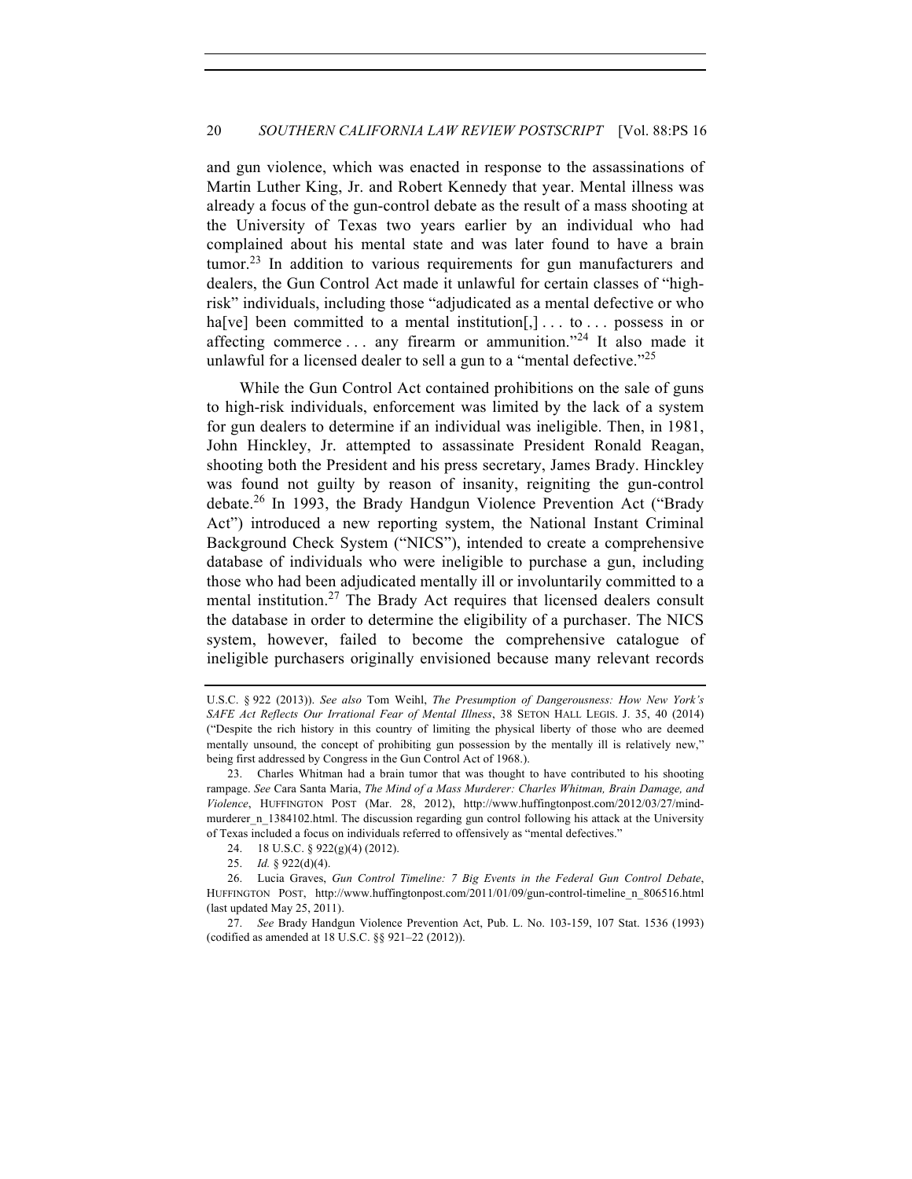and gun violence, which was enacted in response to the assassinations of Martin Luther King, Jr. and Robert Kennedy that year. Mental illness was already a focus of the gun-control debate as the result of a mass shooting at the University of Texas two years earlier by an individual who had complained about his mental state and was later found to have a brain tumor.[23] In addition to various requirements for gun manufacturers and dealers, the Gun Control Act made it unlawful for certain classes of "high-risk" individuals, including those "adjudicated as a mental defective or who ha[ve] been committed to a mental institution[,] . . . to . . . possess in or affecting commerce . . . any firearm or ammunition."[24] It also made it unlawful for a licensed dealer to sell a gun to a "mental defective."[25]

While the Gun Control Act contained prohibitions on the sale of guns to high-risk individuals, enforcement was limited by the lack of a system for gun dealers to determine if an individual was ineligible. Then, in 1981, John Hinckley, Jr. attempted to assassinate President Ronald Reagan, shooting both the President and his press secretary, James Brady. Hinckley was found not guilty by reason of insanity, reigniting the gun-control debate.[26] In 1993, the Brady Handgun Violence Prevention Act ("Brady Act") introduced a new reporting system, the National Instant Criminal Background Check System ("NICS"), intended to create a comprehensive database of individuals who were ineligible to purchase a gun, including those who had been adjudicated mentally ill or involuntarily committed to a mental institution.[27] The Brady Act requires that licensed dealers consult the database in order to determine the eligibility of a purchaser. The NICS system, however, failed to become the comprehensive catalogue of ineligible purchasers originally envisioned because many relevant records

---

U.S.C. § 922 (2013)). *See also* Tom Weihl, *The Presumption of Dangerousness: How New York's SAFE Act Reflects Our Irrational Fear of Mental Illness*, 38 SETON HALL LEGIS. J. 35, 40 (2014) ("Despite the rich history in this country of limiting the physical liberty of those who are deemed mentally unsound, the concept of prohibiting gun possession by the mentally ill is relatively new," being first addressed by Congress in the Gun Control Act of 1968.).

23. Charles Whitman had a brain tumor that was thought to have contributed to his shooting rampage. *See* Cara Santa Maria, *The Mind of a Mass Murderer: Charles Whitman, Brain Damage, and Violence*, HUFFINGTON POST (Mar. 28, 2012), http://www.huffingtonpost.com/2012/03/27/mind-murderer_n_1384102.html. The discussion regarding gun control following his attack at the University of Texas included a focus on individuals referred to offensively as "mental defectives."

24. 18 U.S.C. § 922(g)(4) (2012).

25. *Id.* § 922(d)(4).

26. Lucia Graves, *Gun Control Timeline: 7 Big Events in the Federal Gun Control Debate*, HUFFINGTON POST, http://www.huffingtonpost.com/2011/01/09/gun-control-timeline_n_806516.html (last updated May 25, 2011).

27. *See* Brady Handgun Violence Prevention Act, Pub. L. No. 103-159, 107 Stat. 1536 (1993) (codified as amended at 18 U.S.C. §§ 921–22 (2012)).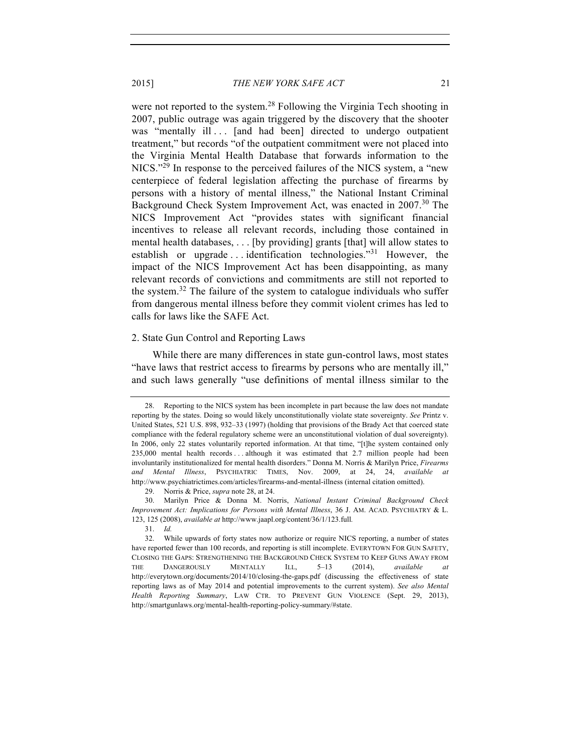were not reported to the system.[28] Following the Virginia Tech shooting in 2007, public outrage was again triggered by the discovery that the shooter was "mentally ill . . . [and had been] directed to undergo outpatient treatment," but records "of the outpatient commitment were not placed into the Virginia Mental Health Database that forwards information to the NICS."[29] In response to the perceived failures of the NICS system, a "new centerpiece of federal legislation affecting the purchase of firearms by persons with a history of mental illness," the National Instant Criminal Background Check System Improvement Act, was enacted in 2007.[30] The NICS Improvement Act "provides states with significant financial incentives to release all relevant records, including those contained in mental health databases, . . . [by providing] grants [that] will allow states to establish or upgrade . . . identification technologies."[31] However, the impact of the NICS Improvement Act has been disappointing, as many relevant records of convictions and commitments are still not reported to the system.[32] The failure of the system to catalogue individuals who suffer from dangerous mental illness before they commit violent crimes has led to calls for laws like the SAFE Act.

### 2. State Gun Control and Reporting Laws

While there are many differences in state gun-control laws, most states "have laws that restrict access to firearms by persons who are mentally ill," and such laws generally "use definitions of mental illness similar to the

---

28. Reporting to the NICS system has been incomplete in part because the law does not mandate reporting by the states. Doing so would likely unconstitutionally violate state sovereignty. *See* Printz v. United States, 521 U.S. 898, 932–33 (1997) (holding that provisions of the Brady Act that coerced state compliance with the federal regulatory scheme were an unconstitutional violation of dual sovereignty). In 2006, only 22 states voluntarily reported information. At that time, "[t]he system contained only 235,000 mental health records . . . although it was estimated that 2.7 million people had been involuntarily institutionalized for mental health disorders." Donna M. Norris & Marilyn Price, *Firearms and Mental Illness*, PSYCHIATRIC TIMES, Nov. 2009, at 24, 24, *available at* http://www.psychiatrictimes.com/articles/firearms-and-mental-illness (internal citation omitted).

29. Norris & Price, *supra* note 28, at 24.

30. Marilyn Price & Donna M. Norris, *National Instant Criminal Background Check Improvement Act: Implications for Persons with Mental Illness*, 36 J. AM. ACAD. PSYCHIATRY & L. 123, 125 (2008), *available at* http://www.jaapl.org/content/36/1/123.full.

31. *Id.*

32. While upwards of forty states now authorize or require NICS reporting, a number of states have reported fewer than 100 records, and reporting is still incomplete. EVERYTOWN FOR GUN SAFETY, CLOSING THE GAPS: STRENGTHENING THE BACKGROUND CHECK SYSTEM TO KEEP GUNS AWAY FROM THE DANGEROUSLY MENTALLY ILL, 5–13 (2014), *available at* http://everytown.org/documents/2014/10/closing-the-gaps.pdf (discussing the effectiveness of state reporting laws as of May 2014 and potential improvements to the current system). *See also Mental Health Reporting Summary*, LAW CTR. TO PREVENT GUN VIOLENCE (Sept. 29, 2013), http://smartgunlaws.org/mental-health-reporting-policy-summary/#state.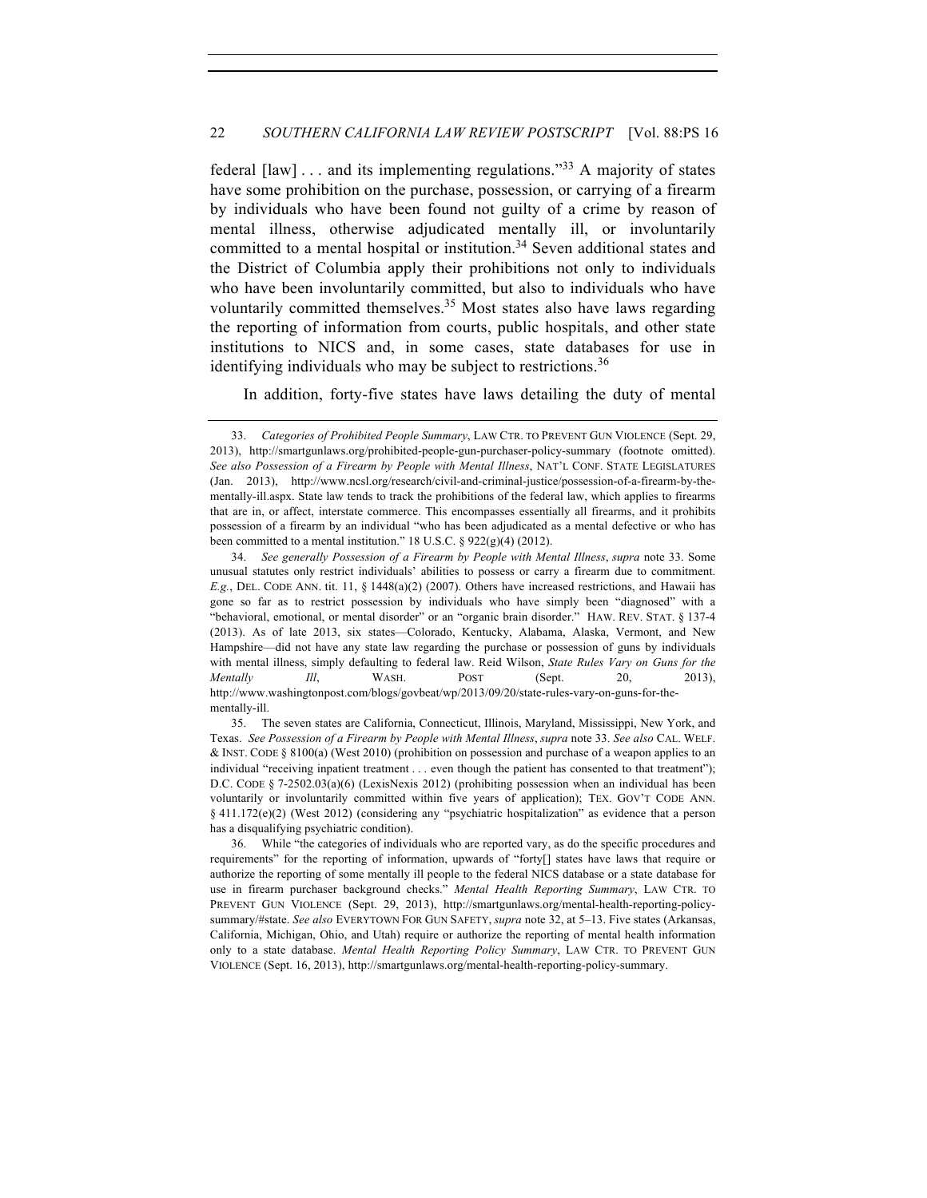federal [law] . . . and its implementing regulations."[33] A majority of states have some prohibition on the purchase, possession, or carrying of a firearm by individuals who have been found not guilty of a crime by reason of mental illness, otherwise adjudicated mentally ill, or involuntarily committed to a mental hospital or institution.[34] Seven additional states and the District of Columbia apply their prohibitions not only to individuals who have been involuntarily committed, but also to individuals who have voluntarily committed themselves.[35] Most states also have laws regarding the reporting of information from courts, public hospitals, and other state institutions to NICS and, in some cases, state databases for use in identifying individuals who may be subject to restrictions.[36]

In addition, forty-five states have laws detailing the duty of mental

---

33. *Categories of Prohibited People Summary*, LAW CTR. TO PREVENT GUN VIOLENCE (Sept. 29, 2013), http://smartgunlaws.org/prohibited-people-gun-purchaser-policy-summary (footnote omitted). *See also Possession of a Firearm by People with Mental Illness*, NAT'L CONF. STATE LEGISLATURES (Jan. 2013), http://www.ncsl.org/research/civil-and-criminal-justice/possession-of-a-firearm-by-the-mentally-ill.aspx. State law tends to track the prohibitions of the federal law, which applies to firearms that are in, or affect, interstate commerce. This encompasses essentially all firearms, and it prohibits possession of a firearm by an individual "who has been adjudicated as a mental defective or who has been committed to a mental institution." 18 U.S.C. § 922(g)(4) (2012).

34. *See generally Possession of a Firearm by People with Mental Illness*, *supra* note 33. Some unusual statutes only restrict individuals' abilities to possess or carry a firearm due to commitment. *E.g.*, DEL. CODE ANN. tit. 11, § 1448(a)(2) (2007). Others have increased restrictions, and Hawaii has gone so far as to restrict possession by individuals who have simply been "diagnosed" with a "behavioral, emotional, or mental disorder" or an "organic brain disorder." HAW. REV. STAT. § 137-4 (2013). As of late 2013, six states—Colorado, Kentucky, Alabama, Alaska, Vermont, and New Hampshire—did not have any state law regarding the purchase or possession of guns by individuals with mental illness, simply defaulting to federal law. Reid Wilson, *State Rules Vary on Guns for the Mentally Ill*, WASH. POST (Sept. 20, 2013), http://www.washingtonpost.com/blogs/govbeat/wp/2013/09/20/state-rules-vary-on-guns-for-the-mentally-ill.

35. The seven states are California, Connecticut, Illinois, Maryland, Mississippi, New York, and Texas. *See Possession of a Firearm by People with Mental Illness*, *supra* note 33. *See also* CAL. WELF. & INST. CODE § 8100(a) (West 2010) (prohibition on possession and purchase of a weapon applies to an individual "receiving inpatient treatment . . . even though the patient has consented to that treatment"); D.C. CODE § 7-2502.03(a)(6) (LexisNexis 2012) (prohibiting possession when an individual has been voluntarily or involuntarily committed within five years of application); TEX. GOV'T CODE ANN. § 411.172(e)(2) (West 2012) (considering any "psychiatric hospitalization" as evidence that a person has a disqualifying psychiatric condition).

36. While "the categories of individuals who are reported vary, as do the specific procedures and requirements" for the reporting of information, upwards of "forty[] states have laws that require or authorize the reporting of some mentally ill people to the federal NICS database or a state database for use in firearm purchaser background checks." *Mental Health Reporting Summary*, LAW CTR. TO PREVENT GUN VIOLENCE (Sept. 29, 2013), http://smartgunlaws.org/mental-health-reporting-policy-summary/#state. *See also* EVERYTOWN FOR GUN SAFETY, *supra* note 32, at 5–13. Five states (Arkansas, California, Michigan, Ohio, and Utah) require or authorize the reporting of mental health information only to a state database. *Mental Health Reporting Policy Summary*, LAW CTR. TO PREVENT GUN VIOLENCE (Sept. 16, 2013), http://smartgunlaws.org/mental-health-reporting-policy-summary.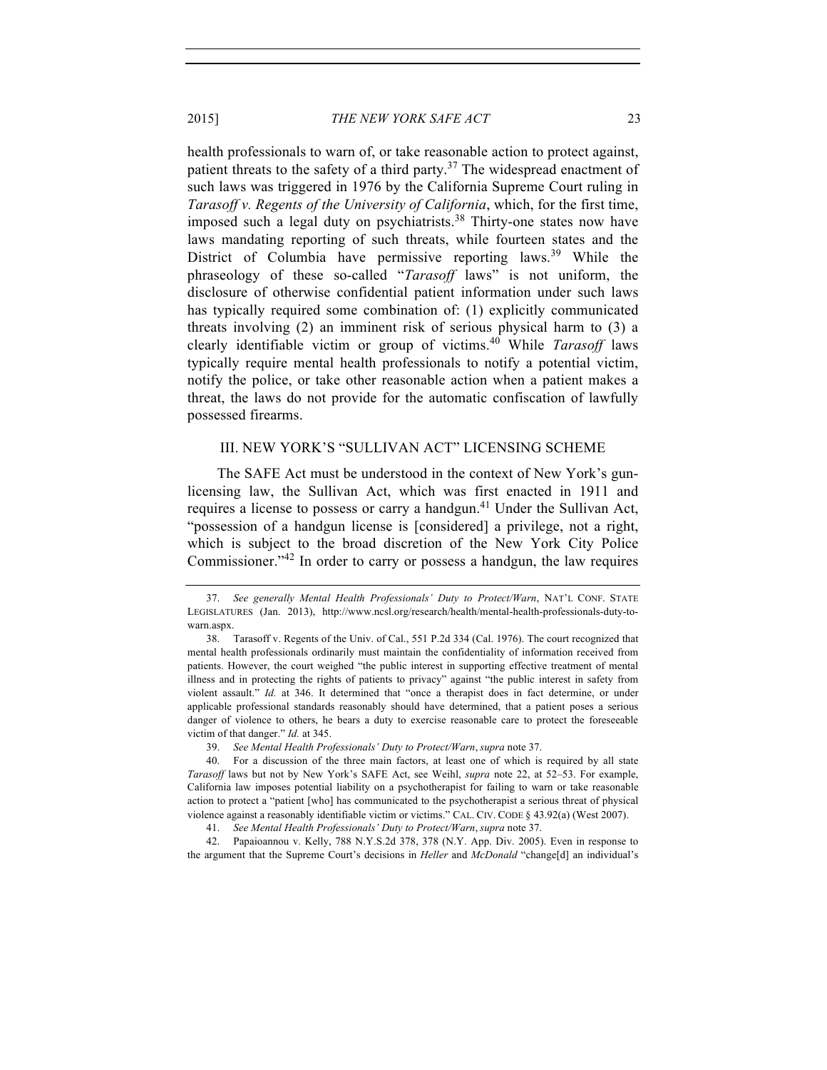health professionals to warn of, or take reasonable action to protect against, patient threats to the safety of a third party.[37] The widespread enactment of such laws was triggered in 1976 by the California Supreme Court ruling in *Tarasoff v. Regents of the University of California*, which, for the first time, imposed such a legal duty on psychiatrists.[38] Thirty-one states now have laws mandating reporting of such threats, while fourteen states and the District of Columbia have permissive reporting laws.[39] While the phraseology of these so-called "*Tarasoff* laws" is not uniform, the disclosure of otherwise confidential patient information under such laws has typically required some combination of: (1) explicitly communicated threats involving (2) an imminent risk of serious physical harm to (3) a clearly identifiable victim or group of victims.[40] While *Tarasoff* laws typically require mental health professionals to notify a potential victim, notify the police, or take other reasonable action when a patient makes a threat, the laws do not provide for the automatic confiscation of lawfully possessed firearms.

## III. NEW YORK'S "SULLIVAN ACT" LICENSING SCHEME

The SAFE Act must be understood in the context of New York's gun-licensing law, the Sullivan Act, which was first enacted in 1911 and requires a license to possess or carry a handgun.[41] Under the Sullivan Act, "possession of a handgun license is [considered] a privilege, not a right, which is subject to the broad discretion of the New York City Police Commissioner."[42] In order to carry or possess a handgun, the law requires

---

37. *See generally Mental Health Professionals' Duty to Protect/Warn*, NAT'L CONF. STATE LEGISLATURES (Jan. 2013), http://www.ncsl.org/research/health/mental-health-professionals-duty-to-warn.aspx.

38. Tarasoff v. Regents of the Univ. of Cal., 551 P.2d 334 (Cal. 1976). The court recognized that mental health professionals ordinarily must maintain the confidentiality of information received from patients. However, the court weighed "the public interest in supporting effective treatment of mental illness and in protecting the rights of patients to privacy" against "the public interest in safety from violent assault." *Id.* at 346. It determined that "once a therapist does in fact determine, or under applicable professional standards reasonably should have determined, that a patient poses a serious danger of violence to others, he bears a duty to exercise reasonable care to protect the foreseeable victim of that danger." *Id.* at 345.

39. *See Mental Health Professionals' Duty to Protect/Warn*, *supra* note 37.

40. For a discussion of the three main factors, at least one of which is required by all state *Tarasoff* laws but not by New York's SAFE Act, see Weihl, *supra* note 22, at 52–53. For example, California law imposes potential liability on a psychotherapist for failing to warn or take reasonable action to protect a "patient [who] has communicated to the psychotherapist a serious threat of physical violence against a reasonably identifiable victim or victims." CAL. CIV. CODE § 43.92(a) (West 2007).

41. *See Mental Health Professionals' Duty to Protect/Warn*, *supra* note 37.

42. Papaioannou v. Kelly, 788 N.Y.S.2d 378, 378 (N.Y. App. Div. 2005). Even in response to the argument that the Supreme Court's decisions in *Heller* and *McDonald* "change[d] an individual's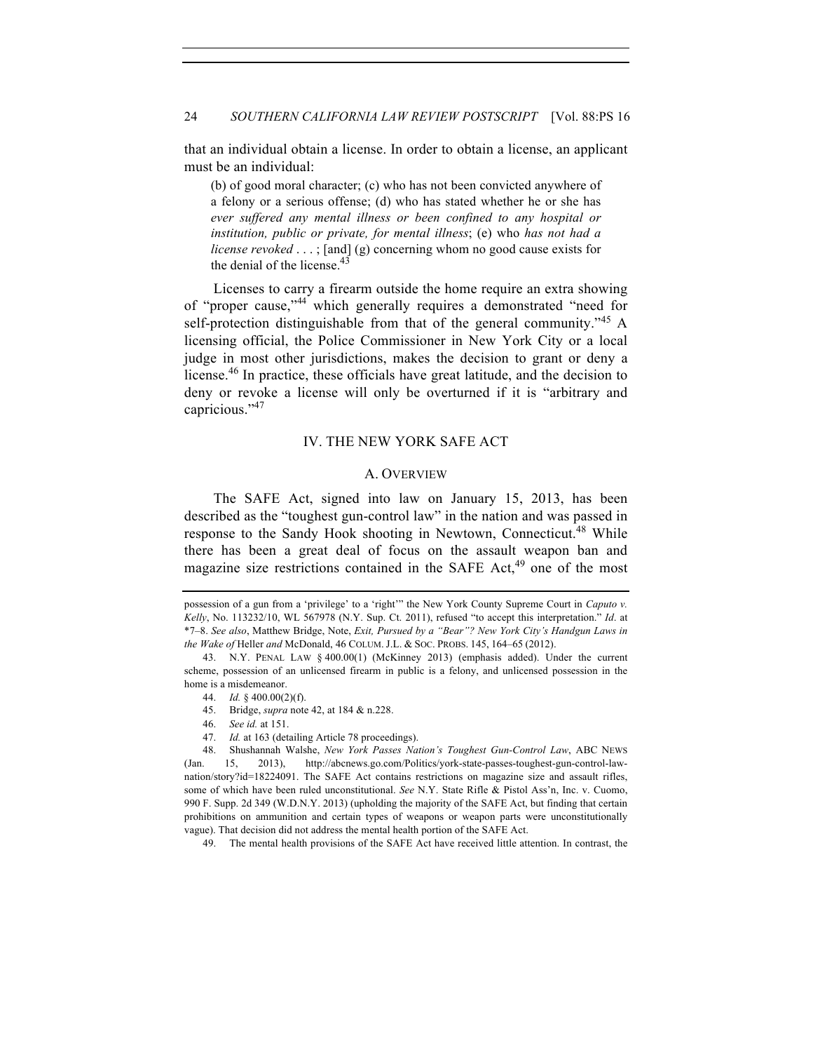that an individual obtain a license. In order to obtain a license, an applicant must be an individual:

> (b) of good moral character; (c) who has not been convicted anywhere of a felony or a serious offense; (d) who has stated whether he or she has *ever suffered any mental illness or been confined to any hospital or institution, public or private, for mental illness*; (e) who *has not had a license revoked* . . . ; [and] (g) concerning whom no good cause exists for the denial of the license.[43]

Licenses to carry a firearm outside the home require an extra showing of "proper cause,"[44] which generally requires a demonstrated "need for self-protection distinguishable from that of the general community."[45] A licensing official, the Police Commissioner in New York City or a local judge in most other jurisdictions, makes the decision to grant or deny a license.[46] In practice, these officials have great latitude, and the decision to deny or revoke a license will only be overturned if it is "arbitrary and capricious."[47]

## IV. THE NEW YORK SAFE ACT

### A. OVERVIEW

The SAFE Act, signed into law on January 15, 2013, has been described as the "toughest gun-control law" in the nation and was passed in response to the Sandy Hook shooting in Newtown, Connecticut.[48] While there has been a great deal of focus on the assault weapon ban and magazine size restrictions contained in the SAFE Act,[49] one of the most

---

possession of a gun from a 'privilege' to a 'right'" the New York County Supreme Court in *Caputo v. Kelly*, No. 113232/10, WL 567978 (N.Y. Sup. Ct. 2011), refused "to accept this interpretation." *Id*. at \*7–8. *See also*, Matthew Bridge, Note, *Exit, Pursued by a "Bear"? New York City's Handgun Laws in the Wake of* Heller *and* McDonald, 46 COLUM. J.L. & SOC. PROBS. 145, 164–65 (2012).

43. N.Y. PENAL LAW § 400.00(1) (McKinney 2013) (emphasis added). Under the current scheme, possession of an unlicensed firearm in public is a felony, and unlicensed possession in the home is a misdemeanor.

44. *Id.* § 400.00(2)(f).

45. Bridge, *supra* note 42, at 184 & n.228.

46. *See id.* at 151.

47. *Id.* at 163 (detailing Article 78 proceedings).

48. Shushannah Walshe, *New York Passes Nation's Toughest Gun-Control Law*, ABC NEWS (Jan. 15, 2013), http://abcnews.go.com/Politics/york-state-passes-toughest-gun-control-law-nation/story?id=18224091. The SAFE Act contains restrictions on magazine size and assault rifles, some of which have been ruled unconstitutional. *See* N.Y. State Rifle & Pistol Ass'n, Inc. v. Cuomo, 990 F. Supp. 2d 349 (W.D.N.Y. 2013) (upholding the majority of the SAFE Act, but finding that certain prohibitions on ammunition and certain types of weapons or weapon parts were unconstitutionally vague). That decision did not address the mental health portion of the SAFE Act.

49. The mental health provisions of the SAFE Act have received little attention. In contrast, the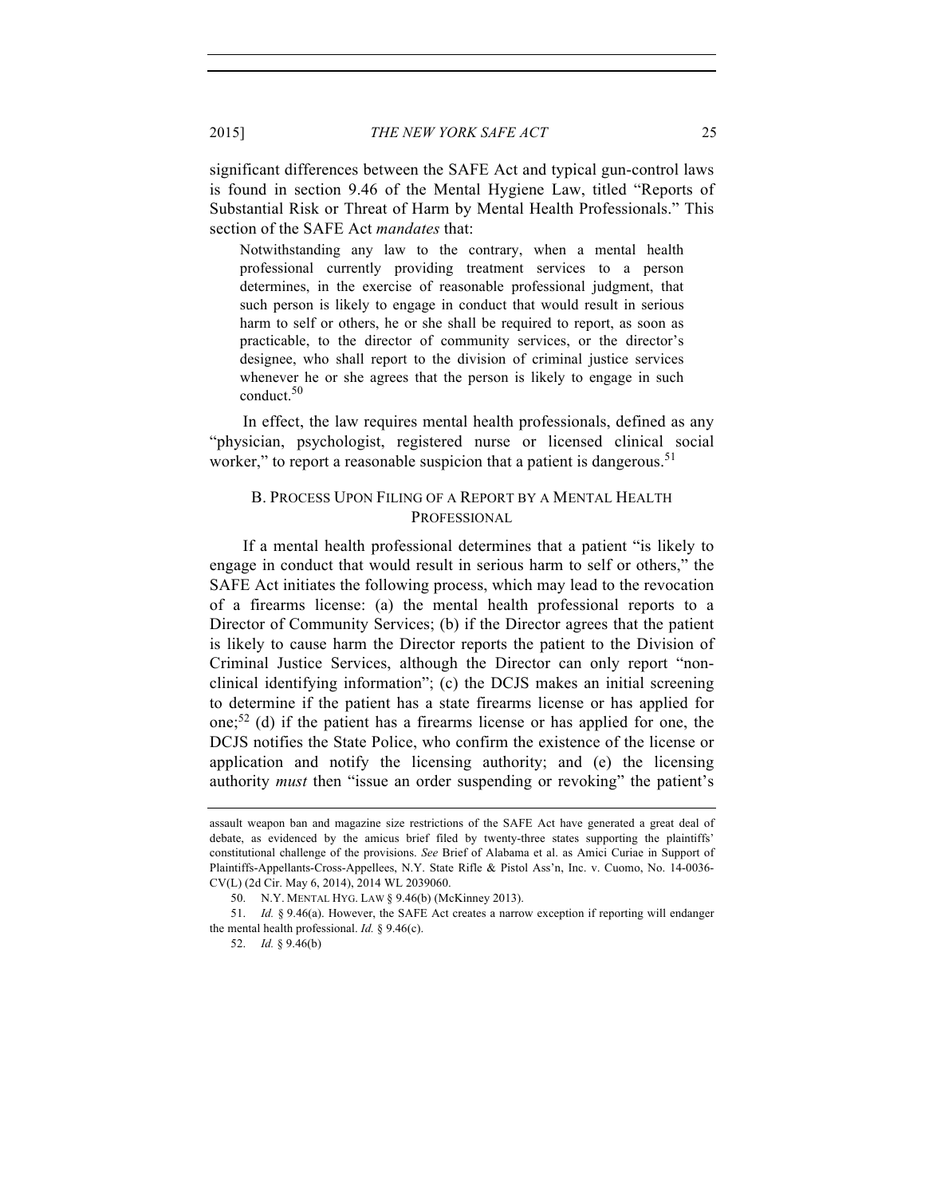significant differences between the SAFE Act and typical gun-control laws is found in section 9.46 of the Mental Hygiene Law, titled "Reports of Substantial Risk or Threat of Harm by Mental Health Professionals." This section of the SAFE Act *mandates* that:

> Notwithstanding any law to the contrary, when a mental health professional currently providing treatment services to a person determines, in the exercise of reasonable professional judgment, that such person is likely to engage in conduct that would result in serious harm to self or others, he or she shall be required to report, as soon as practicable, to the director of community services, or the director's designee, who shall report to the division of criminal justice services whenever he or she agrees that the person is likely to engage in such conduct.[50]

In effect, the law requires mental health professionals, defined as any "physician, psychologist, registered nurse or licensed clinical social worker," to report a reasonable suspicion that a patient is dangerous.[51]

### B. Process Upon Filing of a Report by a Mental Health Professional

If a mental health professional determines that a patient "is likely to engage in conduct that would result in serious harm to self or others," the SAFE Act initiates the following process, which may lead to the revocation of a firearms license: (a) the mental health professional reports to a Director of Community Services; (b) if the Director agrees that the patient is likely to cause harm the Director reports the patient to the Division of Criminal Justice Services, although the Director can only report "non-clinical identifying information"; (c) the DCJS makes an initial screening to determine if the patient has a state firearms license or has applied for one;[52] (d) if the patient has a firearms license or has applied for one, the DCJS notifies the State Police, who confirm the existence of the license or application and notify the licensing authority; and (e) the licensing authority *must* then "issue an order suspending or revoking" the patient's

---

assault weapon ban and magazine size restrictions of the SAFE Act have generated a great deal of debate, as evidenced by the amicus brief filed by twenty-three states supporting the plaintiffs' constitutional challenge of the provisions. *See* Brief of Alabama et al. as Amici Curiae in Support of Plaintiffs-Appellants-Cross-Appellees, N.Y. State Rifle & Pistol Ass'n, Inc. v. Cuomo, No. 14-0036-CV(L) (2d Cir. May 6, 2014), 2014 WL 2039060.

50. N.Y. MENTAL HYG. LAW § 9.46(b) (McKinney 2013).

51. *Id.* § 9.46(a). However, the SAFE Act creates a narrow exception if reporting will endanger the mental health professional. *Id.* § 9.46(c).

52. *Id.* § 9.46(b)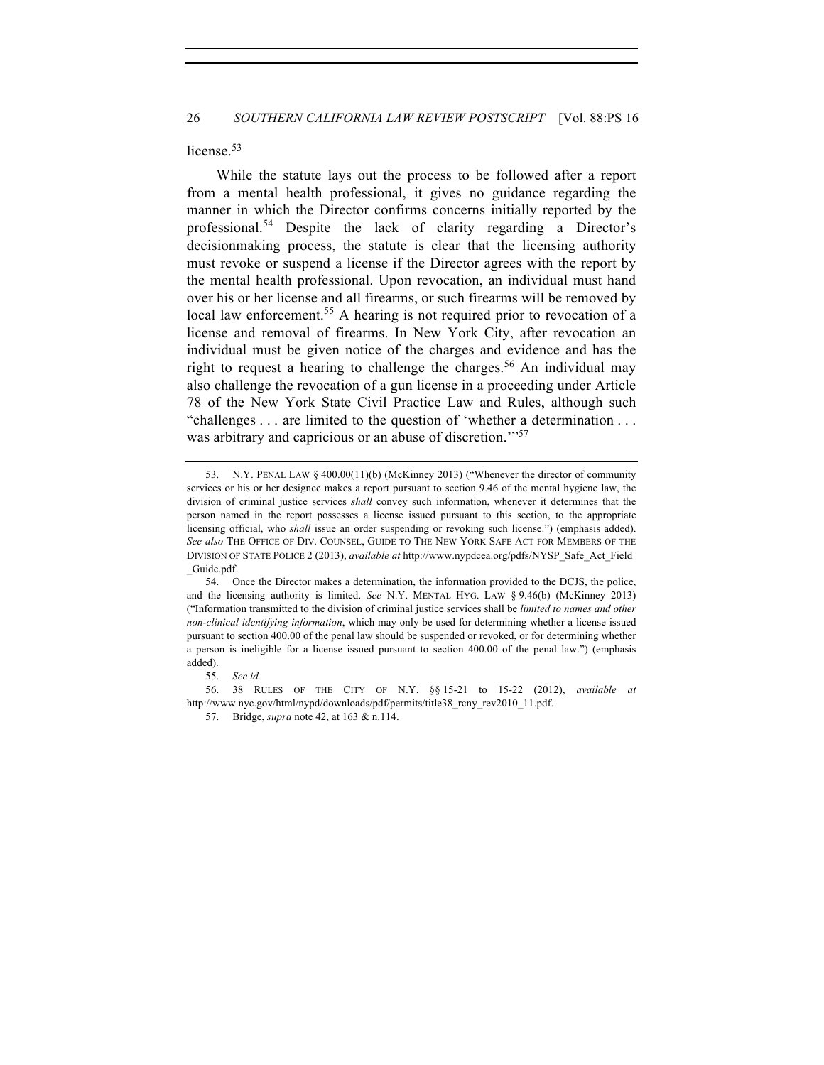license.[53]

While the statute lays out the process to be followed after a report from a mental health professional, it gives no guidance regarding the manner in which the Director confirms concerns initially reported by the professional.[54] Despite the lack of clarity regarding a Director's decisionmaking process, the statute is clear that the licensing authority must revoke or suspend a license if the Director agrees with the report by the mental health professional. Upon revocation, an individual must hand over his or her license and all firearms, or such firearms will be removed by local law enforcement.[55] A hearing is not required prior to revocation of a license and removal of firearms. In New York City, after revocation an individual must be given notice of the charges and evidence and has the right to request a hearing to challenge the charges.[56] An individual may also challenge the revocation of a gun license in a proceeding under Article 78 of the New York State Civil Practice Law and Rules, although such "challenges . . . are limited to the question of 'whether a determination . . . was arbitrary and capricious or an abuse of discretion.'"[57]

---

53. N.Y. PENAL LAW § 400.00(11)(b) (McKinney 2013) ("Whenever the director of community services or his or her designee makes a report pursuant to section 9.46 of the mental hygiene law, the division of criminal justice services *shall* convey such information, whenever it determines that the person named in the report possesses a license issued pursuant to this section, to the appropriate licensing official, who *shall* issue an order suspending or revoking such license.") (emphasis added). *See also* THE OFFICE OF DIV. COUNSEL, GUIDE TO THE NEW YORK SAFE ACT FOR MEMBERS OF THE DIVISION OF STATE POLICE 2 (2013), *available at* http://www.nypdcea.org/pdfs/NYSP_Safe_Act_Field_Guide.pdf.

54. Once the Director makes a determination, the information provided to the DCJS, the police, and the licensing authority is limited. *See* N.Y. MENTAL HYG. LAW § 9.46(b) (McKinney 2013) ("Information transmitted to the division of criminal justice services shall be *limited to names and other non-clinical identifying information*, which may only be used for determining whether a license issued pursuant to section 400.00 of the penal law should be suspended or revoked, or for determining whether a person is ineligible for a license issued pursuant to section 400.00 of the penal law.") (emphasis added).

55. *See id.*

56. 38 RULES OF THE CITY OF N.Y. §§ 15-21 to 15-22 (2012), *available at* http://www.nyc.gov/html/nypd/downloads/pdf/permits/title38_rcny_rev2010_11.pdf.

57. Bridge, *supra* note 42, at 163 & n.114.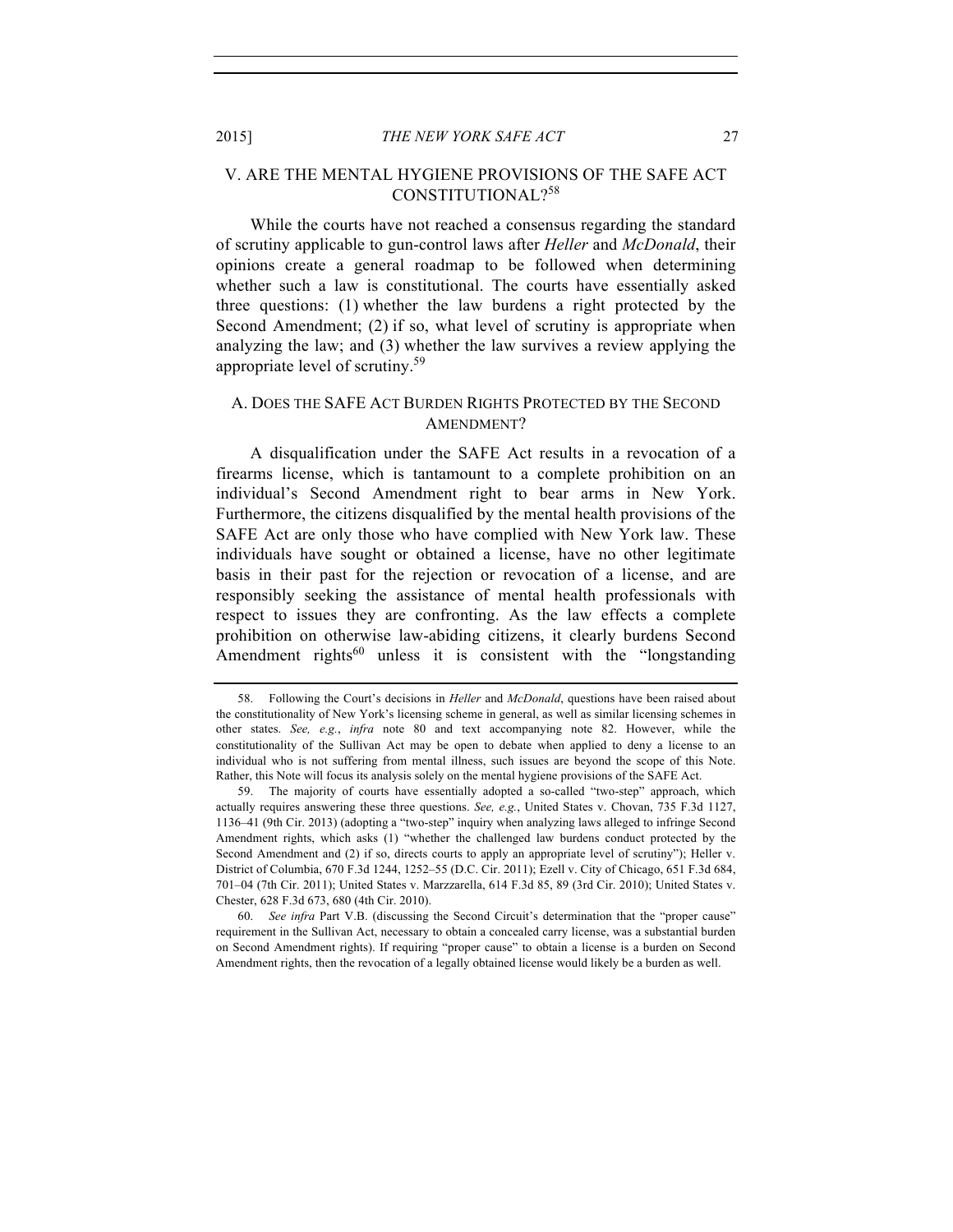## V. ARE THE MENTAL HYGIENE PROVISIONS OF THE SAFE ACT CONSTITUTIONAL?[58]

While the courts have not reached a consensus regarding the standard of scrutiny applicable to gun-control laws after *Heller* and *McDonald*, their opinions create a general roadmap to be followed when determining whether such a law is constitutional. The courts have essentially asked three questions: (1) whether the law burdens a right protected by the Second Amendment; (2) if so, what level of scrutiny is appropriate when analyzing the law; and (3) whether the law survives a review applying the appropriate level of scrutiny.[59]

### A. DOES THE SAFE ACT BURDEN RIGHTS PROTECTED BY THE SECOND AMENDMENT?

A disqualification under the SAFE Act results in a revocation of a firearms license, which is tantamount to a complete prohibition on an individual's Second Amendment right to bear arms in New York. Furthermore, the citizens disqualified by the mental health provisions of the SAFE Act are only those who have complied with New York law. These individuals have sought or obtained a license, have no other legitimate basis in their past for the rejection or revocation of a license, and are responsibly seeking the assistance of mental health professionals with respect to issues they are confronting. As the law effects a complete prohibition on otherwise law-abiding citizens, it clearly burdens Second Amendment rights[60] unless it is consistent with the "longstanding

---

58. Following the Court's decisions in *Heller* and *McDonald*, questions have been raised about the constitutionality of New York's licensing scheme in general, as well as similar licensing schemes in other states. *See, e.g.*, *infra* note 80 and text accompanying note 82. However, while the constitutionality of the Sullivan Act may be open to debate when applied to deny a license to an individual who is not suffering from mental illness, such issues are beyond the scope of this Note. Rather, this Note will focus its analysis solely on the mental hygiene provisions of the SAFE Act.

59. The majority of courts have essentially adopted a so-called "two-step" approach, which actually requires answering these three questions. *See, e.g.*, United States v. Chovan, 735 F.3d 1127, 1136–41 (9th Cir. 2013) (adopting a "two-step" inquiry when analyzing laws alleged to infringe Second Amendment rights, which asks (1) "whether the challenged law burdens conduct protected by the Second Amendment and (2) if so, directs courts to apply an appropriate level of scrutiny"); Heller v. District of Columbia, 670 F.3d 1244, 1252–55 (D.C. Cir. 2011); Ezell v. City of Chicago, 651 F.3d 684, 701–04 (7th Cir. 2011); United States v. Marzzarella, 614 F.3d 85, 89 (3rd Cir. 2010); United States v. Chester, 628 F.3d 673, 680 (4th Cir. 2010).

60. *See infra* Part V.B. (discussing the Second Circuit's determination that the "proper cause" requirement in the Sullivan Act, necessary to obtain a concealed carry license, was a substantial burden on Second Amendment rights). If requiring "proper cause" to obtain a license is a burden on Second Amendment rights, then the revocation of a legally obtained license would likely be a burden as well.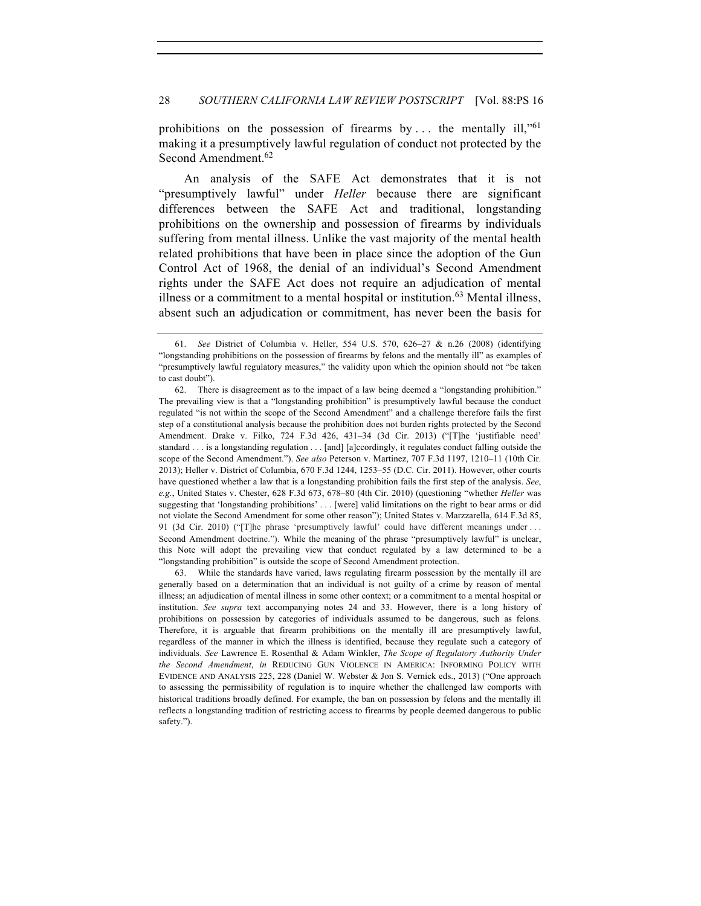prohibitions on the possession of firearms by . . . the mentally ill,"[61] making it a presumptively lawful regulation of conduct not protected by the Second Amendment.[62]

An analysis of the SAFE Act demonstrates that it is not "presumptively lawful" under *Heller* because there are significant differences between the SAFE Act and traditional, longstanding prohibitions on the ownership and possession of firearms by individuals suffering from mental illness. Unlike the vast majority of the mental health related prohibitions that have been in place since the adoption of the Gun Control Act of 1968, the denial of an individual's Second Amendment rights under the SAFE Act does not require an adjudication of mental illness or a commitment to a mental hospital or institution.[63] Mental illness, absent such an adjudication or commitment, has never been the basis for

---

61. *See* District of Columbia v. Heller, 554 U.S. 570, 626–27 & n.26 (2008) (identifying "longstanding prohibitions on the possession of firearms by felons and the mentally ill" as examples of "presumptively lawful regulatory measures," the validity upon which the opinion should not "be taken to cast doubt").

62. There is disagreement as to the impact of a law being deemed a "longstanding prohibition." The prevailing view is that a "longstanding prohibition" is presumptively lawful because the conduct regulated "is not within the scope of the Second Amendment" and a challenge therefore fails the first step of a constitutional analysis because the prohibition does not burden rights protected by the Second Amendment. Drake v. Filko, 724 F.3d 426, 431–34 (3d Cir. 2013) ("[T]he 'justifiable need' standard . . . is a longstanding regulation . . . [and] [a]ccordingly, it regulates conduct falling outside the scope of the Second Amendment."). *See also* Peterson v. Martinez, 707 F.3d 1197, 1210–11 (10th Cir. 2013); Heller v. District of Columbia, 670 F.3d 1244, 1253–55 (D.C. Cir. 2011). However, other courts have questioned whether a law that is a longstanding prohibition fails the first step of the analysis. *See, e.g.*, United States v. Chester, 628 F.3d 673, 678–80 (4th Cir. 2010) (questioning "whether *Heller* was suggesting that 'longstanding prohibitions' . . . [were] valid limitations on the right to bear arms or did not violate the Second Amendment for some other reason"); United States v. Marzzarella, 614 F.3d 85, 91 (3d Cir. 2010) ("[T]he phrase 'presumptively lawful' could have different meanings under . . . Second Amendment doctrine."). While the meaning of the phrase "presumptively lawful" is unclear, this Note will adopt the prevailing view that conduct regulated by a law determined to be a "longstanding prohibition" is outside the scope of Second Amendment protection.

63. While the standards have varied, laws regulating firearm possession by the mentally ill are generally based on a determination that an individual is not guilty of a crime by reason of mental illness; an adjudication of mental illness in some other context; or a commitment to a mental hospital or institution. *See supra* text accompanying notes 24 and 33. However, there is a long history of prohibitions on possession by categories of individuals assumed to be dangerous, such as felons. Therefore, it is arguable that firearm prohibitions on the mentally ill are presumptively lawful, regardless of the manner in which the illness is identified, because they regulate such a category of individuals. *See* Lawrence E. Rosenthal & Adam Winkler, *The Scope of Regulatory Authority Under the Second Amendment*, *in* REDUCING GUN VIOLENCE IN AMERICA: INFORMING POLICY WITH EVIDENCE AND ANALYSIS 225, 228 (Daniel W. Webster & Jon S. Vernick eds., 2013) ("One approach to assessing the permissibility of regulation is to inquire whether the challenged law comports with historical traditions broadly defined. For example, the ban on possession by felons and the mentally ill reflects a longstanding tradition of restricting access to firearms by people deemed dangerous to public safety.").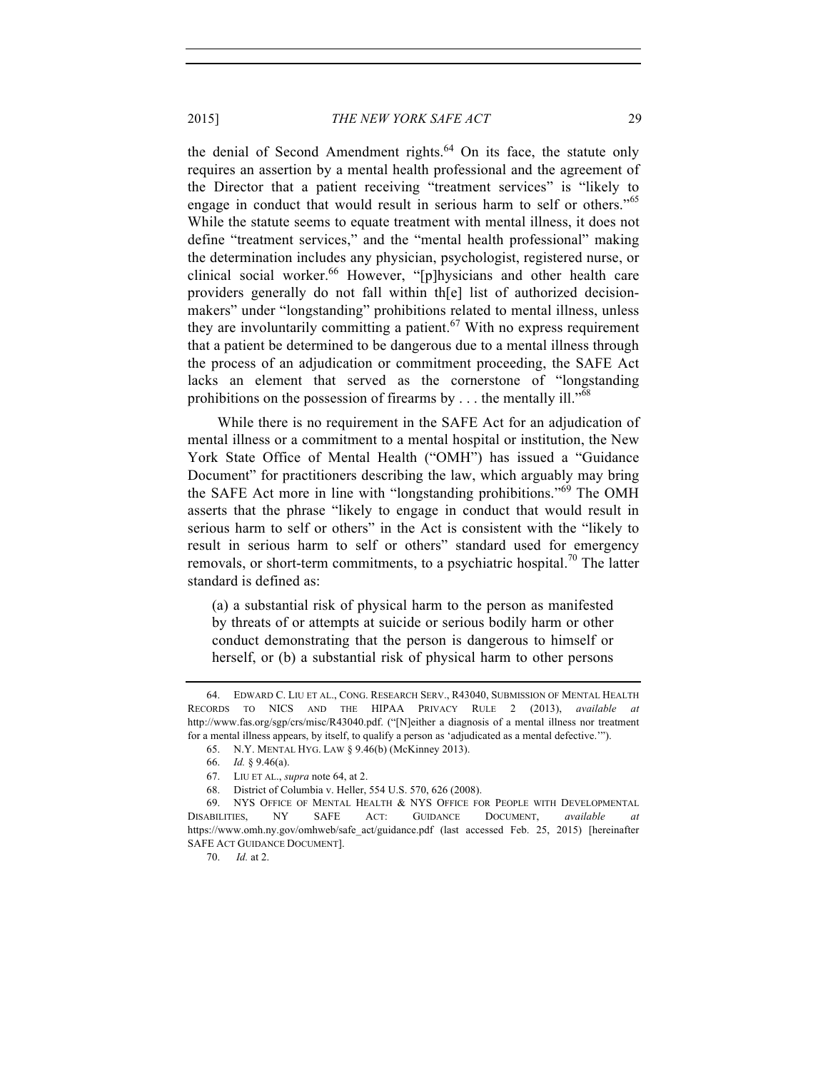the denial of Second Amendment rights.[64] On its face, the statute only requires an assertion by a mental health professional and the agreement of the Director that a patient receiving "treatment services" is "likely to engage in conduct that would result in serious harm to self or others."[65] While the statute seems to equate treatment with mental illness, it does not define "treatment services," and the "mental health professional" making the determination includes any physician, psychologist, registered nurse, or clinical social worker.[66] However, "[p]hysicians and other health care providers generally do not fall within th[e] list of authorized decision-makers" under "longstanding" prohibitions related to mental illness, unless they are involuntarily committing a patient.[67] With no express requirement that a patient be determined to be dangerous due to a mental illness through the process of an adjudication or commitment proceeding, the SAFE Act lacks an element that served as the cornerstone of "longstanding prohibitions on the possession of firearms by . . . the mentally ill."[68]

While there is no requirement in the SAFE Act for an adjudication of mental illness or a commitment to a mental hospital or institution, the New York State Office of Mental Health ("OMH") has issued a "Guidance Document" for practitioners describing the law, which arguably may bring the SAFE Act more in line with "longstanding prohibitions."[69] The OMH asserts that the phrase "likely to engage in conduct that would result in serious harm to self or others" in the Act is consistent with the "likely to result in serious harm to self or others" standard used for emergency removals, or short-term commitments, to a psychiatric hospital.[70] The latter standard is defined as:

> (a) a substantial risk of physical harm to the person as manifested by threats of or attempts at suicide or serious bodily harm or other conduct demonstrating that the person is dangerous to himself or herself, or (b) a substantial risk of physical harm to other persons

---

64. EDWARD C. LIU ET AL., CONG. RESEARCH SERV., R43040, SUBMISSION OF MENTAL HEALTH RECORDS TO NICS AND THE HIPAA PRIVACY RULE 2 (2013), *available at* http://www.fas.org/sgp/crs/misc/R43040.pdf. ("[N]either a diagnosis of a mental illness nor treatment for a mental illness appears, by itself, to qualify a person as 'adjudicated as a mental defective.'").

65. N.Y. MENTAL HYG. LAW § 9.46(b) (McKinney 2013).

66. *Id.* § 9.46(a).

67. LIU ET AL., *supra* note 64, at 2.

68. District of Columbia v. Heller, 554 U.S. 570, 626 (2008).

69. NYS OFFICE OF MENTAL HEALTH & NYS OFFICE FOR PEOPLE WITH DEVELOPMENTAL DISABILITIES, NY SAFE ACT: GUIDANCE DOCUMENT, *available at* https://www.omh.ny.gov/omhweb/safe_act/guidance.pdf (last accessed Feb. 25, 2015) [hereinafter SAFE ACT GUIDANCE DOCUMENT].

70. *Id.* at 2.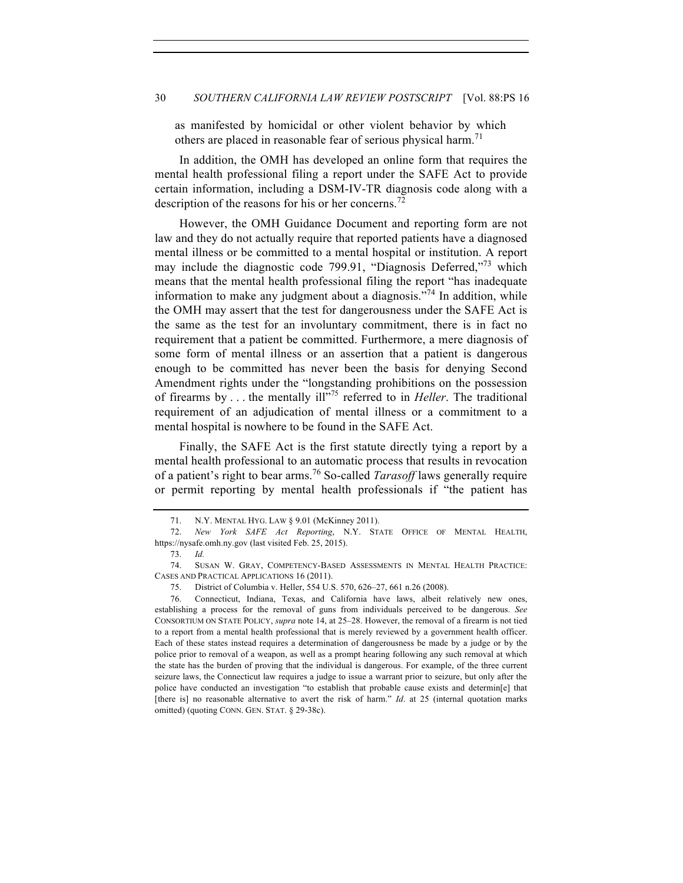as manifested by homicidal or other violent behavior by which others are placed in reasonable fear of serious physical harm.[71]

In addition, the OMH has developed an online form that requires the mental health professional filing a report under the SAFE Act to provide certain information, including a DSM-IV-TR diagnosis code along with a description of the reasons for his or her concerns.[72]

However, the OMH Guidance Document and reporting form are not law and they do not actually require that reported patients have a diagnosed mental illness or be committed to a mental hospital or institution. A report may include the diagnostic code 799.91, "Diagnosis Deferred,"[73] which means that the mental health professional filing the report "has inadequate information to make any judgment about a diagnosis."[74] In addition, while the OMH may assert that the test for dangerousness under the SAFE Act is the same as the test for an involuntary commitment, there is in fact no requirement that a patient be committed. Furthermore, a mere diagnosis of some form of mental illness or an assertion that a patient is dangerous enough to be committed has never been the basis for denying Second Amendment rights under the "longstanding prohibitions on the possession of firearms by . . . the mentally ill"[75] referred to in *Heller*. The traditional requirement of an adjudication of mental illness or a commitment to a mental hospital is nowhere to be found in the SAFE Act.

Finally, the SAFE Act is the first statute directly tying a report by a mental health professional to an automatic process that results in revocation of a patient's right to bear arms.[76] So-called *Tarasoff* laws generally require or permit reporting by mental health professionals if "the patient has

---

71. N.Y. MENTAL HYG. LAW § 9.01 (McKinney 2011).

72. *New York SAFE Act Reporting*, N.Y. STATE OFFICE OF MENTAL HEALTH, https://nysafe.omh.ny.gov (last visited Feb. 25, 2015).

73. *Id.*

74. SUSAN W. GRAY, COMPETENCY-BASED ASSESSMENTS IN MENTAL HEALTH PRACTICE: CASES AND PRACTICAL APPLICATIONS 16 (2011).

75. District of Columbia v. Heller, 554 U.S. 570, 626–27, 661 n.26 (2008).

76. Connecticut, Indiana, Texas, and California have laws, albeit relatively new ones, establishing a process for the removal of guns from individuals perceived to be dangerous. *See* CONSORTIUM ON STATE POLICY, *supra* note 14, at 25–28. However, the removal of a firearm is not tied to a report from a mental health professional that is merely reviewed by a government health officer. Each of these states instead requires a determination of dangerousness be made by a judge or by the police prior to removal of a weapon, as well as a prompt hearing following any such removal at which the state has the burden of proving that the individual is dangerous. For example, of the three current seizure laws, the Connecticut law requires a judge to issue a warrant prior to seizure, but only after the police have conducted an investigation "to establish that probable cause exists and determin[e] that [there is] no reasonable alternative to avert the risk of harm." *Id*. at 25 (internal quotation marks omitted) (quoting CONN. GEN. STAT. § 29-38c).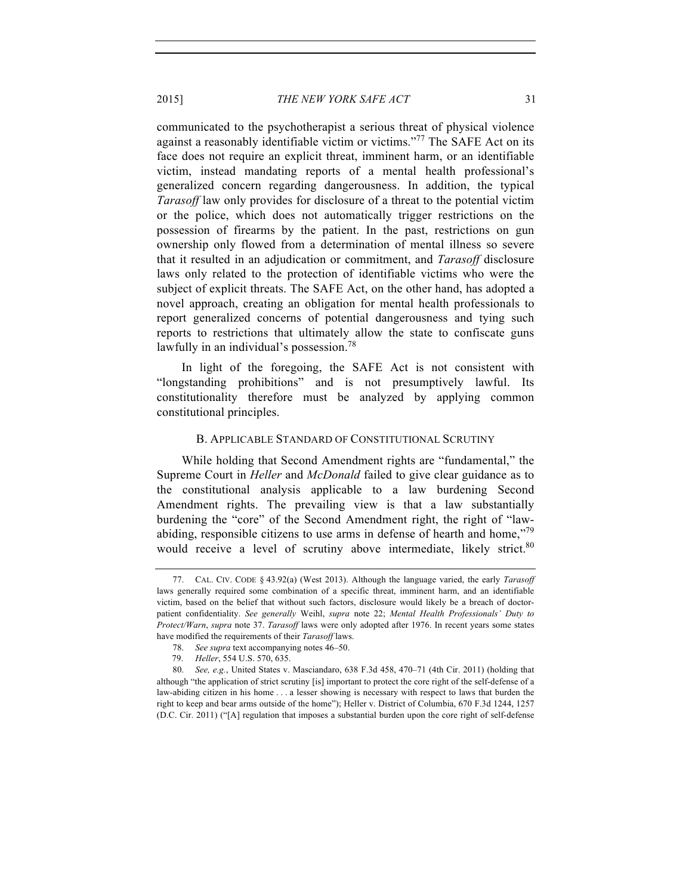communicated to the psychotherapist a serious threat of physical violence against a reasonably identifiable victim or victims."[77] The SAFE Act on its face does not require an explicit threat, imminent harm, or an identifiable victim, instead mandating reports of a mental health professional's generalized concern regarding dangerousness. In addition, the typical *Tarasoff* law only provides for disclosure of a threat to the potential victim or the police, which does not automatically trigger restrictions on the possession of firearms by the patient. In the past, restrictions on gun ownership only flowed from a determination of mental illness so severe that it resulted in an adjudication or commitment, and *Tarasoff* disclosure laws only related to the protection of identifiable victims who were the subject of explicit threats. The SAFE Act, on the other hand, has adopted a novel approach, creating an obligation for mental health professionals to report generalized concerns of potential dangerousness and tying such reports to restrictions that ultimately allow the state to confiscate guns lawfully in an individual's possession.[78]

In light of the foregoing, the SAFE Act is not consistent with "longstanding prohibitions" and is not presumptively lawful. Its constitutionality therefore must be analyzed by applying common constitutional principles.

### B. Applicable Standard of Constitutional Scrutiny

While holding that Second Amendment rights are "fundamental," the Supreme Court in *Heller* and *McDonald* failed to give clear guidance as to the constitutional analysis applicable to a law burdening Second Amendment rights. The prevailing view is that a law substantially burdening the "core" of the Second Amendment right, the right of "law-abiding, responsible citizens to use arms in defense of hearth and home,"[79] would receive a level of scrutiny above intermediate, likely strict.[80]

---

77. Cal. Civ. Code § 43.92(a) (West 2013). Although the language varied, the early *Tarasoff* laws generally required some combination of a specific threat, imminent harm, and an identifiable victim, based on the belief that without such factors, disclosure would likely be a breach of doctor-patient confidentiality. *See generally* Weihl, *supra* note 22; *Mental Health Professionals' Duty to Protect/Warn*, *supra* note 37. *Tarasoff* laws were only adopted after 1976. In recent years some states have modified the requirements of their *Tarasoff* laws.

78. *See supra* text accompanying notes 46–50.

79. *Heller*, 554 U.S. 570, 635.

80. *See, e.g.*, United States v. Masciandaro, 638 F.3d 458, 470–71 (4th Cir. 2011) (holding that although "the application of strict scrutiny [is] important to protect the core right of the self-defense of a law-abiding citizen in his home . . . a lesser showing is necessary with respect to laws that burden the right to keep and bear arms outside of the home"); Heller v. District of Columbia, 670 F.3d 1244, 1257 (D.C. Cir. 2011) ("[A] regulation that imposes a substantial burden upon the core right of self-defense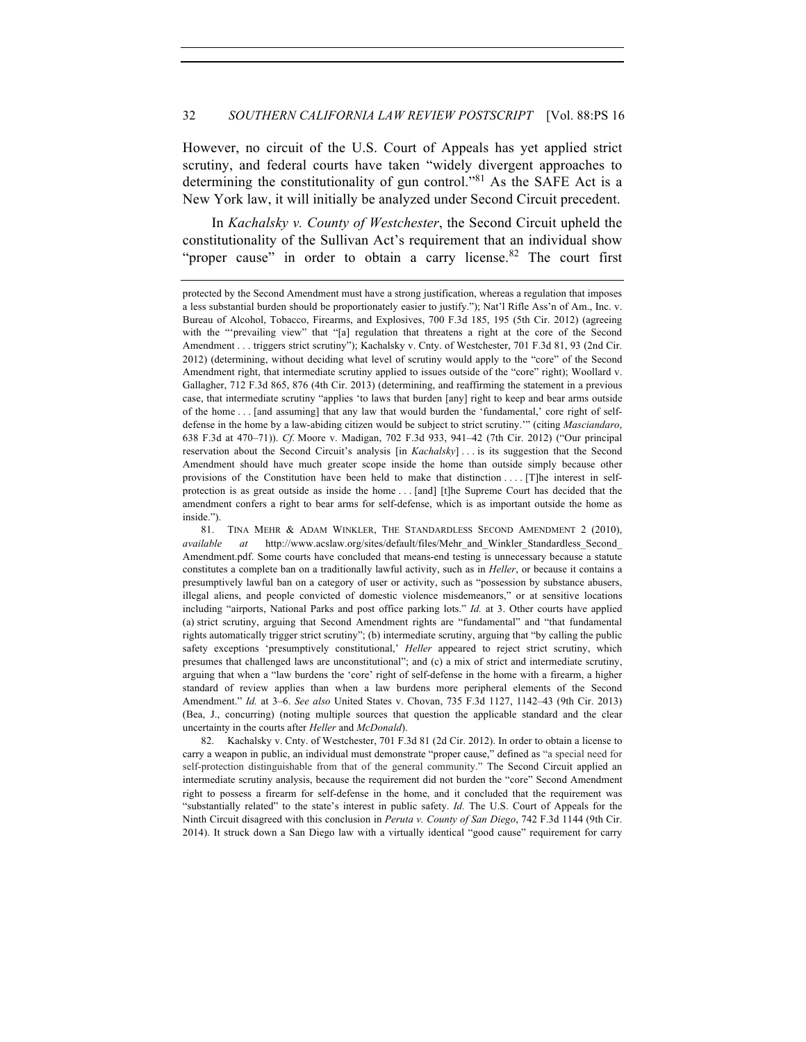However, no circuit of the U.S. Court of Appeals has yet applied strict scrutiny, and federal courts have taken "widely divergent approaches to determining the constitutionality of gun control."[81] As the SAFE Act is a New York law, it will initially be analyzed under Second Circuit precedent.

In *Kachalsky v. County of Westchester*, the Second Circuit upheld the constitutionality of the Sullivan Act's requirement that an individual show "proper cause" in order to obtain a carry license.[82] The court first

---

protected by the Second Amendment must have a strong justification, whereas a regulation that imposes a less substantial burden should be proportionately easier to justify."); Nat'l Rifle Ass'n of Am., Inc. v. Bureau of Alcohol, Tobacco, Firearms, and Explosives, 700 F.3d 185, 195 (5th Cir. 2012) (agreeing with the "'prevailing view" that "[a] regulation that threatens a right at the core of the Second Amendment . . . triggers strict scrutiny"); Kachalsky v. Cnty. of Westchester, 701 F.3d 81, 93 (2nd Cir. 2012) (determining, without deciding what level of scrutiny would apply to the "core" of the Second Amendment right, that intermediate scrutiny applied to issues outside of the "core" right); Woollard v. Gallagher, 712 F.3d 865, 876 (4th Cir. 2013) (determining, and reaffirming the statement in a previous case, that intermediate scrutiny "applies 'to laws that burden [any] right to keep and bear arms outside of the home . . . [and assuming] that any law that would burden the 'fundamental,' core right of self-defense in the home by a law-abiding citizen would be subject to strict scrutiny.'" (citing *Masciandaro*, 638 F.3d at 470–71)). *Cf.* Moore v. Madigan, 702 F.3d 933, 941–42 (7th Cir. 2012) ("Our principal reservation about the Second Circuit's analysis [in *Kachalsky*] . . . is its suggestion that the Second Amendment should have much greater scope inside the home than outside simply because other provisions of the Constitution have been held to make that distinction . . . . [T]he interest in self-protection is as great outside as inside the home . . . [and] [t]he Supreme Court has decided that the amendment confers a right to bear arms for self-defense, which is as important outside the home as inside.").

81. TINA MEHR & ADAM WINKLER, THE STANDARDLESS SECOND AMENDMENT 2 (2010), *available at* http://www.acslaw.org/sites/default/files/Mehr_and_Winkler_Standardless_Second_Amendment.pdf. Some courts have concluded that means-end testing is unnecessary because a statute constitutes a complete ban on a traditionally lawful activity, such as in *Heller*, or because it contains a presumptively lawful ban on a category of user or activity, such as "possession by substance abusers, illegal aliens, and people convicted of domestic violence misdemeanors," or at sensitive locations including "airports, National Parks and post office parking lots." *Id.* at 3. Other courts have applied (a) strict scrutiny, arguing that Second Amendment rights are "fundamental" and "that fundamental rights automatically trigger strict scrutiny"; (b) intermediate scrutiny, arguing that "by calling the public safety exceptions 'presumptively constitutional,' *Heller* appeared to reject strict scrutiny, which presumes that challenged laws are unconstitutional"; and (c) a mix of strict and intermediate scrutiny, arguing that when a "law burdens the 'core' right of self-defense in the home with a firearm, a higher standard of review applies than when a law burdens more peripheral elements of the Second Amendment." *Id.* at 3–6. *See also* United States v. Chovan, 735 F.3d 1127, 1142–43 (9th Cir. 2013) (Bea, J., concurring) (noting multiple sources that question the applicable standard and the clear uncertainty in the courts after *Heller* and *McDonald*).

82. Kachalsky v. Cnty. of Westchester, 701 F.3d 81 (2d Cir. 2012). In order to obtain a license to carry a weapon in public, an individual must demonstrate "proper cause," defined as "a special need for self-protection distinguishable from that of the general community." The Second Circuit applied an intermediate scrutiny analysis, because the requirement did not burden the "core" Second Amendment right to possess a firearm for self-defense in the home, and it concluded that the requirement was "substantially related" to the state's interest in public safety. *Id.* The U.S. Court of Appeals for the Ninth Circuit disagreed with this conclusion in *Peruta v. County of San Diego*, 742 F.3d 1144 (9th Cir. 2014). It struck down a San Diego law with a virtually identical "good cause" requirement for carry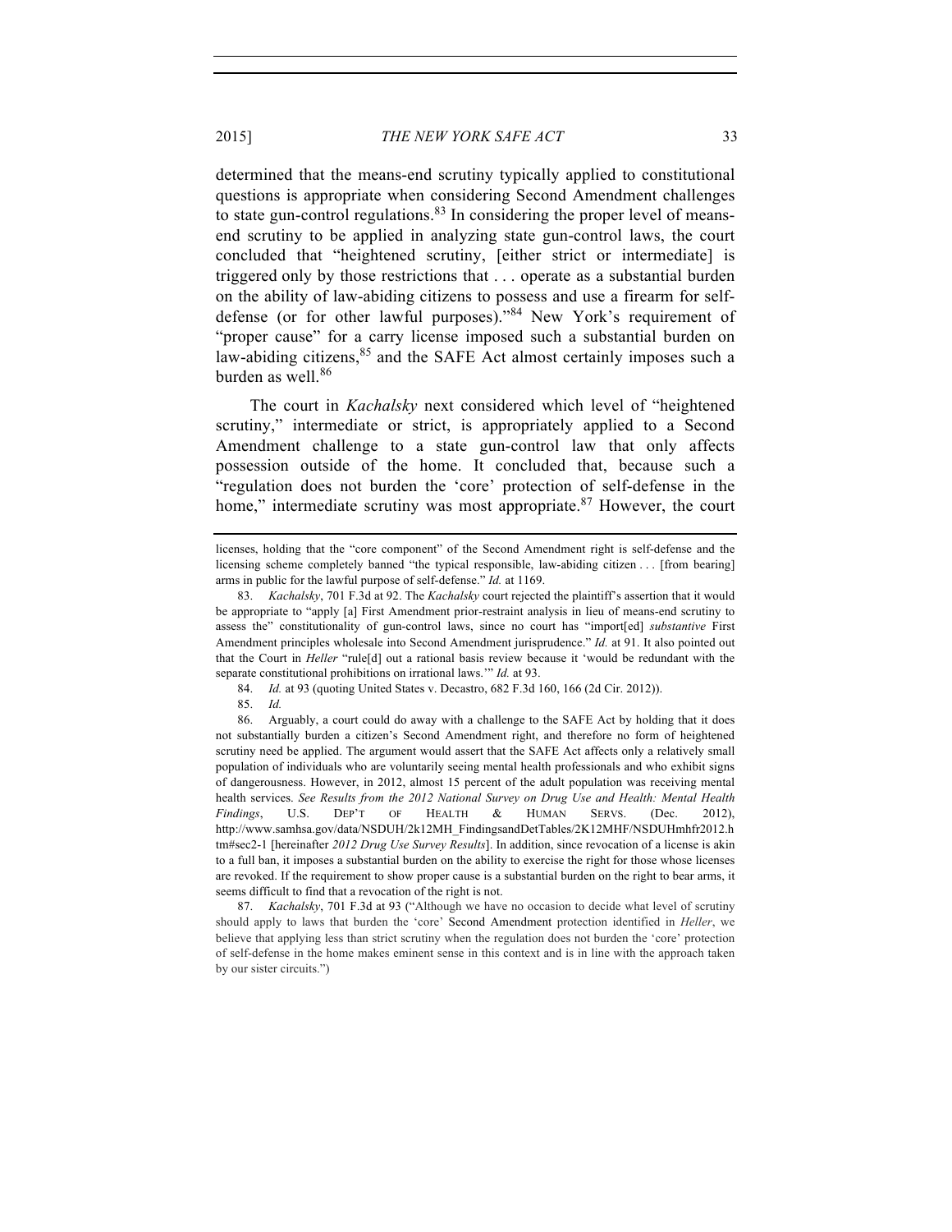determined that the means-end scrutiny typically applied to constitutional questions is appropriate when considering Second Amendment challenges to state gun-control regulations.[83] In considering the proper level of means-end scrutiny to be applied in analyzing state gun-control laws, the court concluded that "heightened scrutiny, [either strict or intermediate] is triggered only by those restrictions that . . . operate as a substantial burden on the ability of law-abiding citizens to possess and use a firearm for self-defense (or for other lawful purposes)."[84] New York's requirement of "proper cause" for a carry license imposed such a substantial burden on law-abiding citizens,[85] and the SAFE Act almost certainly imposes such a burden as well.[86]

The court in *Kachalsky* next considered which level of "heightened scrutiny," intermediate or strict, is appropriately applied to a Second Amendment challenge to a state gun-control law that only affects possession outside of the home. It concluded that, because such a "regulation does not burden the 'core' protection of self-defense in the home," intermediate scrutiny was most appropriate.[87] However, the court

---

licenses, holding that the "core component" of the Second Amendment right is self-defense and the licensing scheme completely banned "the typical responsible, law-abiding citizen . . . [from bearing] arms in public for the lawful purpose of self-defense." *Id.* at 1169.

83. *Kachalsky*, 701 F.3d at 92. The *Kachalsky* court rejected the plaintiff's assertion that it would be appropriate to "apply [a] First Amendment prior-restraint analysis in lieu of means-end scrutiny to assess the" constitutionality of gun-control laws, since no court has "import[ed] *substantive* First Amendment principles wholesale into Second Amendment jurisprudence." *Id.* at 91. It also pointed out that the Court in *Heller* "rule[d] out a rational basis review because it 'would be redundant with the separate constitutional prohibitions on irrational laws.'" *Id.* at 93.

84. *Id.* at 93 (quoting United States v. Decastro, 682 F.3d 160, 166 (2d Cir. 2012)).

85. *Id.*

86. Arguably, a court could do away with a challenge to the SAFE Act by holding that it does not substantially burden a citizen's Second Amendment right, and therefore no form of heightened scrutiny need be applied. The argument would assert that the SAFE Act affects only a relatively small population of individuals who are voluntarily seeing mental health professionals and who exhibit signs of dangerousness. However, in 2012, almost 15 percent of the adult population was receiving mental health services. *See Results from the 2012 National Survey on Drug Use and Health: Mental Health Findings*, U.S. DEP'T OF HEALTH & HUMAN SERVS. (Dec. 2012), http://www.samhsa.gov/data/NSDUH/2k12MH_FindingsandDetTables/2K12MHF/NSDUHmhfr2012.htm#sec2-1 [hereinafter *2012 Drug Use Survey Results*]. In addition, since revocation of a license is akin to a full ban, it imposes a substantial burden on the ability to exercise the right for those whose licenses are revoked. If the requirement to show proper cause is a substantial burden on the right to bear arms, it seems difficult to find that a revocation of the right is not.

87. *Kachalsky*, 701 F.3d at 93 ("Although we have no occasion to decide what level of scrutiny should apply to laws that burden the 'core' Second Amendment protection identified in *Heller*, we believe that applying less than strict scrutiny when the regulation does not burden the 'core' protection of self-defense in the home makes eminent sense in this context and is in line with the approach taken by our sister circuits.")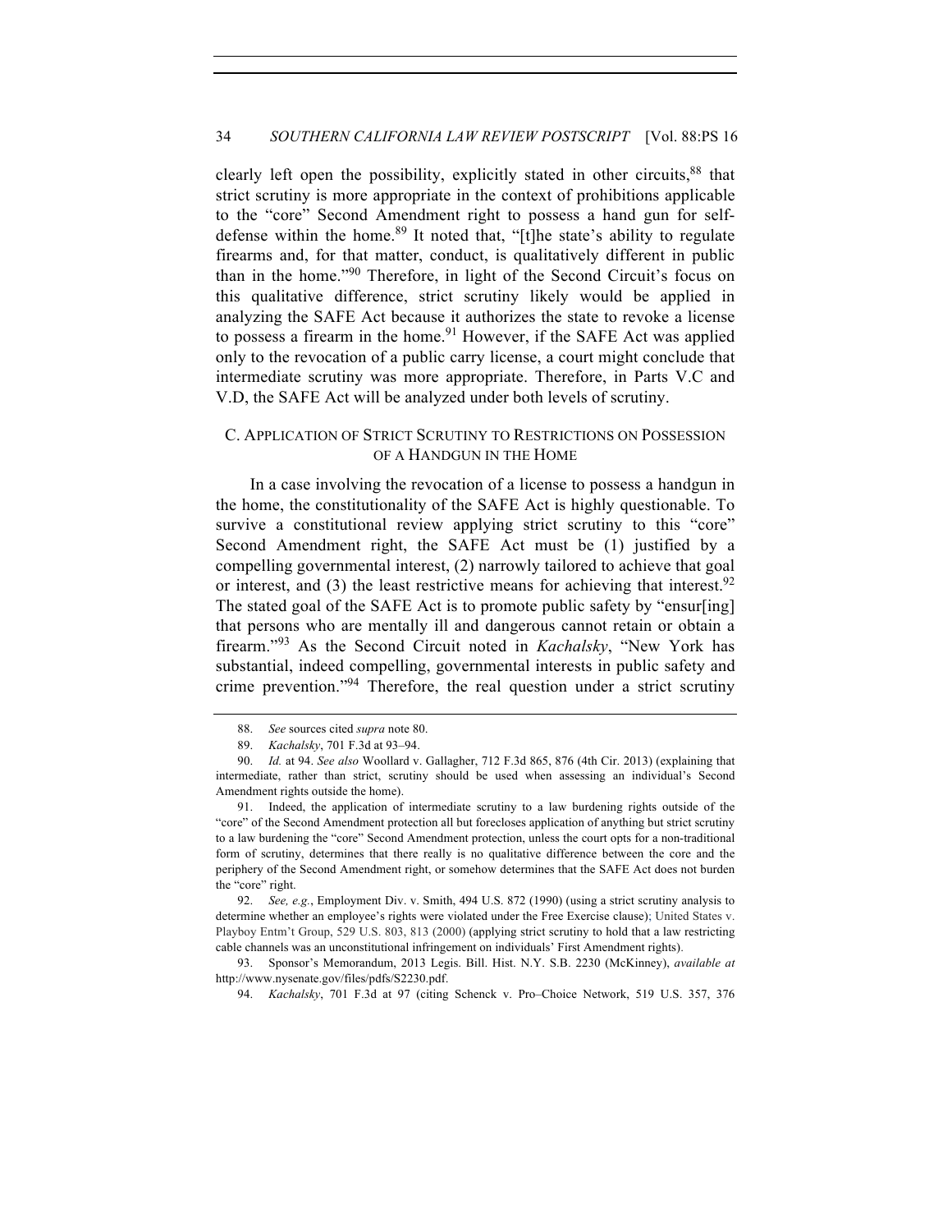clearly left open the possibility, explicitly stated in other circuits,[88] that strict scrutiny is more appropriate in the context of prohibitions applicable to the "core" Second Amendment right to possess a hand gun for self-defense within the home.[89] It noted that, "[t]he state's ability to regulate firearms and, for that matter, conduct, is qualitatively different in public than in the home."[90] Therefore, in light of the Second Circuit's focus on this qualitative difference, strict scrutiny likely would be applied in analyzing the SAFE Act because it authorizes the state to revoke a license to possess a firearm in the home.[91] However, if the SAFE Act was applied only to the revocation of a public carry license, a court might conclude that intermediate scrutiny was more appropriate. Therefore, in Parts V.C and V.D, the SAFE Act will be analyzed under both levels of scrutiny.

### C. Application of Strict Scrutiny to Restrictions on Possession of a Handgun in the Home

In a case involving the revocation of a license to possess a handgun in the home, the constitutionality of the SAFE Act is highly questionable. To survive a constitutional review applying strict scrutiny to this "core" Second Amendment right, the SAFE Act must be (1) justified by a compelling governmental interest, (2) narrowly tailored to achieve that goal or interest, and (3) the least restrictive means for achieving that interest.[92] The stated goal of the SAFE Act is to promote public safety by "ensur[ing] that persons who are mentally ill and dangerous cannot retain or obtain a firearm."[93] As the Second Circuit noted in *Kachalsky*, "New York has substantial, indeed compelling, governmental interests in public safety and crime prevention."[94] Therefore, the real question under a strict scrutiny

---

88. *See* sources cited *supra* note 80.

89. *Kachalsky*, 701 F.3d at 93–94.

90. *Id.* at 94. *See also* Woollard v. Gallagher, 712 F.3d 865, 876 (4th Cir. 2013) (explaining that intermediate, rather than strict, scrutiny should be used when assessing an individual's Second Amendment rights outside the home).

91. Indeed, the application of intermediate scrutiny to a law burdening rights outside of the "core" of the Second Amendment protection all but forecloses application of anything but strict scrutiny to a law burdening the "core" Second Amendment protection, unless the court opts for a non-traditional form of scrutiny, determines that there really is no qualitative difference between the core and the periphery of the Second Amendment right, or somehow determines that the SAFE Act does not burden the "core" right.

92. *See, e.g.*, Employment Div. v. Smith, 494 U.S. 872 (1990) (using a strict scrutiny analysis to determine whether an employee's rights were violated under the Free Exercise clause); United States v. Playboy Entm't Group, 529 U.S. 803, 813 (2000) (applying strict scrutiny to hold that a law restricting cable channels was an unconstitutional infringement on individuals' First Amendment rights).

93. Sponsor's Memorandum, 2013 Legis. Bill. Hist. N.Y. S.B. 2230 (McKinney), *available at* http://www.nysenate.gov/files/pdfs/S2230.pdf.

94. *Kachalsky*, 701 F.3d at 97 (citing Schenck v. Pro–Choice Network, 519 U.S. 357, 376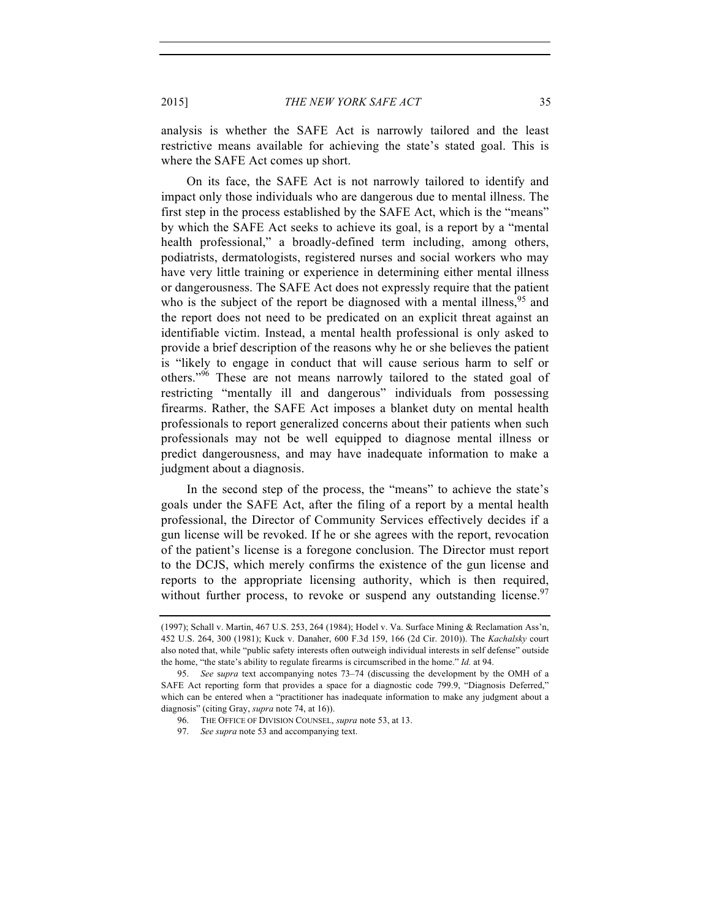analysis is whether the SAFE Act is narrowly tailored and the least restrictive means available for achieving the state's stated goal. This is where the SAFE Act comes up short.

On its face, the SAFE Act is not narrowly tailored to identify and impact only those individuals who are dangerous due to mental illness. The first step in the process established by the SAFE Act, which is the "means" by which the SAFE Act seeks to achieve its goal, is a report by a "mental health professional," a broadly-defined term including, among others, podiatrists, dermatologists, registered nurses and social workers who may have very little training or experience in determining either mental illness or dangerousness. The SAFE Act does not expressly require that the patient who is the subject of the report be diagnosed with a mental illness,[95] and the report does not need to be predicated on an explicit threat against an identifiable victim. Instead, a mental health professional is only asked to provide a brief description of the reasons why he or she believes the patient is "likely to engage in conduct that will cause serious harm to self or others."[96] These are not means narrowly tailored to the stated goal of restricting "mentally ill and dangerous" individuals from possessing firearms. Rather, the SAFE Act imposes a blanket duty on mental health professionals to report generalized concerns about their patients when such professionals may not be well equipped to diagnose mental illness or predict dangerousness, and may have inadequate information to make a judgment about a diagnosis.

In the second step of the process, the "means" to achieve the state's goals under the SAFE Act, after the filing of a report by a mental health professional, the Director of Community Services effectively decides if a gun license will be revoked. If he or she agrees with the report, revocation of the patient's license is a foregone conclusion. The Director must report to the DCJS, which merely confirms the existence of the gun license and reports to the appropriate licensing authority, which is then required, without further process, to revoke or suspend any outstanding license.[97]

---

(1997); Schall v. Martin, 467 U.S. 253, 264 (1984); Hodel v. Va. Surface Mining & Reclamation Ass'n, 452 U.S. 264, 300 (1981); Kuck v. Danaher, 600 F.3d 159, 166 (2d Cir. 2010)). The *Kachalsky* court also noted that, while "public safety interests often outweigh individual interests in self defense" outside the home, "the state's ability to regulate firearms is circumscribed in the home." *Id.* at 94.

95. *See supra* text accompanying notes 73–74 (discussing the development by the OMH of a SAFE Act reporting form that provides a space for a diagnostic code 799.9, "Diagnosis Deferred," which can be entered when a "practitioner has inadequate information to make any judgment about a diagnosis" (citing Gray, *supra* note 74, at 16)).

96. THE OFFICE OF DIVISION COUNSEL, *supra* note 53, at 13.

97. *See supra* note 53 and accompanying text.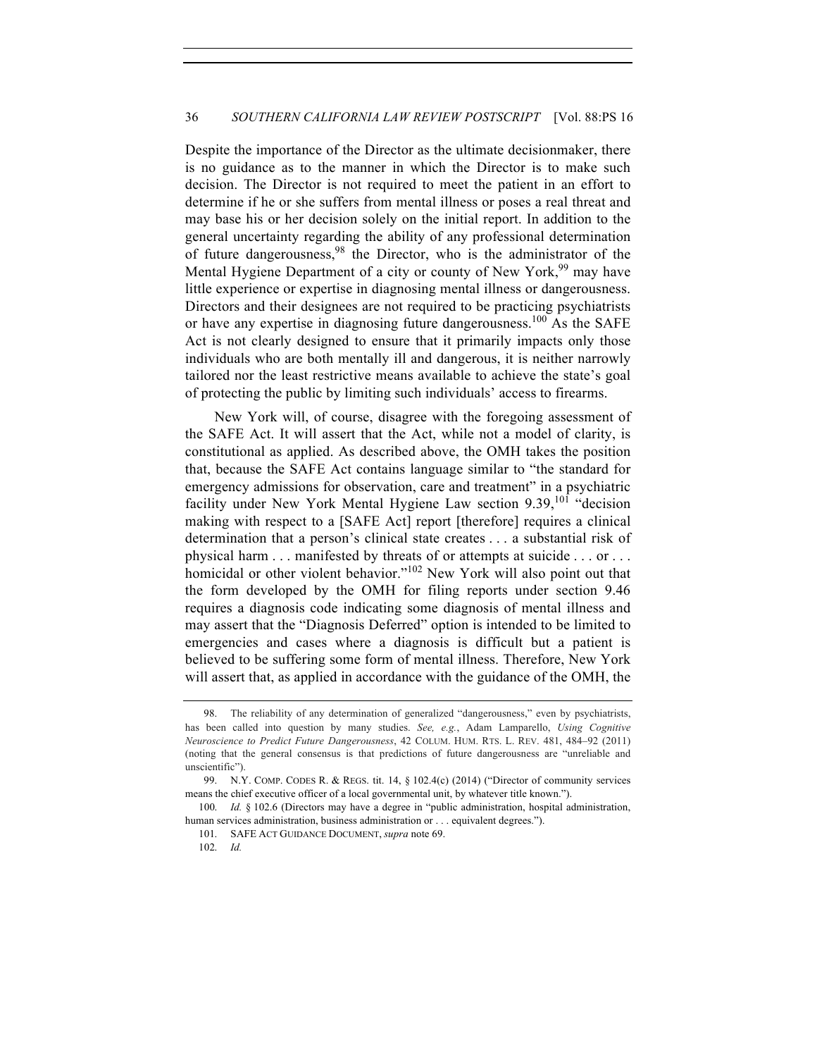Despite the importance of the Director as the ultimate decisionmaker, there is no guidance as to the manner in which the Director is to make such decision. The Director is not required to meet the patient in an effort to determine if he or she suffers from mental illness or poses a real threat and may base his or her decision solely on the initial report. In addition to the general uncertainty regarding the ability of any professional determination of future dangerousness,[98] the Director, who is the administrator of the Mental Hygiene Department of a city or county of New York,[99] may have little experience or expertise in diagnosing mental illness or dangerousness. Directors and their designees are not required to be practicing psychiatrists or have any expertise in diagnosing future dangerousness.[100] As the SAFE Act is not clearly designed to ensure that it primarily impacts only those individuals who are both mentally ill and dangerous, it is neither narrowly tailored nor the least restrictive means available to achieve the state's goal of protecting the public by limiting such individuals' access to firearms.

New York will, of course, disagree with the foregoing assessment of the SAFE Act. It will assert that the Act, while not a model of clarity, is constitutional as applied. As described above, the OMH takes the position that, because the SAFE Act contains language similar to "the standard for emergency admissions for observation, care and treatment" in a psychiatric facility under New York Mental Hygiene Law section 9.39,[101] "decision making with respect to a [SAFE Act] report [therefore] requires a clinical determination that a person's clinical state creates . . . a substantial risk of physical harm . . . manifested by threats of or attempts at suicide . . . or . . . homicidal or other violent behavior."[102] New York will also point out that the form developed by the OMH for filing reports under section 9.46 requires a diagnosis code indicating some diagnosis of mental illness and may assert that the "Diagnosis Deferred" option is intended to be limited to emergencies and cases where a diagnosis is difficult but a patient is believed to be suffering some form of mental illness. Therefore, New York will assert that, as applied in accordance with the guidance of the OMH, the

---

98. The reliability of any determination of generalized "dangerousness," even by psychiatrists, has been called into question by many studies. *See, e.g.*, Adam Lamparello, *Using Cognitive Neuroscience to Predict Future Dangerousness*, 42 COLUM. HUM. RTS. L. REV. 481, 484–92 (2011) (noting that the general consensus is that predictions of future dangerousness are "unreliable and unscientific").

99. N.Y. COMP. CODES R. & REGS. tit. 14, § 102.4(c) (2014) ("Director of community services means the chief executive officer of a local governmental unit, by whatever title known.").

100. *Id.* § 102.6 (Directors may have a degree in "public administration, hospital administration, human services administration, business administration or . . . equivalent degrees.").

101. SAFE ACT GUIDANCE DOCUMENT, *supra* note 69.

102. *Id.*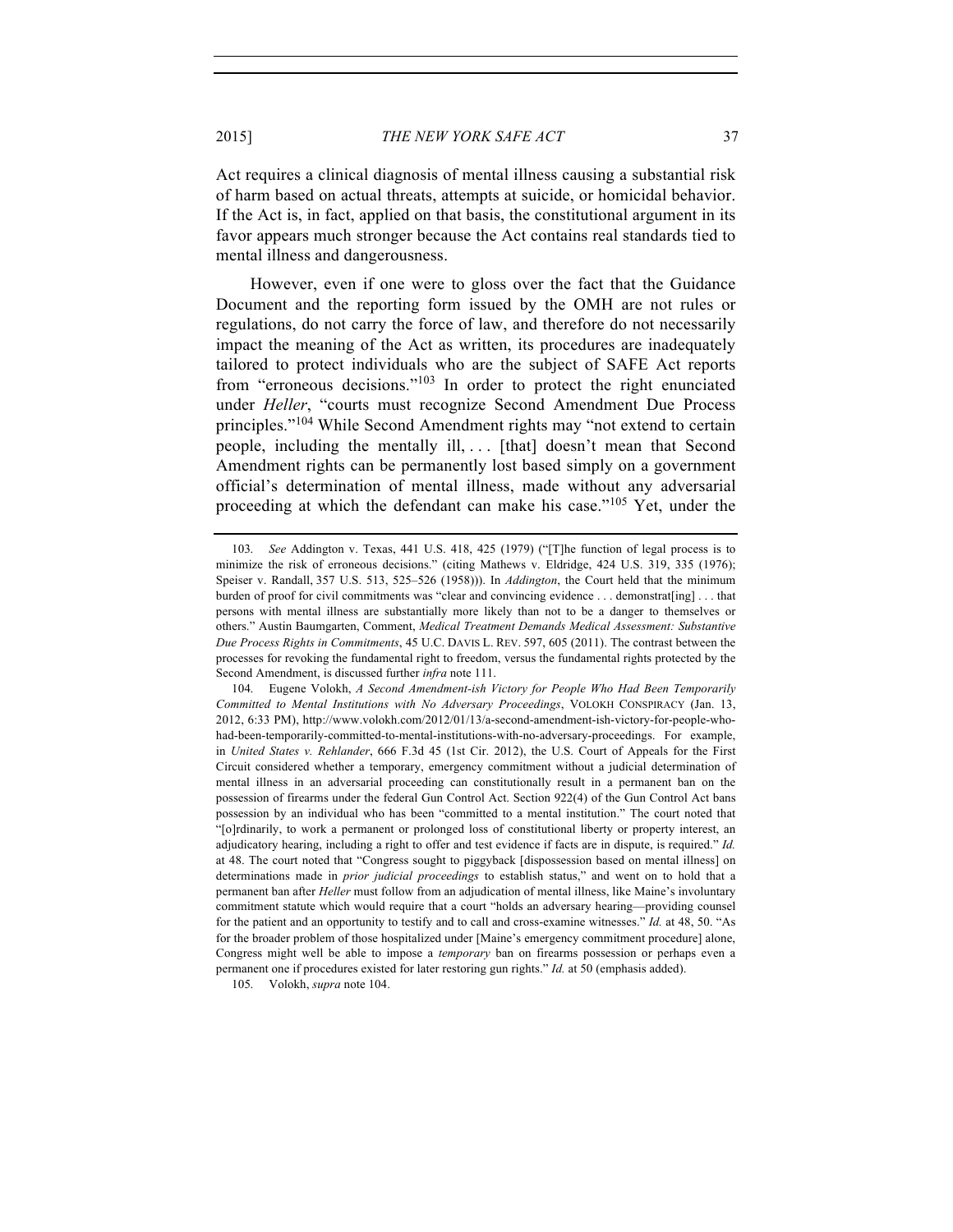Act requires a clinical diagnosis of mental illness causing a substantial risk of harm based on actual threats, attempts at suicide, or homicidal behavior. If the Act is, in fact, applied on that basis, the constitutional argument in its favor appears much stronger because the Act contains real standards tied to mental illness and dangerousness.

However, even if one were to gloss over the fact that the Guidance Document and the reporting form issued by the OMH are not rules or regulations, do not carry the force of law, and therefore do not necessarily impact the meaning of the Act as written, its procedures are inadequately tailored to protect individuals who are the subject of SAFE Act reports from "erroneous decisions."[103] In order to protect the right enunciated under *Heller*, "courts must recognize Second Amendment Due Process principles."[104] While Second Amendment rights may "not extend to certain people, including the mentally ill, . . . [that] doesn't mean that Second Amendment rights can be permanently lost based simply on a government official's determination of mental illness, made without any adversarial proceeding at which the defendant can make his case."[105] Yet, under the

---

103. *See* Addington v. Texas, 441 U.S. 418, 425 (1979) ("[T]he function of legal process is to minimize the risk of erroneous decisions." (citing Mathews v. Eldridge, 424 U.S. 319, 335 (1976); Speiser v. Randall, 357 U.S. 513, 525–526 (1958))). In *Addington*, the Court held that the minimum burden of proof for civil commitments was "clear and convincing evidence . . . demonstrat[ing] . . . that persons with mental illness are substantially more likely than not to be a danger to themselves or others." Austin Baumgarten, Comment, *Medical Treatment Demands Medical Assessment: Substantive Due Process Rights in Commitments*, 45 U.C. DAVIS L. REV. 597, 605 (2011). The contrast between the processes for revoking the fundamental right to freedom, versus the fundamental rights protected by the Second Amendment, is discussed further *infra* note 111.

104. Eugene Volokh, *A Second Amendment-ish Victory for People Who Had Been Temporarily Committed to Mental Institutions with No Adversary Proceedings*, VOLOKH CONSPIRACY (Jan. 13, 2012, 6:33 PM), http://www.volokh.com/2012/01/13/a-second-amendment-ish-victory-for-people-who-had-been-temporarily-committed-to-mental-institutions-with-no-adversary-proceedings. For example, in *United States v. Rehlander*, 666 F.3d 45 (1st Cir. 2012), the U.S. Court of Appeals for the First Circuit considered whether a temporary, emergency commitment without a judicial determination of mental illness in an adversarial proceeding can constitutionally result in a permanent ban on the possession of firearms under the federal Gun Control Act. Section 922(4) of the Gun Control Act bans possession by an individual who has been "committed to a mental institution." The court noted that "[o]rdinarily, to work a permanent or prolonged loss of constitutional liberty or property interest, an adjudicatory hearing, including a right to offer and test evidence if facts are in dispute, is required." *Id.* at 48. The court noted that "Congress sought to piggyback [dispossession based on mental illness] on determinations made in *prior judicial proceedings* to establish status," and went on to hold that a permanent ban after *Heller* must follow from an adjudication of mental illness, like Maine's involuntary commitment statute which would require that a court "holds an adversary hearing—providing counsel for the patient and an opportunity to testify and to call and cross-examine witnesses." *Id.* at 48, 50. "As for the broader problem of those hospitalized under [Maine's emergency commitment procedure] alone, Congress might well be able to impose a *temporary* ban on firearms possession or perhaps even a permanent one if procedures existed for later restoring gun rights." *Id.* at 50 (emphasis added).

105. Volokh, *supra* note 104.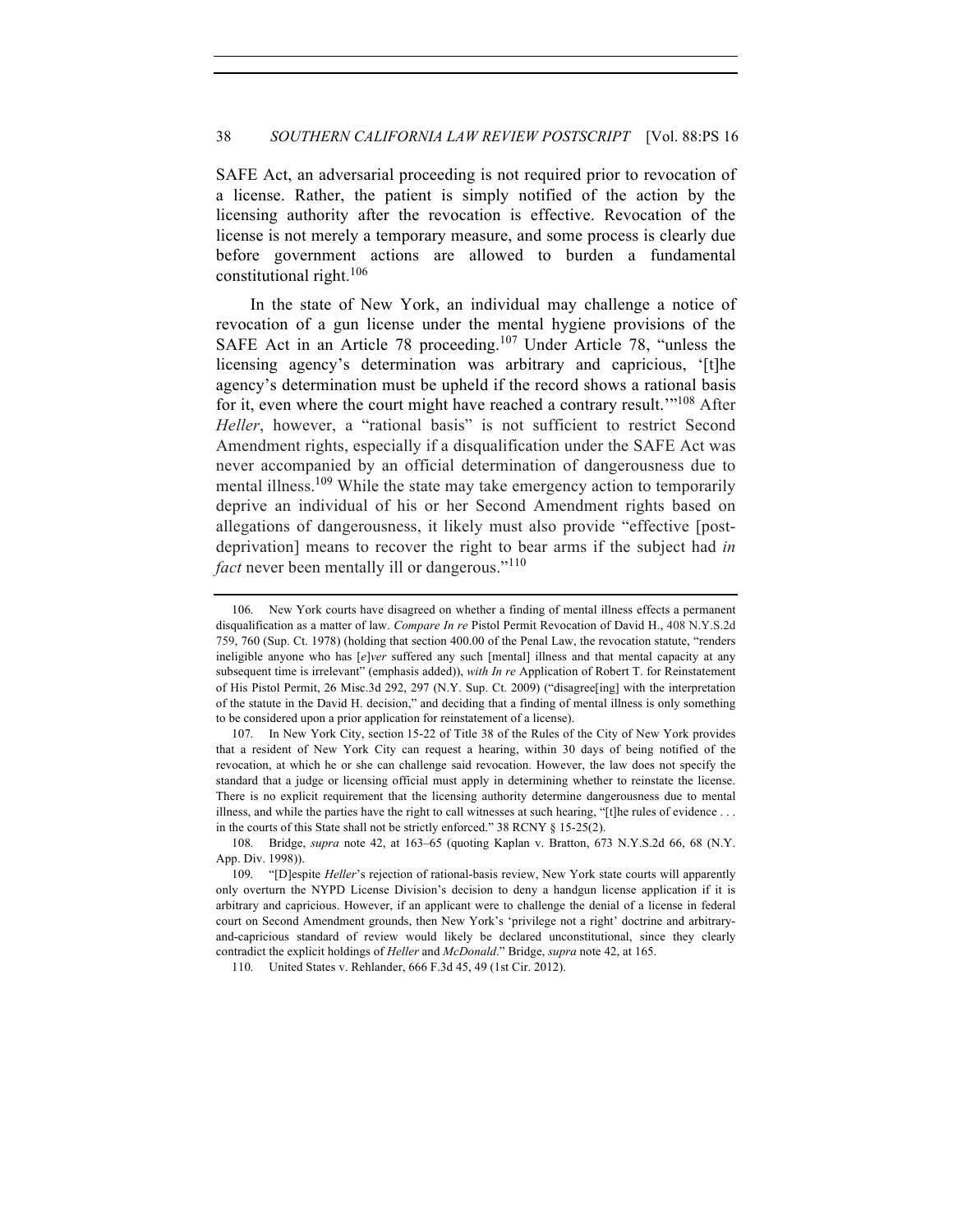SAFE Act, an adversarial proceeding is not required prior to revocation of a license. Rather, the patient is simply notified of the action by the licensing authority after the revocation is effective. Revocation of the license is not merely a temporary measure, and some process is clearly due before government actions are allowed to burden a fundamental constitutional right.[106]

In the state of New York, an individual may challenge a notice of revocation of a gun license under the mental hygiene provisions of the SAFE Act in an Article 78 proceeding.[107] Under Article 78, "unless the licensing agency's determination was arbitrary and capricious, '[t]he agency's determination must be upheld if the record shows a rational basis for it, even where the court might have reached a contrary result.'"[108] After *Heller*, however, a "rational basis" is not sufficient to restrict Second Amendment rights, especially if a disqualification under the SAFE Act was never accompanied by an official determination of dangerousness due to mental illness.[109] While the state may take emergency action to temporarily deprive an individual of his or her Second Amendment rights based on allegations of dangerousness, it likely must also provide "effective [post-deprivation] means to recover the right to bear arms if the subject had *in fact* never been mentally ill or dangerous."[110]

---

106. New York courts have disagreed on whether a finding of mental illness effects a permanent disqualification as a matter of law. *Compare In re* Pistol Permit Revocation of David H., 408 N.Y.S.2d 759, 760 (Sup. Ct. 1978) (holding that section 400.00 of the Penal Law, the revocation statute, "renders ineligible anyone who has [*e*]*ver* suffered any such [mental] illness and that mental capacity at any subsequent time is irrelevant" (emphasis added)), *with In re* Application of Robert T. for Reinstatement of His Pistol Permit, 26 Misc.3d 292, 297 (N.Y. Sup. Ct. 2009) ("disagree[ing] with the interpretation of the statute in the David H. decision," and deciding that a finding of mental illness is only something to be considered upon a prior application for reinstatement of a license).

107. In New York City, section 15-22 of Title 38 of the Rules of the City of New York provides that a resident of New York City can request a hearing, within 30 days of being notified of the revocation, at which he or she can challenge said revocation. However, the law does not specify the standard that a judge or licensing official must apply in determining whether to reinstate the license. There is no explicit requirement that the licensing authority determine dangerousness due to mental illness, and while the parties have the right to call witnesses at such hearing, "[t]he rules of evidence . . . in the courts of this State shall not be strictly enforced." 38 RCNY § 15-25(2).

108. Bridge, *supra* note 42, at 163–65 (quoting Kaplan v. Bratton, 673 N.Y.S.2d 66, 68 (N.Y. App. Div. 1998)).

109. "[D]espite *Heller*'s rejection of rational-basis review, New York state courts will apparently only overturn the NYPD License Division's decision to deny a handgun license application if it is arbitrary and capricious. However, if an applicant were to challenge the denial of a license in federal court on Second Amendment grounds, then New York's 'privilege not a right' doctrine and arbitrary-and-capricious standard of review would likely be declared unconstitutional, since they clearly contradict the explicit holdings of *Heller* and *McDonald*." Bridge, *supra* note 42, at 165.

110. United States v. Rehlander, 666 F.3d 45, 49 (1st Cir. 2012).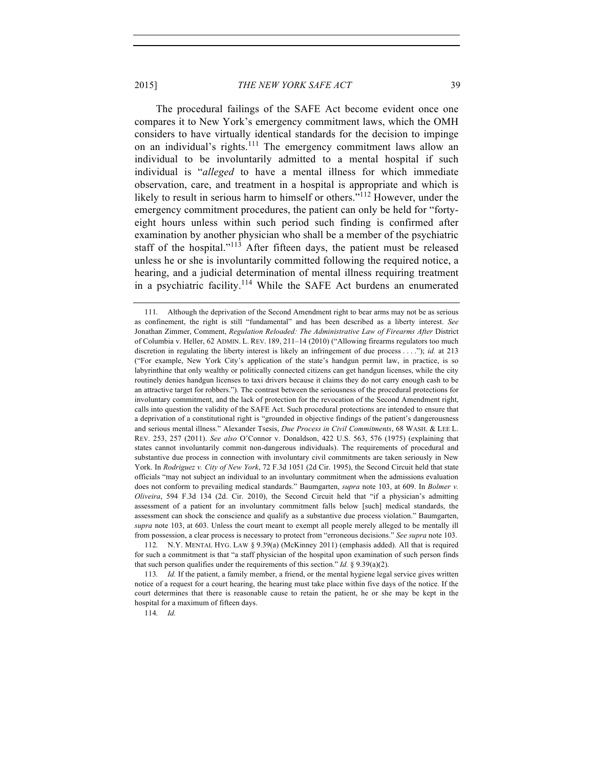The procedural failings of the SAFE Act become evident once one compares it to New York's emergency commitment laws, which the OMH considers to have virtually identical standards for the decision to impinge on an individual's rights.[111] The emergency commitment laws allow an individual to be involuntarily admitted to a mental hospital if such individual is "*alleged* to have a mental illness for which immediate observation, care, and treatment in a hospital is appropriate and which is likely to result in serious harm to himself or others."[112] However, under the emergency commitment procedures, the patient can only be held for "forty-eight hours unless within such period such finding is confirmed after examination by another physician who shall be a member of the psychiatric staff of the hospital."[113] After fifteen days, the patient must be released unless he or she is involuntarily committed following the required notice, a hearing, and a judicial determination of mental illness requiring treatment in a psychiatric facility.[114] While the SAFE Act burdens an enumerated

---

111. Although the deprivation of the Second Amendment right to bear arms may not be as serious as confinement, the right is still "fundamental" and has been described as a liberty interest. *See* Jonathan Zimmer, Comment, *Regulation Reloaded: The Administrative Law of Firearms After* District of Columbia v. Heller, 62 ADMIN. L. REV. 189, 211–14 (2010) ("Allowing firearms regulators too much discretion in regulating the liberty interest is likely an infringement of due process . . . ."); *id.* at 213 ("For example, New York City's application of the state's handgun permit law, in practice, is so labyrinthine that only wealthy or politically connected citizens can get handgun licenses, while the city routinely denies handgun licenses to taxi drivers because it claims they do not carry enough cash to be an attractive target for robbers."). The contrast between the seriousness of the procedural protections for involuntary commitment, and the lack of protection for the revocation of the Second Amendment right, calls into question the validity of the SAFE Act. Such procedural protections are intended to ensure that a deprivation of a constitutional right is "grounded in objective findings of the patient's dangerousness and serious mental illness." Alexander Tsesis, *Due Process in Civil Commitments*, 68 WASH. & LEE L. REV. 253, 257 (2011). *See also* O'Connor v. Donaldson, 422 U.S. 563, 576 (1975) (explaining that states cannot involuntarily commit non-dangerous individuals). The requirements of procedural and substantive due process in connection with involuntary civil commitments are taken seriously in New York. In *Rodriguez v. City of New York*, 72 F.3d 1051 (2d Cir. 1995), the Second Circuit held that state officials "may not subject an individual to an involuntary commitment when the admissions evaluation does not conform to prevailing medical standards." Baumgarten, *supra* note 103, at 609. In *Bolmer v. Oliveira*, 594 F.3d 134 (2d. Cir. 2010), the Second Circuit held that "if a physician's admitting assessment of a patient for an involuntary commitment falls below [such] medical standards, the assessment can shock the conscience and qualify as a substantive due process violation." Baumgarten, *supra* note 103, at 603. Unless the court meant to exempt all people merely alleged to be mentally ill from possession, a clear process is necessary to protect from "erroneous decisions." *See supra* note 103.

112. N.Y. MENTAL HYG. LAW § 9.39(a) (McKinney 2011) (emphasis added). All that is required for such a commitment is that "a staff physician of the hospital upon examination of such person finds that such person qualifies under the requirements of this section." *Id.* § 9.39(a)(2).

113. *Id.* If the patient, a family member, a friend, or the mental hygiene legal service gives written notice of a request for a court hearing, the hearing must take place within five days of the notice. If the court determines that there is reasonable cause to retain the patient, he or she may be kept in the hospital for a maximum of fifteen days.

114. *Id.*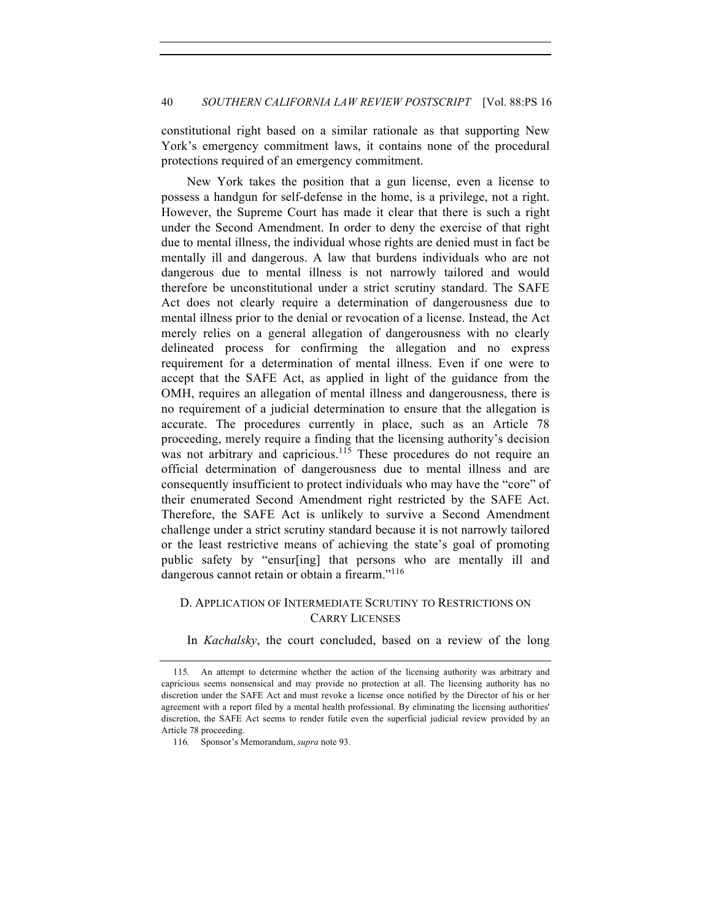constitutional right based on a similar rationale as that supporting New York's emergency commitment laws, it contains none of the procedural protections required of an emergency commitment.

New York takes the position that a gun license, even a license to possess a handgun for self-defense in the home, is a privilege, not a right. However, the Supreme Court has made it clear that there is such a right under the Second Amendment. In order to deny the exercise of that right due to mental illness, the individual whose rights are denied must in fact be mentally ill and dangerous. A law that burdens individuals who are not dangerous due to mental illness is not narrowly tailored and would therefore be unconstitutional under a strict scrutiny standard. The SAFE Act does not clearly require a determination of dangerousness due to mental illness prior to the denial or revocation of a license. Instead, the Act merely relies on a general allegation of dangerousness with no clearly delineated process for confirming the allegation and no express requirement for a determination of mental illness. Even if one were to accept that the SAFE Act, as applied in light of the guidance from the OMH, requires an allegation of mental illness and dangerousness, there is no requirement of a judicial determination to ensure that the allegation is accurate. The procedures currently in place, such as an Article 78 proceeding, merely require a finding that the licensing authority's decision was not arbitrary and capricious.[115] These procedures do not require an official determination of dangerousness due to mental illness and are consequently insufficient to protect individuals who may have the "core" of their enumerated Second Amendment right restricted by the SAFE Act. Therefore, the SAFE Act is unlikely to survive a Second Amendment challenge under a strict scrutiny standard because it is not narrowly tailored or the least restrictive means of achieving the state's goal of promoting public safety by "ensur[ing] that persons who are mentally ill and dangerous cannot retain or obtain a firearm."[116]

### D. APPLICATION OF INTERMEDIATE SCRUTINY TO RESTRICTIONS ON CARRY LICENSES

In *Kachalsky*, the court concluded, based on a review of the long

---

115. An attempt to determine whether the action of the licensing authority was arbitrary and capricious seems nonsensical and may provide no protection at all. The licensing authority has no discretion under the SAFE Act and must revoke a license once notified by the Director of his or her agreement with a report filed by a mental health professional. By eliminating the licensing authorities' discretion, the SAFE Act seems to render futile even the superficial judicial review provided by an Article 78 proceeding.

116. Sponsor's Memorandum, *supra* note 93.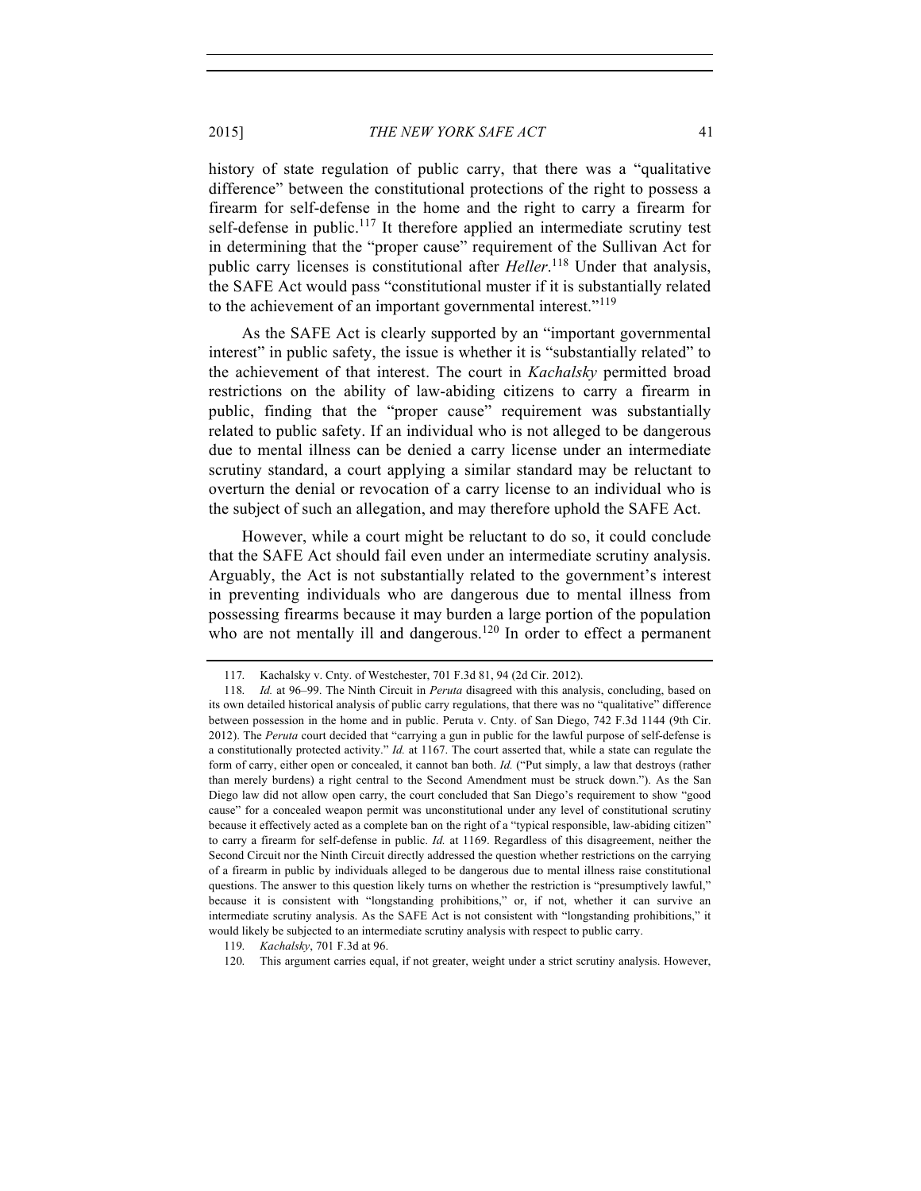history of state regulation of public carry, that there was a "qualitative difference" between the constitutional protections of the right to possess a firearm for self-defense in the home and the right to carry a firearm for self-defense in public.[117] It therefore applied an intermediate scrutiny test in determining that the "proper cause" requirement of the Sullivan Act for public carry licenses is constitutional after *Heller*.[118] Under that analysis, the SAFE Act would pass "constitutional muster if it is substantially related to the achievement of an important governmental interest."[119]

As the SAFE Act is clearly supported by an "important governmental interest" in public safety, the issue is whether it is "substantially related" to the achievement of that interest. The court in *Kachalsky* permitted broad restrictions on the ability of law-abiding citizens to carry a firearm in public, finding that the "proper cause" requirement was substantially related to public safety. If an individual who is not alleged to be dangerous due to mental illness can be denied a carry license under an intermediate scrutiny standard, a court applying a similar standard may be reluctant to overturn the denial or revocation of a carry license to an individual who is the subject of such an allegation, and may therefore uphold the SAFE Act.

However, while a court might be reluctant to do so, it could conclude that the SAFE Act should fail even under an intermediate scrutiny analysis. Arguably, the Act is not substantially related to the government's interest in preventing individuals who are dangerous due to mental illness from possessing firearms because it may burden a large portion of the population who are not mentally ill and dangerous.[120] In order to effect a permanent

---

117. Kachalsky v. Cnty. of Westchester, 701 F.3d 81, 94 (2d Cir. 2012).

118. *Id.* at 96–99. The Ninth Circuit in *Peruta* disagreed with this analysis, concluding, based on its own detailed historical analysis of public carry regulations, that there was no "qualitative" difference between possession in the home and in public. Peruta v. Cnty. of San Diego, 742 F.3d 1144 (9th Cir. 2012). The *Peruta* court decided that "carrying a gun in public for the lawful purpose of self-defense is a constitutionally protected activity." *Id.* at 1167. The court asserted that, while a state can regulate the form of carry, either open or concealed, it cannot ban both. *Id.* ("Put simply, a law that destroys (rather than merely burdens) a right central to the Second Amendment must be struck down."). As the San Diego law did not allow open carry, the court concluded that San Diego's requirement to show "good cause" for a concealed weapon permit was unconstitutional under any level of constitutional scrutiny because it effectively acted as a complete ban on the right of a "typical responsible, law-abiding citizen" to carry a firearm for self-defense in public. *Id.* at 1169. Regardless of this disagreement, neither the Second Circuit nor the Ninth Circuit directly addressed the question whether restrictions on the carrying of a firearm in public by individuals alleged to be dangerous due to mental illness raise constitutional questions. The answer to this question likely turns on whether the restriction is "presumptively lawful," because it is consistent with "longstanding prohibitions," or, if not, whether it can survive an intermediate scrutiny analysis. As the SAFE Act is not consistent with "longstanding prohibitions," it would likely be subjected to an intermediate scrutiny analysis with respect to public carry.

119. *Kachalsky*, 701 F.3d at 96.

120. This argument carries equal, if not greater, weight under a strict scrutiny analysis. However,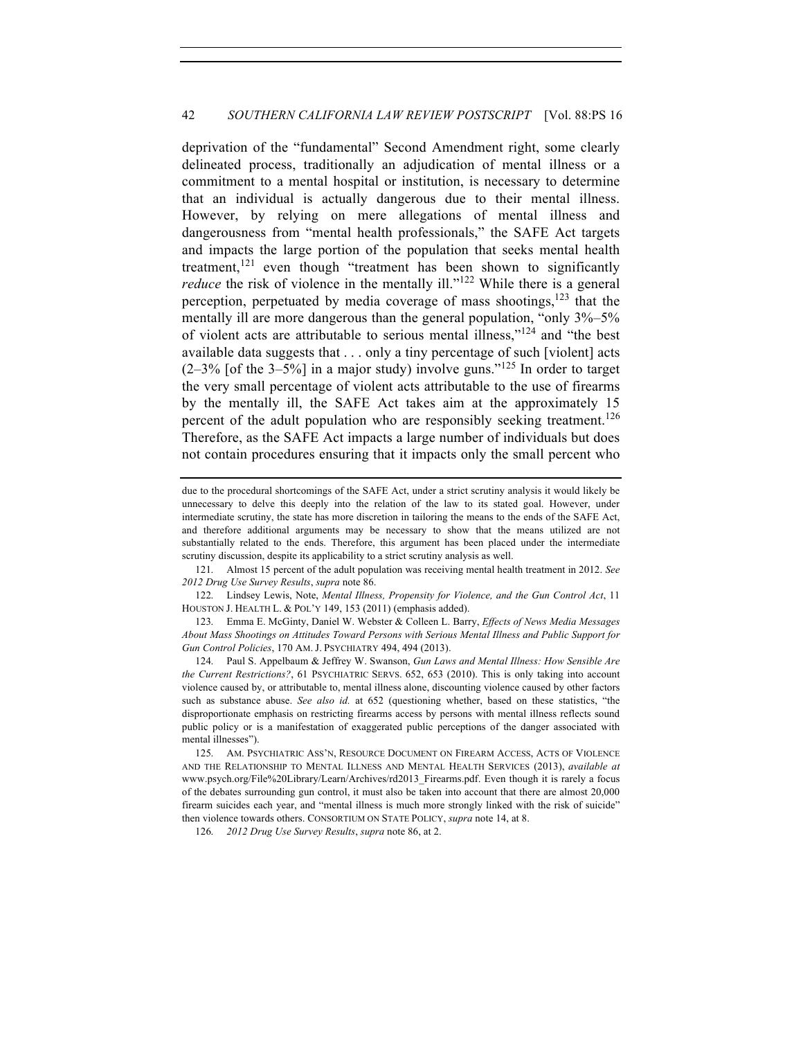deprivation of the "fundamental" Second Amendment right, some clearly delineated process, traditionally an adjudication of mental illness or a commitment to a mental hospital or institution, is necessary to determine that an individual is actually dangerous due to their mental illness. However, by relying on mere allegations of mental illness and dangerousness from "mental health professionals," the SAFE Act targets and impacts the large portion of the population that seeks mental health treatment,[121] even though "treatment has been shown to significantly *reduce* the risk of violence in the mentally ill."[122] While there is a general perception, perpetuated by media coverage of mass shootings,[123] that the mentally ill are more dangerous than the general population, "only 3%–5% of violent acts are attributable to serious mental illness,"[124] and "the best available data suggests that . . . only a tiny percentage of such [violent] acts (2–3% [of the 3–5%] in a major study) involve guns."[125] In order to target the very small percentage of violent acts attributable to the use of firearms by the mentally ill, the SAFE Act takes aim at the approximately 15 percent of the adult population who are responsibly seeking treatment.[126] Therefore, as the SAFE Act impacts a large number of individuals but does not contain procedures ensuring that it impacts only the small percent who

---

due to the procedural shortcomings of the SAFE Act, under a strict scrutiny analysis it would likely be unnecessary to delve this deeply into the relation of the law to its stated goal. However, under intermediate scrutiny, the state has more discretion in tailoring the means to the ends of the SAFE Act, and therefore additional arguments may be necessary to show that the means utilized are not substantially related to the ends. Therefore, this argument has been placed under the intermediate scrutiny discussion, despite its applicability to a strict scrutiny analysis as well.

121. Almost 15 percent of the adult population was receiving mental health treatment in 2012. *See 2012 Drug Use Survey Results*, *supra* note 86.

122. Lindsey Lewis, Note, *Mental Illness, Propensity for Violence, and the Gun Control Act*, 11 HOUSTON J. HEALTH L. & POL'Y 149, 153 (2011) (emphasis added).

123. Emma E. McGinty, Daniel W. Webster & Colleen L. Barry, *Effects of News Media Messages About Mass Shootings on Attitudes Toward Persons with Serious Mental Illness and Public Support for Gun Control Policies*, 170 AM. J. PSYCHIATRY 494, 494 (2013).

124. Paul S. Appelbaum & Jeffrey W. Swanson, *Gun Laws and Mental Illness: How Sensible Are the Current Restrictions?*, 61 PSYCHIATRIC SERVS. 652, 653 (2010). This is only taking into account violence caused by, or attributable to, mental illness alone, discounting violence caused by other factors such as substance abuse. *See also id.* at 652 (questioning whether, based on these statistics, "the disproportionate emphasis on restricting firearms access by persons with mental illness reflects sound public policy or is a manifestation of exaggerated public perceptions of the danger associated with mental illnesses").

125. AM. PSYCHIATRIC ASS'N, RESOURCE DOCUMENT ON FIREARM ACCESS, ACTS OF VIOLENCE AND THE RELATIONSHIP TO MENTAL ILLNESS AND MENTAL HEALTH SERVICES (2013), *available at* www.psych.org/File%20Library/Learn/Archives/rd2013_Firearms.pdf. Even though it is rarely a focus of the debates surrounding gun control, it must also be taken into account that there are almost 20,000 firearm suicides each year, and "mental illness is much more strongly linked with the risk of suicide" then violence towards others. CONSORTIUM ON STATE POLICY, *supra* note 14, at 8.

126. *2012 Drug Use Survey Results*, *supra* note 86, at 2.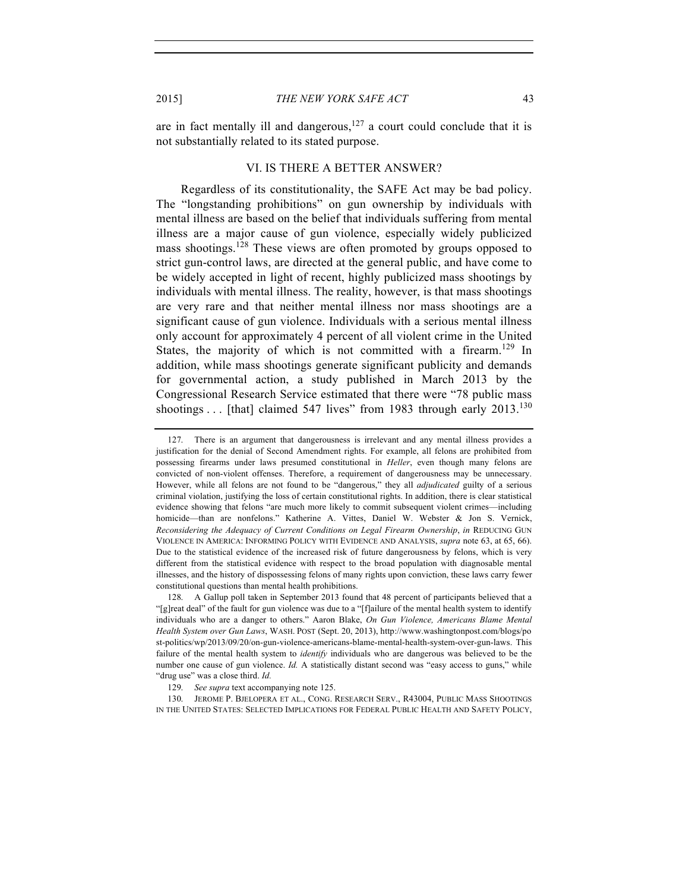are in fact mentally ill and dangerous,[127] a court could conclude that it is not substantially related to its stated purpose.

## VI. IS THERE A BETTER ANSWER?

Regardless of its constitutionality, the SAFE Act may be bad policy. The "longstanding prohibitions" on gun ownership by individuals with mental illness are based on the belief that individuals suffering from mental illness are a major cause of gun violence, especially widely publicized mass shootings.[128] These views are often promoted by groups opposed to strict gun-control laws, are directed at the general public, and have come to be widely accepted in light of recent, highly publicized mass shootings by individuals with mental illness. The reality, however, is that mass shootings are very rare and that neither mental illness nor mass shootings are a significant cause of gun violence. Individuals with a serious mental illness only account for approximately 4 percent of all violent crime in the United States, the majority of which is not committed with a firearm.[129] In addition, while mass shootings generate significant publicity and demands for governmental action, a study published in March 2013 by the Congressional Research Service estimated that there were "78 public mass shootings . . . [that] claimed 547 lives" from 1983 through early 2013.[130]

---

127. There is an argument that dangerousness is irrelevant and any mental illness provides a justification for the denial of Second Amendment rights. For example, all felons are prohibited from possessing firearms under laws presumed constitutional in *Heller*, even though many felons are convicted of non-violent offenses. Therefore, a requirement of dangerousness may be unnecessary. However, while all felons are not found to be "dangerous," they all *adjudicated* guilty of a serious criminal violation, justifying the loss of certain constitutional rights. In addition, there is clear statistical evidence showing that felons "are much more likely to commit subsequent violent crimes—including homicide—than are nonfelons." Katherine A. Vittes, Daniel W. Webster & Jon S. Vernick, *Reconsidering the Adequacy of Current Conditions on Legal Firearm Ownership*, *in* REDUCING GUN VIOLENCE IN AMERICA: INFORMING POLICY WITH EVIDENCE AND ANALYSIS, *supra* note 63, at 65, 66). Due to the statistical evidence of the increased risk of future dangerousness by felons, which is very different from the statistical evidence with respect to the broad population with diagnosable mental illnesses, and the history of dispossessing felons of many rights upon conviction, these laws carry fewer constitutional questions than mental health prohibitions.

128. A Gallup poll taken in September 2013 found that 48 percent of participants believed that a "[g]reat deal" of the fault for gun violence was due to a "[f]ailure of the mental health system to identify individuals who are a danger to others." Aaron Blake, *On Gun Violence, Americans Blame Mental Health System over Gun Laws*, WASH. POST (Sept. 20, 2013), http://www.washingtonpost.com/blogs/post-politics/wp/2013/09/20/on-gun-violence-americans-blame-mental-health-system-over-gun-laws. This failure of the mental health system to *identify* individuals who are dangerous was believed to be the number one cause of gun violence. *Id.* A statistically distant second was "easy access to guns," while "drug use" was a close third. *Id.*

129. *See supra* text accompanying note 125.

130. JEROME P. BJELOPERA ET AL., CONG. RESEARCH SERV., R43004, PUBLIC MASS SHOOTINGS IN THE UNITED STATES: SELECTED IMPLICATIONS FOR FEDERAL PUBLIC HEALTH AND SAFETY POLICY,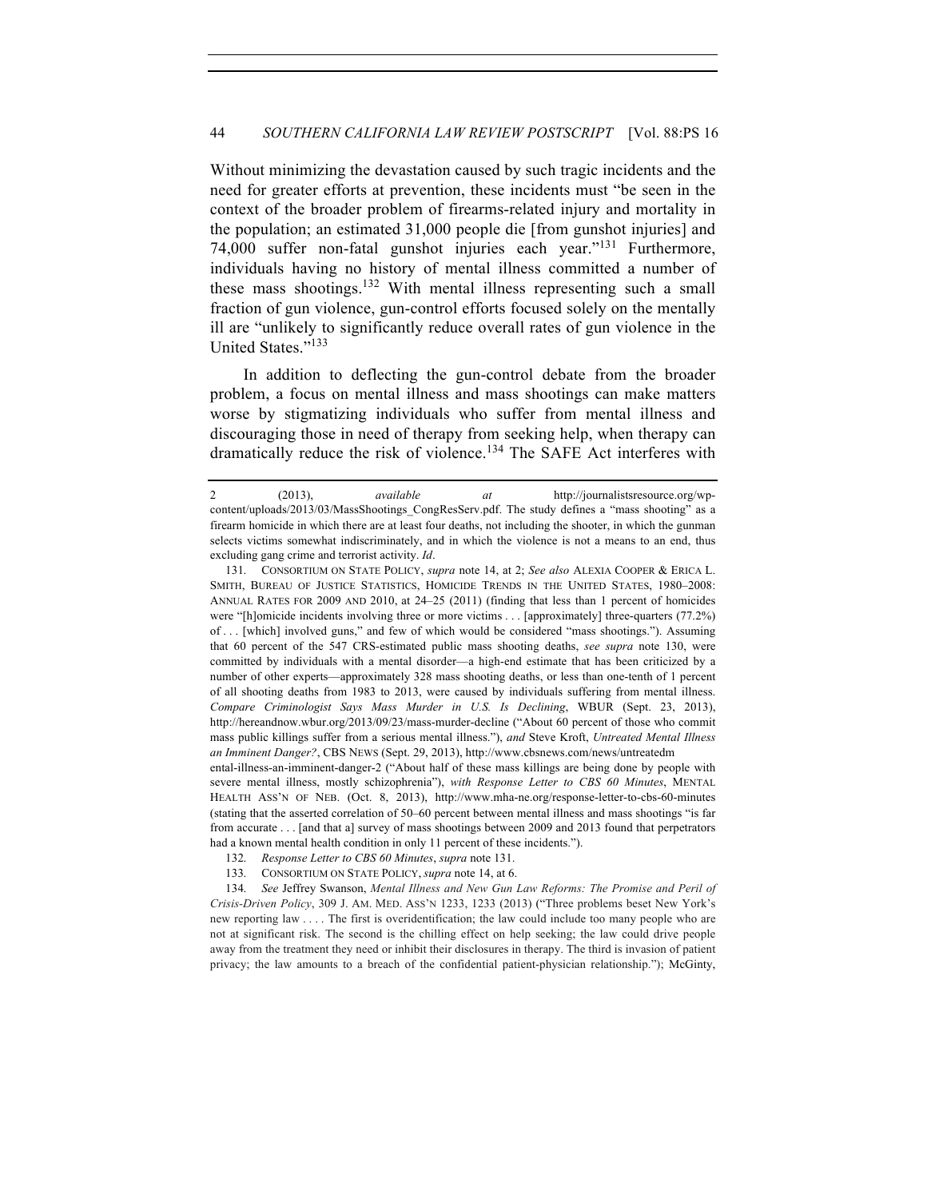Without minimizing the devastation caused by such tragic incidents and the need for greater efforts at prevention, these incidents must "be seen in the context of the broader problem of firearms-related injury and mortality in the population; an estimated 31,000 people die [from gunshot injuries] and 74,000 suffer non-fatal gunshot injuries each year."[131] Furthermore, individuals having no history of mental illness committed a number of these mass shootings.[132] With mental illness representing such a small fraction of gun violence, gun-control efforts focused solely on the mentally ill are "unlikely to significantly reduce overall rates of gun violence in the United States."[133]

In addition to deflecting the gun-control debate from the broader problem, a focus on mental illness and mass shootings can make matters worse by stigmatizing individuals who suffer from mental illness and discouraging those in need of therapy from seeking help, when therapy can dramatically reduce the risk of violence.[134] The SAFE Act interferes with

---

2 (2013), *available at* http://journalistsresource.org/wp-content/uploads/2013/03/MassShootings_CongResServ.pdf. The study defines a "mass shooting" as a firearm homicide in which there are at least four deaths, not including the shooter, in which the gunman selects victims somewhat indiscriminately, and in which the violence is not a means to an end, thus excluding gang crime and terrorist activity. *Id*.

131. CONSORTIUM ON STATE POLICY, *supra* note 14, at 2; *See also* ALEXIA COOPER & ERICA L. SMITH, BUREAU OF JUSTICE STATISTICS, HOMICIDE TRENDS IN THE UNITED STATES, 1980–2008: ANNUAL RATES FOR 2009 AND 2010, at 24–25 (2011) (finding that less than 1 percent of homicides were "[h]omicide incidents involving three or more victims . . . [approximately] three-quarters (77.2%) of . . . [which] involved guns," and few of which would be considered "mass shootings."). Assuming that 60 percent of the 547 CRS-estimated public mass shooting deaths, *see supra* note 130, were committed by individuals with a mental disorder—a high-end estimate that has been criticized by a number of other experts—approximately 328 mass shooting deaths, or less than one-tenth of 1 percent of all shooting deaths from 1983 to 2013, were caused by individuals suffering from mental illness. *Compare Criminologist Says Mass Murder in U.S. Is Declining*, WBUR (Sept. 23, 2013), http://hereandnow.wbur.org/2013/09/23/mass-murder-decline ("About 60 percent of those who commit mass public killings suffer from a serious mental illness."), *and* Steve Kroft, *Untreated Mental Illness an Imminent Danger?*, CBS NEWS (Sept. 29, 2013), http://www.cbsnews.com/news/untreatedmental-illness-an-imminent-danger-2 ("About half of these mass killings are being done by people with severe mental illness, mostly schizophrenia"), *with Response Letter to CBS 60 Minutes*, MENTAL HEALTH ASS'N OF NEB. (Oct. 8, 2013), http://www.mha-ne.org/response-letter-to-cbs-60-minutes (stating that the asserted correlation of 50–60 percent between mental illness and mass shootings "is far from accurate . . . [and that a] survey of mass shootings between 2009 and 2013 found that perpetrators had a known mental health condition in only 11 percent of these incidents.").

132. *Response Letter to CBS 60 Minutes*, *supra* note 131.

133. CONSORTIUM ON STATE POLICY, *supra* note 14, at 6.

134. *See* Jeffrey Swanson, *Mental Illness and New Gun Law Reforms: The Promise and Peril of Crisis-Driven Policy*, 309 J. AM. MED. ASS'N 1233, 1233 (2013) ("Three problems beset New York's new reporting law . . . . The first is overidentification; the law could include too many people who are not at significant risk. The second is the chilling effect on help seeking; the law could drive people away from the treatment they need or inhibit their disclosures in therapy. The third is invasion of patient privacy; the law amounts to a breach of the confidential patient-physician relationship."); McGinty,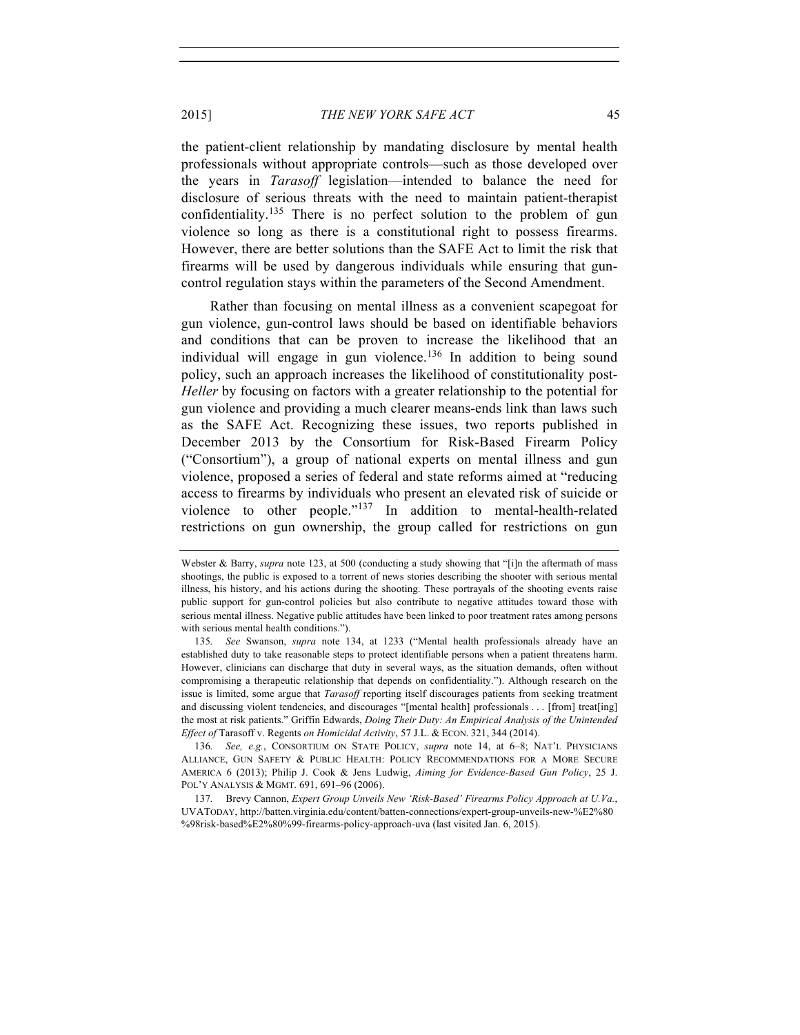the patient-client relationship by mandating disclosure by mental health professionals without appropriate controls—such as those developed over the years in *Tarasoff* legislation—intended to balance the need for disclosure of serious threats with the need to maintain patient-therapist confidentiality.[135] There is no perfect solution to the problem of gun violence so long as there is a constitutional right to possess firearms. However, there are better solutions than the SAFE Act to limit the risk that firearms will be used by dangerous individuals while ensuring that gun-control regulation stays within the parameters of the Second Amendment.

Rather than focusing on mental illness as a convenient scapegoat for gun violence, gun-control laws should be based on identifiable behaviors and conditions that can be proven to increase the likelihood that an individual will engage in gun violence.[136] In addition to being sound policy, such an approach increases the likelihood of constitutionality post-*Heller* by focusing on factors with a greater relationship to the potential for gun violence and providing a much clearer means-ends link than laws such as the SAFE Act. Recognizing these issues, two reports published in December 2013 by the Consortium for Risk-Based Firearm Policy ("Consortium"), a group of national experts on mental illness and gun violence, proposed a series of federal and state reforms aimed at "reducing access to firearms by individuals who present an elevated risk of suicide or violence to other people."[137] In addition to mental-health-related restrictions on gun ownership, the group called for restrictions on gun

---

Webster & Barry, *supra* note 123, at 500 (conducting a study showing that "[i]n the aftermath of mass shootings, the public is exposed to a torrent of news stories describing the shooter with serious mental illness, his history, and his actions during the shooting. These portrayals of the shooting events raise public support for gun-control policies but also contribute to negative attitudes toward those with serious mental illness. Negative public attitudes have been linked to poor treatment rates among persons with serious mental health conditions.").

135. *See* Swanson, *supra* note 134, at 1233 ("Mental health professionals already have an established duty to take reasonable steps to protect identifiable persons when a patient threatens harm. However, clinicians can discharge that duty in several ways, as the situation demands, often without compromising a therapeutic relationship that depends on confidentiality."). Although research on the issue is limited, some argue that *Tarasoff* reporting itself discourages patients from seeking treatment and discussing violent tendencies, and discourages "[mental health] professionals . . . [from] treat[ing] the most at risk patients." Griffin Edwards, *Doing Their Duty: An Empirical Analysis of the Unintended Effect of* Tarasoff v. Regents *on Homicidal Activity*, 57 J.L. & ECON. 321, 344 (2014).

136. *See, e.g.*, CONSORTIUM ON STATE POLICY, *supra* note 14, at 6–8; NAT'L PHYSICIANS ALLIANCE, GUN SAFETY & PUBLIC HEALTH: POLICY RECOMMENDATIONS FOR A MORE SECURE AMERICA 6 (2013); Philip J. Cook & Jens Ludwig, *Aiming for Evidence-Based Gun Policy*, 25 J. POL'Y ANALYSIS & MGMT. 691, 691–96 (2006).

137. Brevy Cannon, *Expert Group Unveils New 'Risk-Based' Firearms Policy Approach at U.Va.*, UVATODAY, http://batten.virginia.edu/content/batten-connections/expert-group-unveils-new-%E2%80%98risk-based%E2%80%99-firearms-policy-approach-uva (last visited Jan. 6, 2015).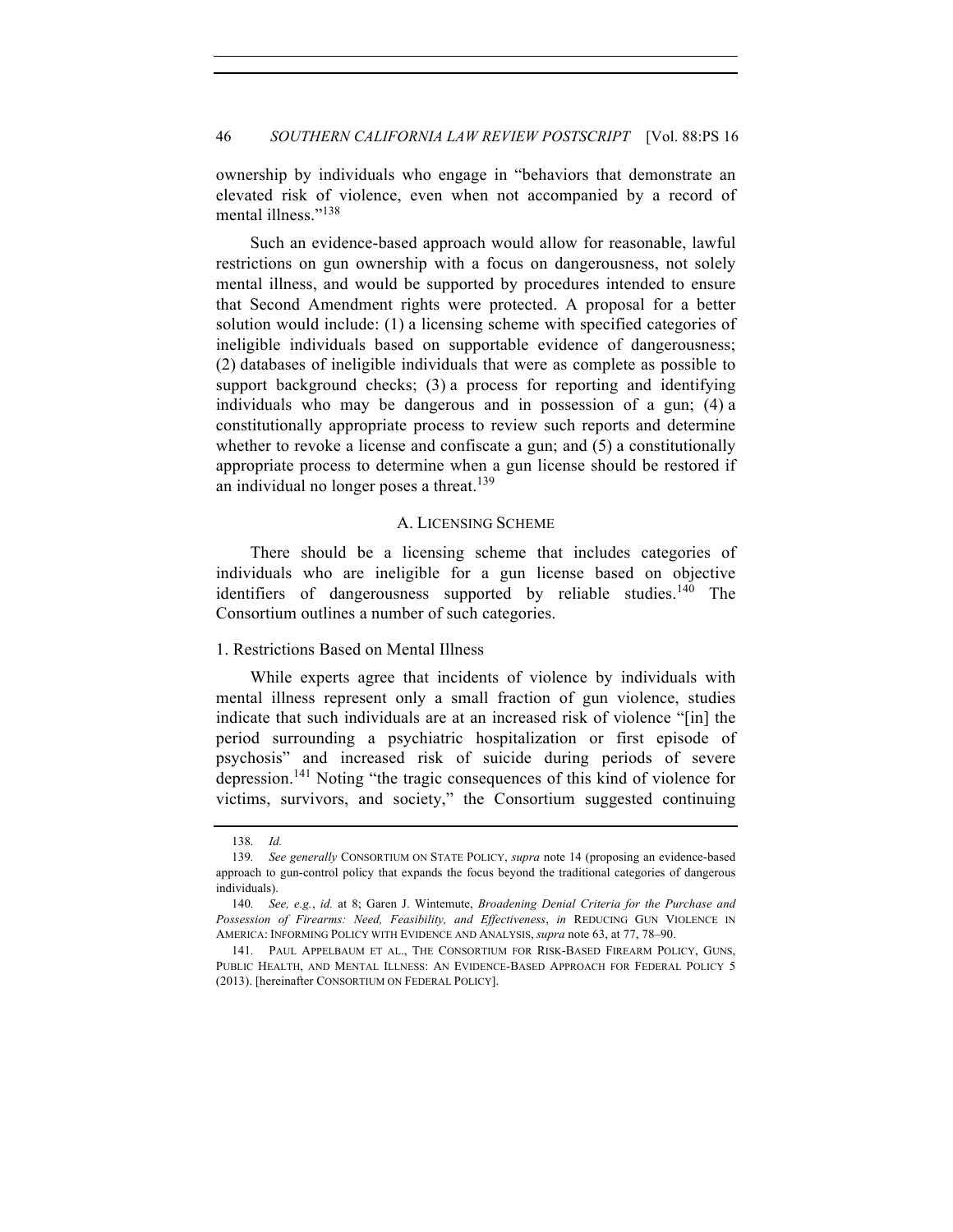ownership by individuals who engage in "behaviors that demonstrate an elevated risk of violence, even when not accompanied by a record of mental illness."[138]

Such an evidence-based approach would allow for reasonable, lawful restrictions on gun ownership with a focus on dangerousness, not solely mental illness, and would be supported by procedures intended to ensure that Second Amendment rights were protected. A proposal for a better solution would include: (1) a licensing scheme with specified categories of ineligible individuals based on supportable evidence of dangerousness; (2) databases of ineligible individuals that were as complete as possible to support background checks; (3) a process for reporting and identifying individuals who may be dangerous and in possession of a gun; (4) a constitutionally appropriate process to review such reports and determine whether to revoke a license and confiscate a gun; and (5) a constitutionally appropriate process to determine when a gun license should be restored if an individual no longer poses a threat.[139]

## A. LICENSING SCHEME

There should be a licensing scheme that includes categories of individuals who are ineligible for a gun license based on objective identifiers of dangerousness supported by reliable studies.[140] The Consortium outlines a number of such categories.

### 1. Restrictions Based on Mental Illness

While experts agree that incidents of violence by individuals with mental illness represent only a small fraction of gun violence, studies indicate that such individuals are at an increased risk of violence "[in] the period surrounding a psychiatric hospitalization or first episode of psychosis" and increased risk of suicide during periods of severe depression.[141] Noting "the tragic consequences of this kind of violence for victims, survivors, and society," the Consortium suggested continuing

---

138. *Id.*

139. *See generally* CONSORTIUM ON STATE POLICY, *supra* note 14 (proposing an evidence-based approach to gun-control policy that expands the focus beyond the traditional categories of dangerous individuals).

140. *See, e.g.*, *id.* at 8; Garen J. Wintemute, *Broadening Denial Criteria for the Purchase and Possession of Firearms: Need, Feasibility, and Effectiveness*, *in* REDUCING GUN VIOLENCE IN AMERICA: INFORMING POLICY WITH EVIDENCE AND ANALYSIS, *supra* note 63, at 77, 78–90.

141. PAUL APPELBAUM ET AL., THE CONSORTIUM FOR RISK-BASED FIREARM POLICY, GUNS, PUBLIC HEALTH, AND MENTAL ILLNESS: AN EVIDENCE-BASED APPROACH FOR FEDERAL POLICY 5 (2013). [hereinafter CONSORTIUM ON FEDERAL POLICY].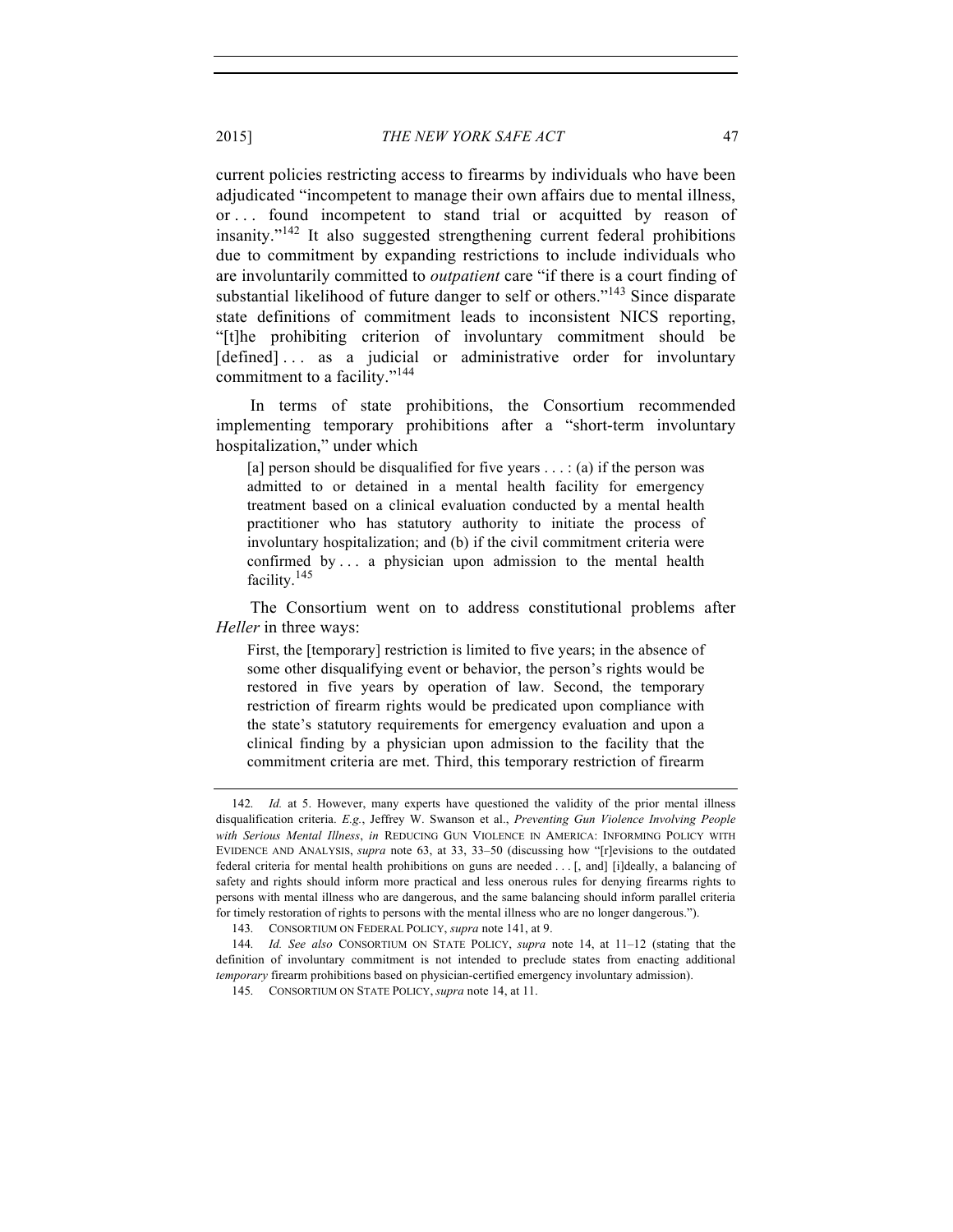current policies restricting access to firearms by individuals who have been adjudicated "incompetent to manage their own affairs due to mental illness, or . . . found incompetent to stand trial or acquitted by reason of insanity."[142] It also suggested strengthening current federal prohibitions due to commitment by expanding restrictions to include individuals who are involuntarily committed to *outpatient* care "if there is a court finding of substantial likelihood of future danger to self or others."[143] Since disparate state definitions of commitment leads to inconsistent NICS reporting, "[t]he prohibiting criterion of involuntary commitment should be [defined] . . . as a judicial or administrative order for involuntary commitment to a facility."[144]

In terms of state prohibitions, the Consortium recommended implementing temporary prohibitions after a "short-term involuntary hospitalization," under which

> [a] person should be disqualified for five years . . . : (a) if the person was admitted to or detained in a mental health facility for emergency treatment based on a clinical evaluation conducted by a mental health practitioner who has statutory authority to initiate the process of involuntary hospitalization; and (b) if the civil commitment criteria were confirmed by . . . a physician upon admission to the mental health facility.[145]

The Consortium went on to address constitutional problems after *Heller* in three ways:

> First, the [temporary] restriction is limited to five years; in the absence of some other disqualifying event or behavior, the person's rights would be restored in five years by operation of law. Second, the temporary restriction of firearm rights would be predicated upon compliance with the state's statutory requirements for emergency evaluation and upon a clinical finding by a physician upon admission to the facility that the commitment criteria are met. Third, this temporary restriction of firearm

---

142. *Id.* at 5. However, many experts have questioned the validity of the prior mental illness disqualification criteria. *E.g.*, Jeffrey W. Swanson et al., *Preventing Gun Violence Involving People with Serious Mental Illness*, *in* REDUCING GUN VIOLENCE IN AMERICA: INFORMING POLICY WITH EVIDENCE AND ANALYSIS, *supra* note 63, at 33, 33–50 (discussing how "[r]evisions to the outdated federal criteria for mental health prohibitions on guns are needed . . . [, and] [i]deally, a balancing of safety and rights should inform more practical and less onerous rules for denying firearms rights to persons with mental illness who are dangerous, and the same balancing should inform parallel criteria for timely restoration of rights to persons with the mental illness who are no longer dangerous.").

143. CONSORTIUM ON FEDERAL POLICY, *supra* note 141, at 9.

144. *Id. See also* CONSORTIUM ON STATE POLICY, *supra* note 14, at 11–12 (stating that the definition of involuntary commitment is not intended to preclude states from enacting additional *temporary* firearm prohibitions based on physician-certified emergency involuntary admission).

145. CONSORTIUM ON STATE POLICY, *supra* note 14, at 11.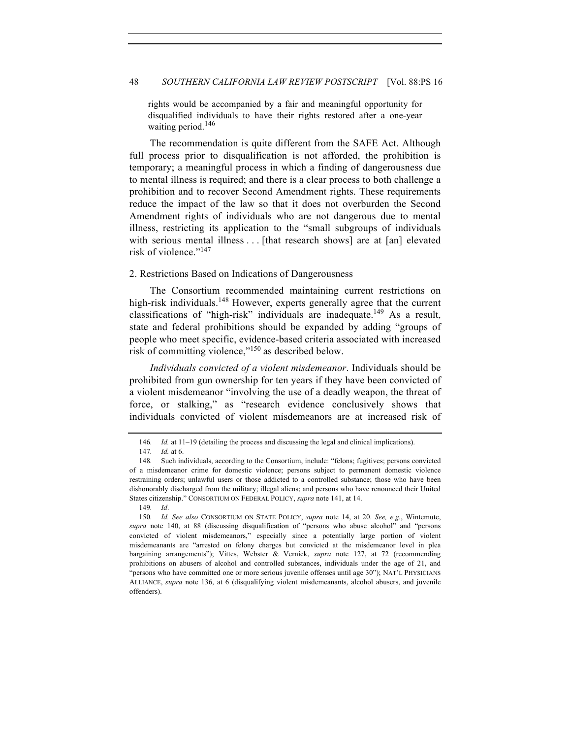rights would be accompanied by a fair and meaningful opportunity for disqualified individuals to have their rights restored after a one-year waiting period.[146]

The recommendation is quite different from the SAFE Act. Although full process prior to disqualification is not afforded, the prohibition is temporary; a meaningful process in which a finding of dangerousness due to mental illness is required; and there is a clear process to both challenge a prohibition and to recover Second Amendment rights. These requirements reduce the impact of the law so that it does not overburden the Second Amendment rights of individuals who are not dangerous due to mental illness, restricting its application to the "small subgroups of individuals with serious mental illness . . . [that research shows] are at [an] elevated risk of violence."[147]

### 2. Restrictions Based on Indications of Dangerousness

The Consortium recommended maintaining current restrictions on high-risk individuals.[148] However, experts generally agree that the current classifications of "high-risk" individuals are inadequate.[149] As a result, state and federal prohibitions should be expanded by adding "groups of people who meet specific, evidence-based criteria associated with increased risk of committing violence,"[150] as described below.

*Individuals convicted of a violent misdemeanor*. Individuals should be prohibited from gun ownership for ten years if they have been convicted of a violent misdemeanor "involving the use of a deadly weapon, the threat of force, or stalking," as "research evidence conclusively shows that individuals convicted of violent misdemeanors are at increased risk of

---

146. *Id.* at 11–19 (detailing the process and discussing the legal and clinical implications).

147. *Id.* at 6.

148. Such individuals, according to the Consortium, include: "felons; fugitives; persons convicted of a misdemeanor crime for domestic violence; persons subject to permanent domestic violence restraining orders; unlawful users or those addicted to a controlled substance; those who have been dishonorably discharged from the military; illegal aliens; and persons who have renounced their United States citizenship." CONSORTIUM ON FEDERAL POLICY, *supra* note 141, at 14.

149. *Id*.

150. *Id. See also* CONSORTIUM ON STATE POLICY, *supra* note 14, at 20. *See, e.g.*, Wintemute, *supra* note 140, at 88 (discussing disqualification of "persons who abuse alcohol" and "persons convicted of violent misdemeanors," especially since a potentially large portion of violent misdemeanants are "arrested on felony charges but convicted at the misdemeanor level in plea bargaining arrangements"); Vittes, Webster & Vernick, *supra* note 127, at 72 (recommending prohibitions on abusers of alcohol and controlled substances, individuals under the age of 21, and "persons who have committed one or more serious juvenile offenses until age 30"); NAT'L PHYSICIANS ALLIANCE, *supra* note 136, at 6 (disqualifying violent misdemeanants, alcohol abusers, and juvenile offenders).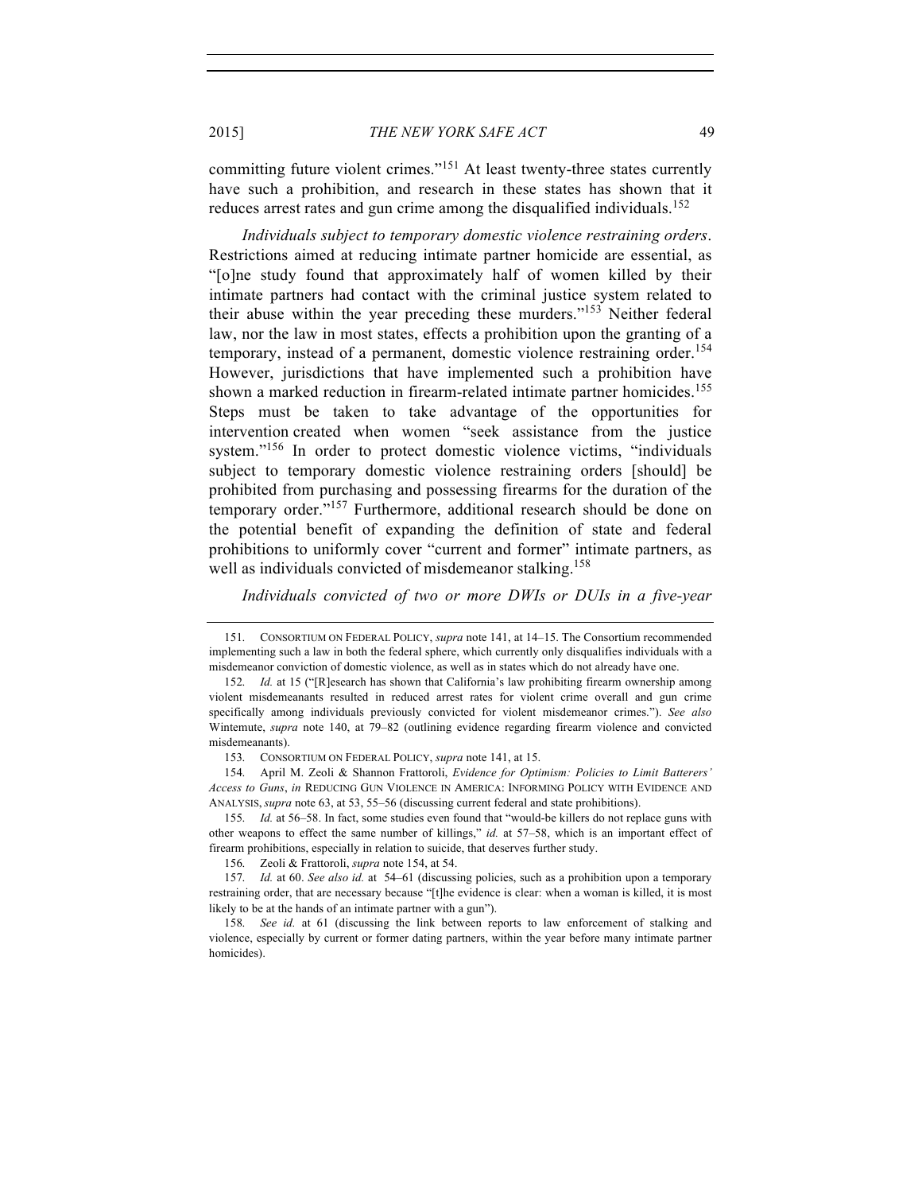committing future violent crimes."[151] At least twenty-three states currently have such a prohibition, and research in these states has shown that it reduces arrest rates and gun crime among the disqualified individuals.[152]

*Individuals subject to temporary domestic violence restraining orders*. Restrictions aimed at reducing intimate partner homicide are essential, as "[o]ne study found that approximately half of women killed by their intimate partners had contact with the criminal justice system related to their abuse within the year preceding these murders."[153] Neither federal law, nor the law in most states, effects a prohibition upon the granting of a temporary, instead of a permanent, domestic violence restraining order.[154] However, jurisdictions that have implemented such a prohibition have shown a marked reduction in firearm-related intimate partner homicides.[155] Steps must be taken to take advantage of the opportunities for intervention created when women "seek assistance from the justice system."[156] In order to protect domestic violence victims, "individuals subject to temporary domestic violence restraining orders [should] be prohibited from purchasing and possessing firearms for the duration of the temporary order."[157] Furthermore, additional research should be done on the potential benefit of expanding the definition of state and federal prohibitions to uniformly cover "current and former" intimate partners, as well as individuals convicted of misdemeanor stalking.[158]

*Individuals convicted of two or more DWIs or DUIs in a five-year*

---

151. CONSORTIUM ON FEDERAL POLICY, *supra* note 141, at 14–15. The Consortium recommended implementing such a law in both the federal sphere, which currently only disqualifies individuals with a misdemeanor conviction of domestic violence, as well as in states which do not already have one.

152. *Id.* at 15 ("[R]esearch has shown that California's law prohibiting firearm ownership among violent misdemeanants resulted in reduced arrest rates for violent crime overall and gun crime specifically among individuals previously convicted for violent misdemeanor crimes."). *See also* Wintemute, *supra* note 140, at 79–82 (outlining evidence regarding firearm violence and convicted misdemeanants).

153. CONSORTIUM ON FEDERAL POLICY, *supra* note 141, at 15.

154. April M. Zeoli & Shannon Frattoroli, *Evidence for Optimism: Policies to Limit Batterers' Access to Guns*, *in* REDUCING GUN VIOLENCE IN AMERICA: INFORMING POLICY WITH EVIDENCE AND ANALYSIS, *supra* note 63, at 53, 55–56 (discussing current federal and state prohibitions).

155. *Id.* at 56–58. In fact, some studies even found that "would-be killers do not replace guns with other weapons to effect the same number of killings," *id.* at 57–58, which is an important effect of firearm prohibitions, especially in relation to suicide, that deserves further study.

156. Zeoli & Frattoroli, *supra* note 154, at 54.

157. *Id.* at 60. *See also id.* at 54–61 (discussing policies, such as a prohibition upon a temporary restraining order, that are necessary because "[t]he evidence is clear: when a woman is killed, it is most likely to be at the hands of an intimate partner with a gun").

158. *See id.* at 61 (discussing the link between reports to law enforcement of stalking and violence, especially by current or former dating partners, within the year before many intimate partner homicides).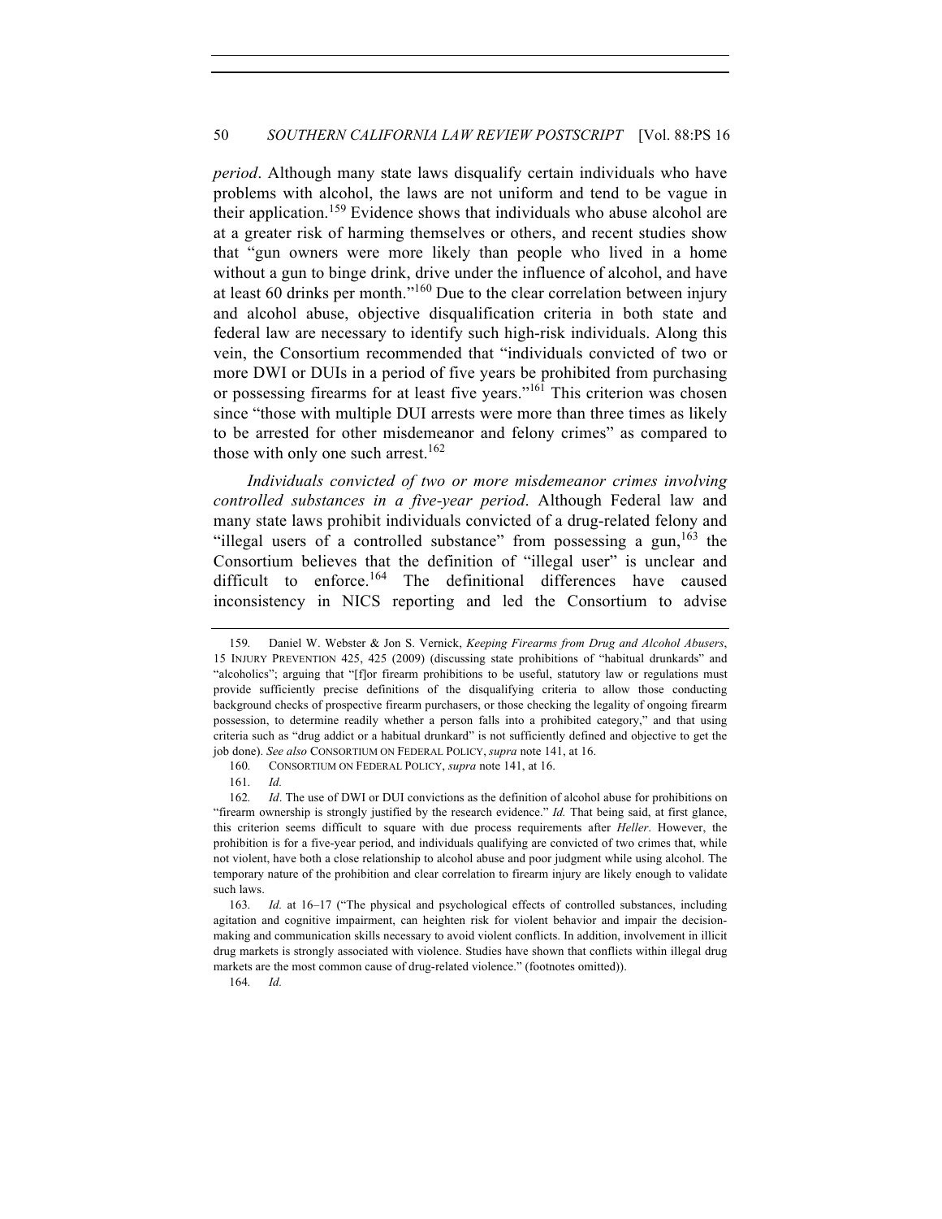*period*. Although many state laws disqualify certain individuals who have problems with alcohol, the laws are not uniform and tend to be vague in their application.[159] Evidence shows that individuals who abuse alcohol are at a greater risk of harming themselves or others, and recent studies show that "gun owners were more likely than people who lived in a home without a gun to binge drink, drive under the influence of alcohol, and have at least 60 drinks per month."[160] Due to the clear correlation between injury and alcohol abuse, objective disqualification criteria in both state and federal law are necessary to identify such high-risk individuals. Along this vein, the Consortium recommended that "individuals convicted of two or more DWI or DUIs in a period of five years be prohibited from purchasing or possessing firearms for at least five years."[161] This criterion was chosen since "those with multiple DUI arrests were more than three times as likely to be arrested for other misdemeanor and felony crimes" as compared to those with only one such arrest.[162]

*Individuals convicted of two or more misdemeanor crimes involving controlled substances in a five-year period*. Although Federal law and many state laws prohibit individuals convicted of a drug-related felony and "illegal users of a controlled substance" from possessing a gun,[163] the Consortium believes that the definition of "illegal user" is unclear and difficult to enforce.[164] The definitional differences have caused inconsistency in NICS reporting and led the Consortium to advise

---

159. Daniel W. Webster & Jon S. Vernick, *Keeping Firearms from Drug and Alcohol Abusers*, 15 INJURY PREVENTION 425, 425 (2009) (discussing state prohibitions of "habitual drunkards" and "alcoholics"; arguing that "[f]or firearm prohibitions to be useful, statutory law or regulations must provide sufficiently precise definitions of the disqualifying criteria to allow those conducting background checks of prospective firearm purchasers, or those checking the legality of ongoing firearm possession, to determine readily whether a person falls into a prohibited category," and that using criteria such as "drug addict or a habitual drunkard" is not sufficiently defined and objective to get the job done). *See also* CONSORTIUM ON FEDERAL POLICY, *supra* note 141, at 16.

160. CONSORTIUM ON FEDERAL POLICY, *supra* note 141, at 16.

161. *Id.*

162. *Id*. The use of DWI or DUI convictions as the definition of alcohol abuse for prohibitions on "firearm ownership is strongly justified by the research evidence." *Id.* That being said, at first glance, this criterion seems difficult to square with due process requirements after *Heller*. However, the prohibition is for a five-year period, and individuals qualifying are convicted of two crimes that, while not violent, have both a close relationship to alcohol abuse and poor judgment while using alcohol. The temporary nature of the prohibition and clear correlation to firearm injury are likely enough to validate such laws.

163. *Id.* at 16–17 ("The physical and psychological effects of controlled substances, including agitation and cognitive impairment, can heighten risk for violent behavior and impair the decision-making and communication skills necessary to avoid violent conflicts. In addition, involvement in illicit drug markets is strongly associated with violence. Studies have shown that conflicts within illegal drug markets are the most common cause of drug-related violence." (footnotes omitted)).

164. *Id.*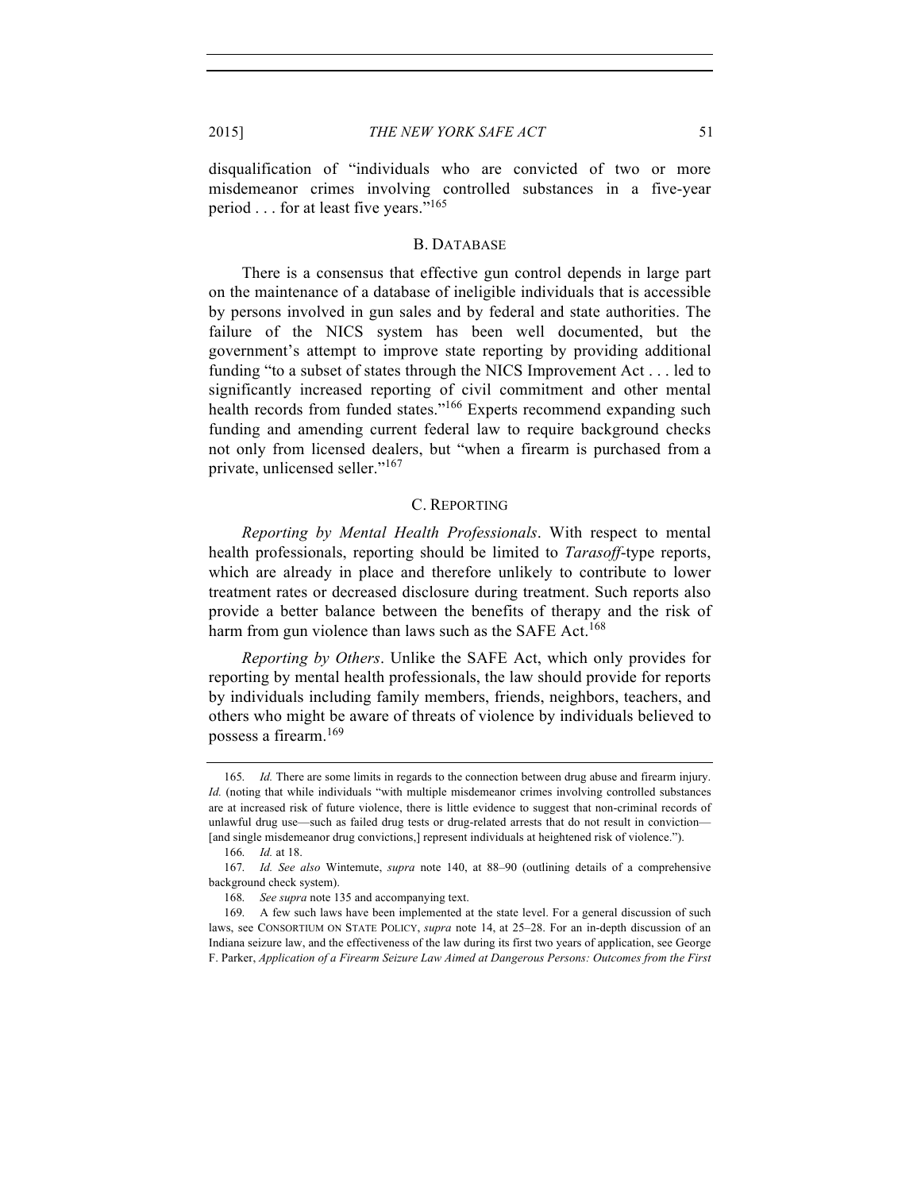disqualification of "individuals who are convicted of two or more misdemeanor crimes involving controlled substances in a five-year period . . . for at least five years."[165]

### B. DATABASE

There is a consensus that effective gun control depends in large part on the maintenance of a database of ineligible individuals that is accessible by persons involved in gun sales and by federal and state authorities. The failure of the NICS system has been well documented, but the government's attempt to improve state reporting by providing additional funding "to a subset of states through the NICS Improvement Act . . . led to significantly increased reporting of civil commitment and other mental health records from funded states."[166] Experts recommend expanding such funding and amending current federal law to require background checks not only from licensed dealers, but "when a firearm is purchased from a private, unlicensed seller."[167]

### C. REPORTING

*Reporting by Mental Health Professionals*. With respect to mental health professionals, reporting should be limited to *Tarasoff*-type reports, which are already in place and therefore unlikely to contribute to lower treatment rates or decreased disclosure during treatment. Such reports also provide a better balance between the benefits of therapy and the risk of harm from gun violence than laws such as the SAFE Act.[168]

*Reporting by Others*. Unlike the SAFE Act, which only provides for reporting by mental health professionals, the law should provide for reports by individuals including family members, friends, neighbors, teachers, and others who might be aware of threats of violence by individuals believed to possess a firearm.[169]

---

165. *Id.* There are some limits in regards to the connection between drug abuse and firearm injury. *Id.* (noting that while individuals "with multiple misdemeanor crimes involving controlled substances are at increased risk of future violence, there is little evidence to suggest that non-criminal records of unlawful drug use—such as failed drug tests or drug-related arrests that do not result in conviction—[and single misdemeanor drug convictions,] represent individuals at heightened risk of violence.").

166. *Id.* at 18.

167. *Id. See also* Wintemute, *supra* note 140, at 88–90 (outlining details of a comprehensive background check system).

168. *See supra* note 135 and accompanying text.

169. A few such laws have been implemented at the state level. For a general discussion of such laws, see CONSORTIUM ON STATE POLICY, *supra* note 14, at 25–28. For an in-depth discussion of an Indiana seizure law, and the effectiveness of the law during its first two years of application, see George F. Parker, *Application of a Firearm Seizure Law Aimed at Dangerous Persons: Outcomes from the First*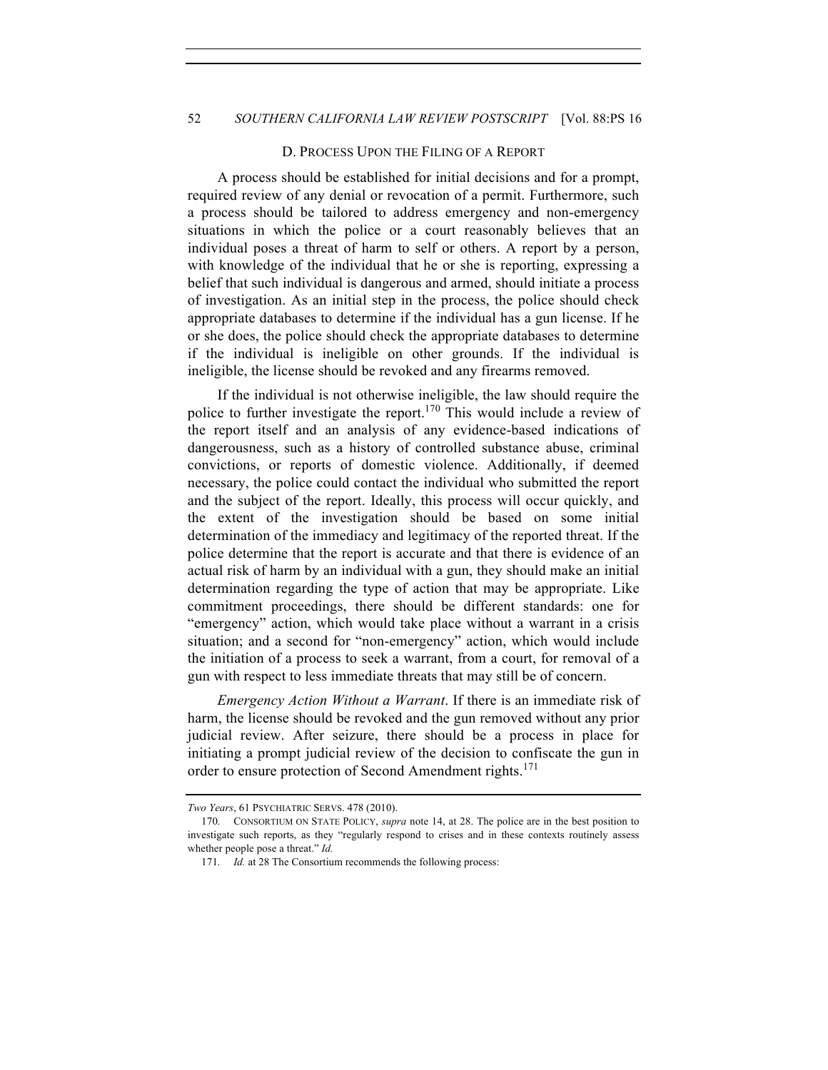### D. PROCESS UPON THE FILING OF A REPORT

A process should be established for initial decisions and for a prompt, required review of any denial or revocation of a permit. Furthermore, such a process should be tailored to address emergency and non-emergency situations in which the police or a court reasonably believes that an individual poses a threat of harm to self or others. A report by a person, with knowledge of the individual that he or she is reporting, expressing a belief that such individual is dangerous and armed, should initiate a process of investigation. As an initial step in the process, the police should check appropriate databases to determine if the individual has a gun license. If he or she does, the police should check the appropriate databases to determine if the individual is ineligible on other grounds. If the individual is ineligible, the license should be revoked and any firearms removed.

If the individual is not otherwise ineligible, the law should require the police to further investigate the report.[170] This would include a review of the report itself and an analysis of any evidence-based indications of dangerousness, such as a history of controlled substance abuse, criminal convictions, or reports of domestic violence. Additionally, if deemed necessary, the police could contact the individual who submitted the report and the subject of the report. Ideally, this process will occur quickly, and the extent of the investigation should be based on some initial determination of the immediacy and legitimacy of the reported threat. If the police determine that the report is accurate and that there is evidence of an actual risk of harm by an individual with a gun, they should make an initial determination regarding the type of action that may be appropriate. Like commitment proceedings, there should be different standards: one for "emergency" action, which would take place without a warrant in a crisis situation; and a second for "non-emergency" action, which would include the initiation of a process to seek a warrant, from a court, for removal of a gun with respect to less immediate threats that may still be of concern.

*Emergency Action Without a Warrant*. If there is an immediate risk of harm, the license should be revoked and the gun removed without any prior judicial review. After seizure, there should be a process in place for initiating a prompt judicial review of the decision to confiscate the gun in order to ensure protection of Second Amendment rights.[171]

---

*Two Years*, 61 PSYCHIATRIC SERVS. 478 (2010).

170. CONSORTIUM ON STATE POLICY, *supra* note 14, at 28. The police are in the best position to investigate such reports, as they "regularly respond to crises and in these contexts routinely assess whether people pose a threat." *Id.*

171. *Id.* at 28 The Consortium recommends the following process: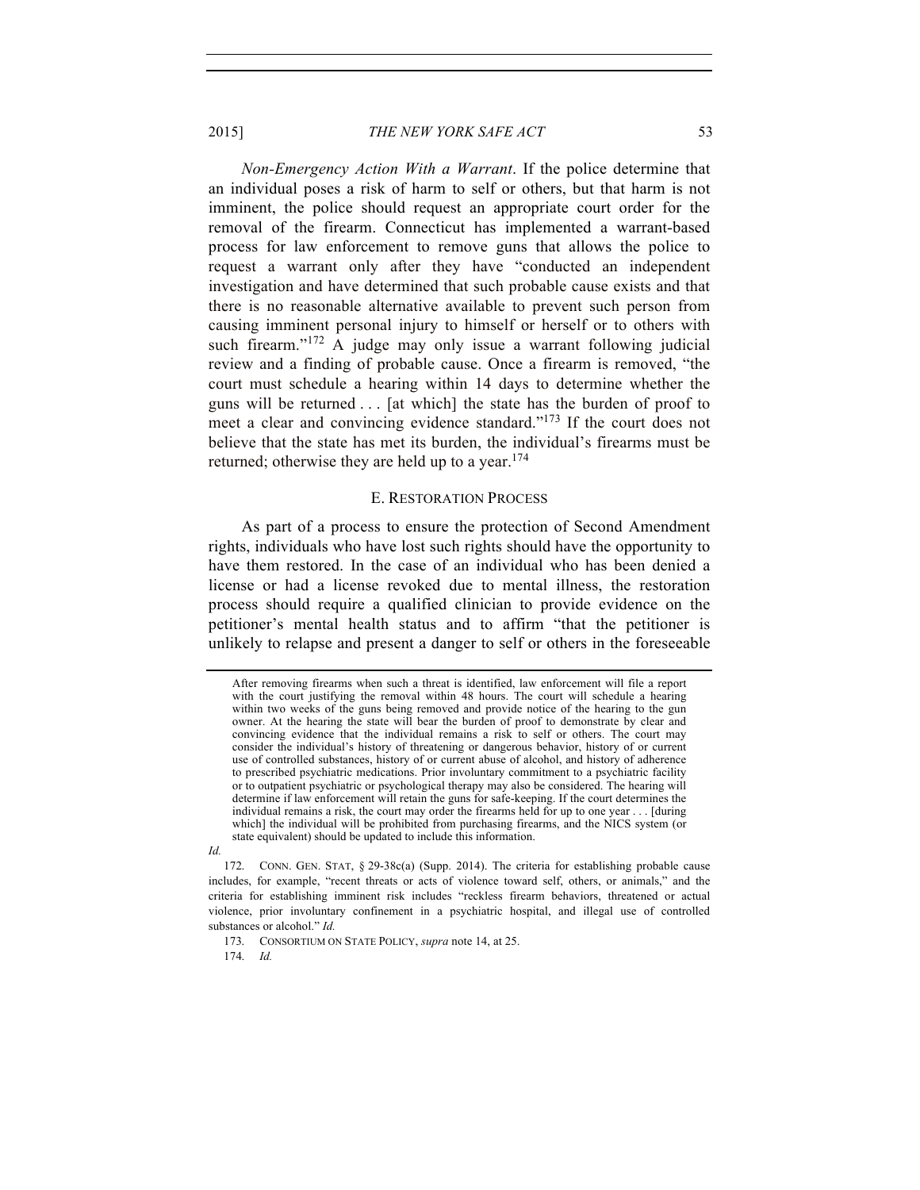*Non-Emergency Action With a Warrant*. If the police determine that an individual poses a risk of harm to self or others, but that harm is not imminent, the police should request an appropriate court order for the removal of the firearm. Connecticut has implemented a warrant-based process for law enforcement to remove guns that allows the police to request a warrant only after they have "conducted an independent investigation and have determined that such probable cause exists and that there is no reasonable alternative available to prevent such person from causing imminent personal injury to himself or herself or to others with such firearm."[172] A judge may only issue a warrant following judicial review and a finding of probable cause. Once a firearm is removed, "the court must schedule a hearing within 14 days to determine whether the guns will be returned . . . [at which] the state has the burden of proof to meet a clear and convincing evidence standard."[173] If the court does not believe that the state has met its burden, the individual's firearms must be returned; otherwise they are held up to a year.[174]

## E. RESTORATION PROCESS

As part of a process to ensure the protection of Second Amendment rights, individuals who have lost such rights should have the opportunity to have them restored. In the case of an individual who has been denied a license or had a license revoked due to mental illness, the restoration process should require a qualified clinician to provide evidence on the petitioner's mental health status and to affirm "that the petitioner is unlikely to relapse and present a danger to self or others in the foreseeable

---

> After removing firearms when such a threat is identified, law enforcement will file a report with the court justifying the removal within 48 hours. The court will schedule a hearing within two weeks of the guns being removed and provide notice of the hearing to the gun owner. At the hearing the state will bear the burden of proof to demonstrate by clear and convincing evidence that the individual remains a risk to self or others. The court may consider the individual's history of threatening or dangerous behavior, history of or current use of controlled substances, history of or current abuse of alcohol, and history of adherence to prescribed psychiatric medications. Prior involuntary commitment to a psychiatric facility or to outpatient psychiatric or psychological therapy may also be considered. The hearing will determine if law enforcement will retain the guns for safe-keeping. If the court determines the individual remains a risk, the court may order the firearms held for up to one year . . . [during which] the individual will be prohibited from purchasing firearms, and the NICS system (or state equivalent) should be updated to include this information.

*Id.*

172. CONN. GEN. STAT, § 29-38c(a) (Supp. 2014). The criteria for establishing probable cause includes, for example, "recent threats or acts of violence toward self, others, or animals," and the criteria for establishing imminent risk includes "reckless firearm behaviors, threatened or actual violence, prior involuntary confinement in a psychiatric hospital, and illegal use of controlled substances or alcohol." *Id.*

173. CONSORTIUM ON STATE POLICY, *supra* note 14, at 25.

174. *Id.*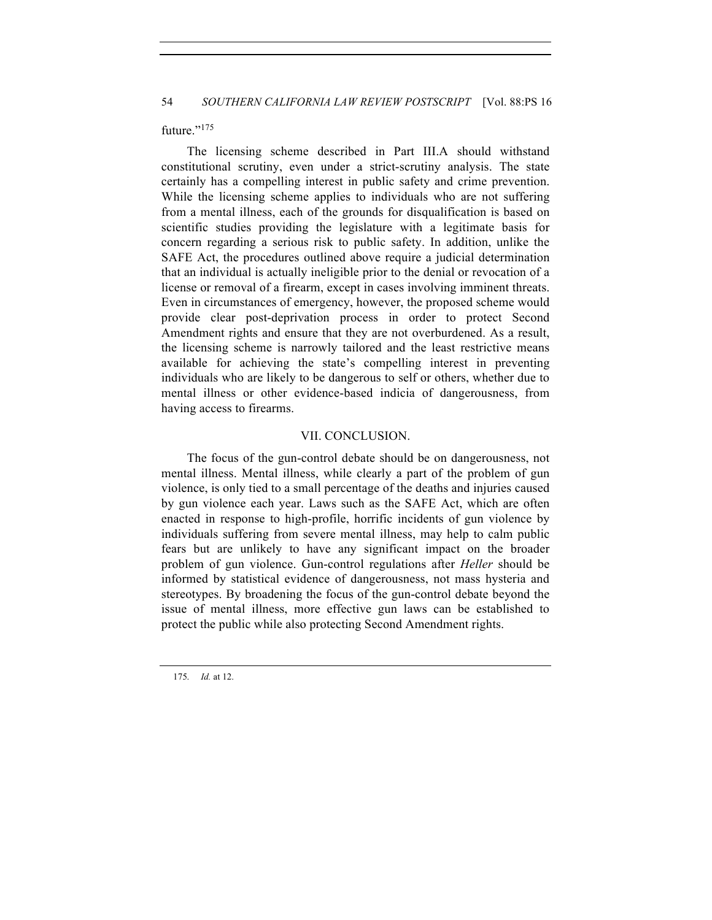future."[175]

The licensing scheme described in Part III.A should withstand constitutional scrutiny, even under a strict-scrutiny analysis. The state certainly has a compelling interest in public safety and crime prevention. While the licensing scheme applies to individuals who are not suffering from a mental illness, each of the grounds for disqualification is based on scientific studies providing the legislature with a legitimate basis for concern regarding a serious risk to public safety. In addition, unlike the SAFE Act, the procedures outlined above require a judicial determination that an individual is actually ineligible prior to the denial or revocation of a license or removal of a firearm, except in cases involving imminent threats. Even in circumstances of emergency, however, the proposed scheme would provide clear post-deprivation process in order to protect Second Amendment rights and ensure that they are not overburdened. As a result, the licensing scheme is narrowly tailored and the least restrictive means available for achieving the state's compelling interest in preventing individuals who are likely to be dangerous to self or others, whether due to mental illness or other evidence-based indicia of dangerousness, from having access to firearms.

## VII. CONCLUSION.

The focus of the gun-control debate should be on dangerousness, not mental illness. Mental illness, while clearly a part of the problem of gun violence, is only tied to a small percentage of the deaths and injuries caused by gun violence each year. Laws such as the SAFE Act, which are often enacted in response to high-profile, horrific incidents of gun violence by individuals suffering from severe mental illness, may help to calm public fears but are unlikely to have any significant impact on the broader problem of gun violence. Gun-control regulations after *Heller* should be informed by statistical evidence of dangerousness, not mass hysteria and stereotypes. By broadening the focus of the gun-control debate beyond the issue of mental illness, more effective gun laws can be established to protect the public while also protecting Second Amendment rights.

175. *Id.* at 12.